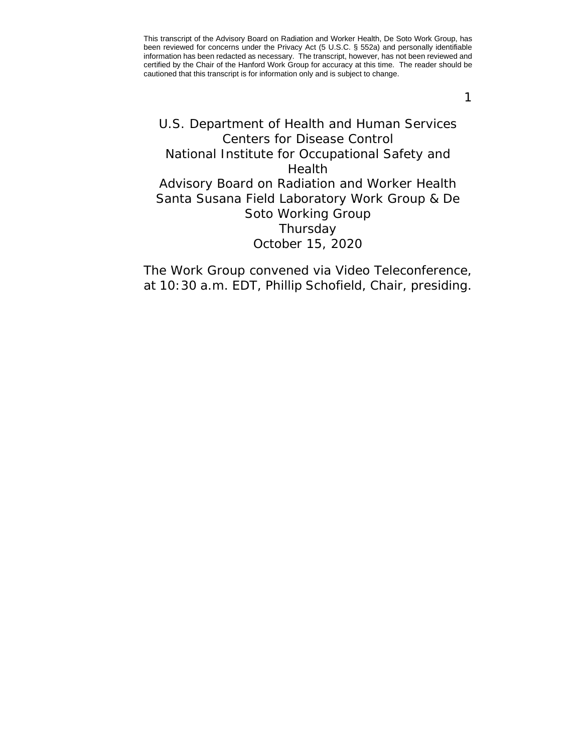This transcript of the Advisory Board on Radiation and Worker Health, De Soto Work Group, has been reviewed for concerns under the Privacy Act (5 U.S.C. § 552a) and personally identifiable information has been redacted as necessary. The transcript, however, has not been reviewed and certified by the Chair of the Hanford Work Group for accuracy at this time. The reader should be cautioned that this transcript is for information only and is subject to change.

U.S. Department of Health and Human Services
Centers for Disease Control
National Institute for Occupational Safety and Health
Advisory Board on Radiation and Worker Health
Santa Susana Field Laboratory Work Group & De Soto Working Group
Thursday
October 15, 2020

The Work Group convened via Video Teleconference, at 10:30 a.m. EDT, Phillip Schofield, Chair, presiding.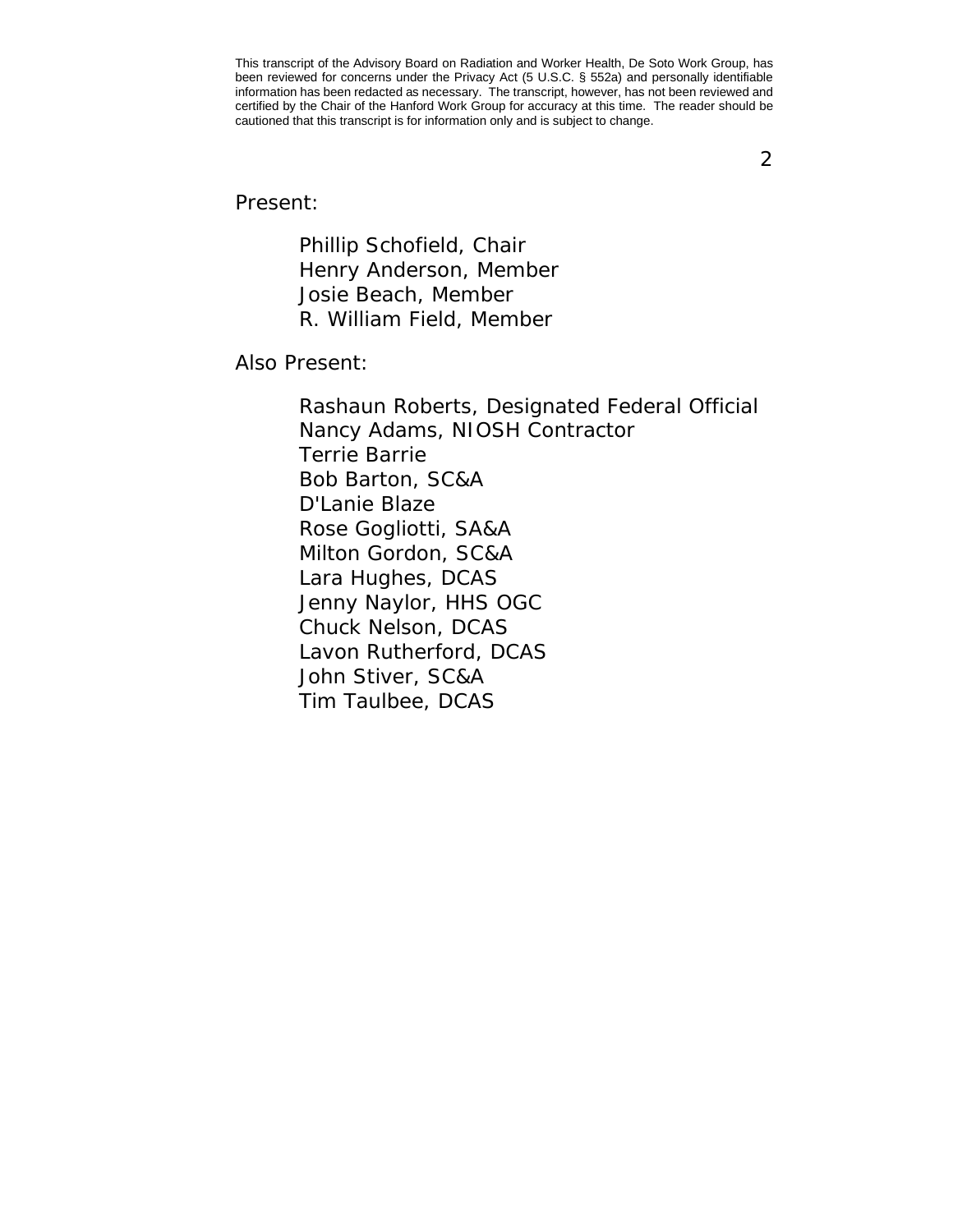Present:

Phillip Schofield, Chair
Henry Anderson, Member
Josie Beach, Member
R. William Field, Member

Also Present:

Rashaun Roberts, Designated Federal Official
Nancy Adams, NIOSH Contractor
Terrie Barrie
Bob Barton, SC&A
D'Lanie Blaze
Rose Gogliotti, SA&A
Milton Gordon, SC&A
Lara Hughes, DCAS
Jenny Naylor, HHS OGC
Chuck Nelson, DCAS
Lavon Rutherford, DCAS
John Stiver, SC&A
Tim Taulbee, DCAS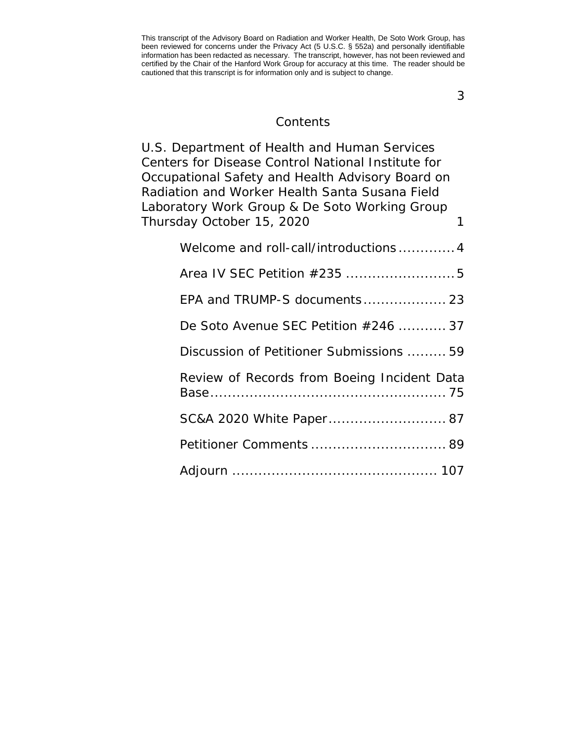This transcript of the Advisory Board on Radiation and Worker Health, De Soto Work Group, has been reviewed for concerns under the Privacy Act (5 U.S.C. § 552a) and personally identifiable information has been redacted as necessary. The transcript, however, has not been reviewed and certified by the Chair of the Hanford Work Group for accuracy at this time. The reader should be cautioned that this transcript is for information only and is subject to change.

# Contents

U.S. Department of Health and Human Services Centers for Disease Control National Institute for Occupational Safety and Health Advisory Board on Radiation and Worker Health Santa Susana Field Laboratory Work Group & De Soto Working Group Thursday October 15, 2020 ........ 1

- Welcome and roll-call/introductions ............ 4
- Area IV SEC Petition #235 ........................ 5
- EPA and TRUMP-S documents ................... 23
- De Soto Avenue SEC Petition #246 ........... 37
- Discussion of Petitioner Submissions ......... 59
- Review of Records from Boeing Incident Data Base ..................................................... 75
- SC&A 2020 White Paper ........................... 87
- Petitioner Comments ............................... 89
- Adjourn ............................................... 107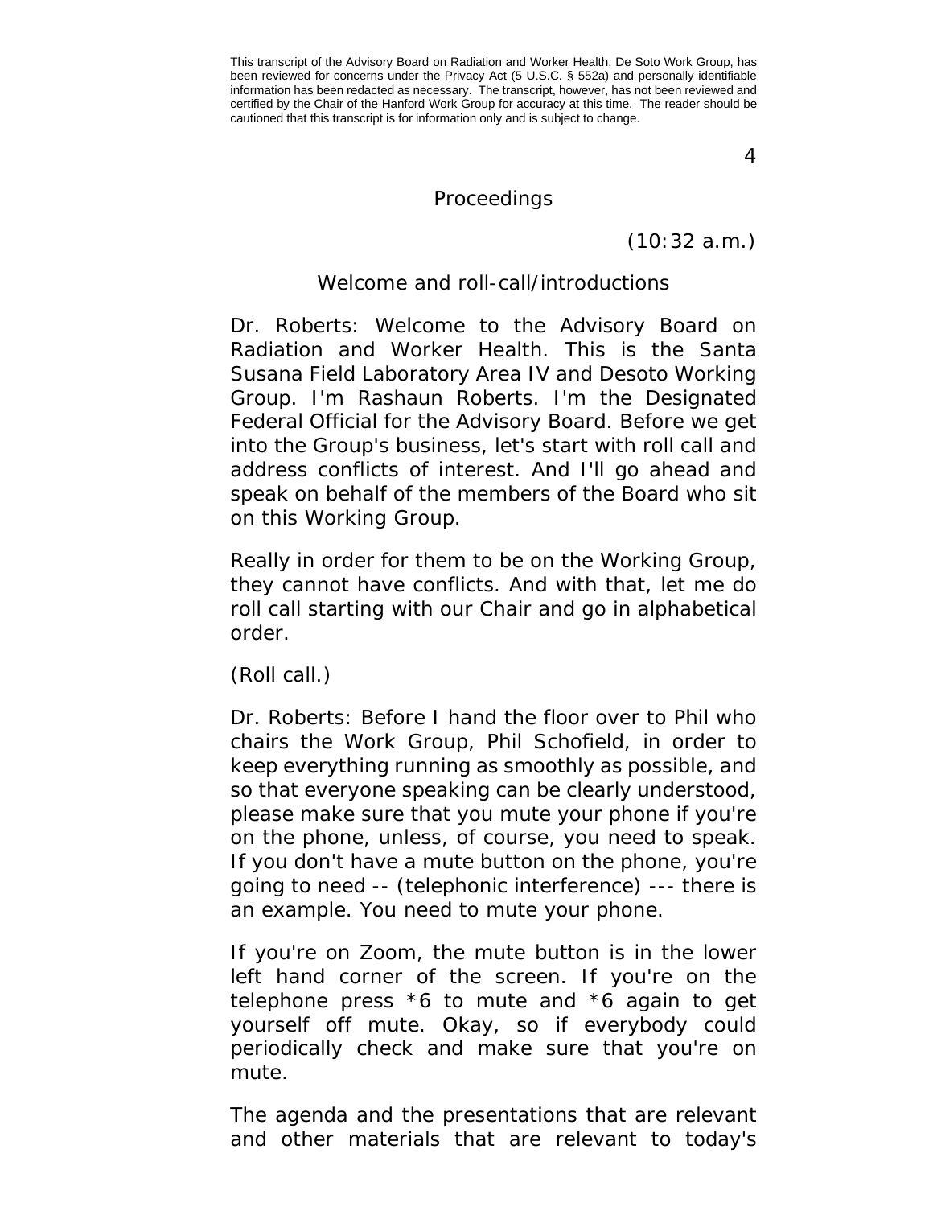## Proceedings

(10:32 a.m.)

### Welcome and roll-call/introductions

Dr. Roberts: Welcome to the Advisory Board on Radiation and Worker Health. This is the Santa Susana Field Laboratory Area IV and Desoto Working Group. I'm Rashaun Roberts. I'm the Designated Federal Official for the Advisory Board. Before we get into the Group's business, let's start with roll call and address conflicts of interest. And I'll go ahead and speak on behalf of the members of the Board who sit on this Working Group.

Really in order for them to be on the Working Group, they cannot have conflicts. And with that, let me do roll call starting with our Chair and go in alphabetical order.

(Roll call.)

Dr. Roberts: Before I hand the floor over to Phil who chairs the Work Group, Phil Schofield, in order to keep everything running as smoothly as possible, and so that everyone speaking can be clearly understood, please make sure that you mute your phone if you're on the phone, unless, of course, you need to speak. If you don't have a mute button on the phone, you're going to need -- (telephonic interference) --- there is an example. You need to mute your phone.

If you're on Zoom, the mute button is in the lower left hand corner of the screen. If you're on the telephone press *6 to mute and *6 again to get yourself off mute. Okay, so if everybody could periodically check and make sure that you're on mute.

The agenda and the presentations that are relevant and other materials that are relevant to today's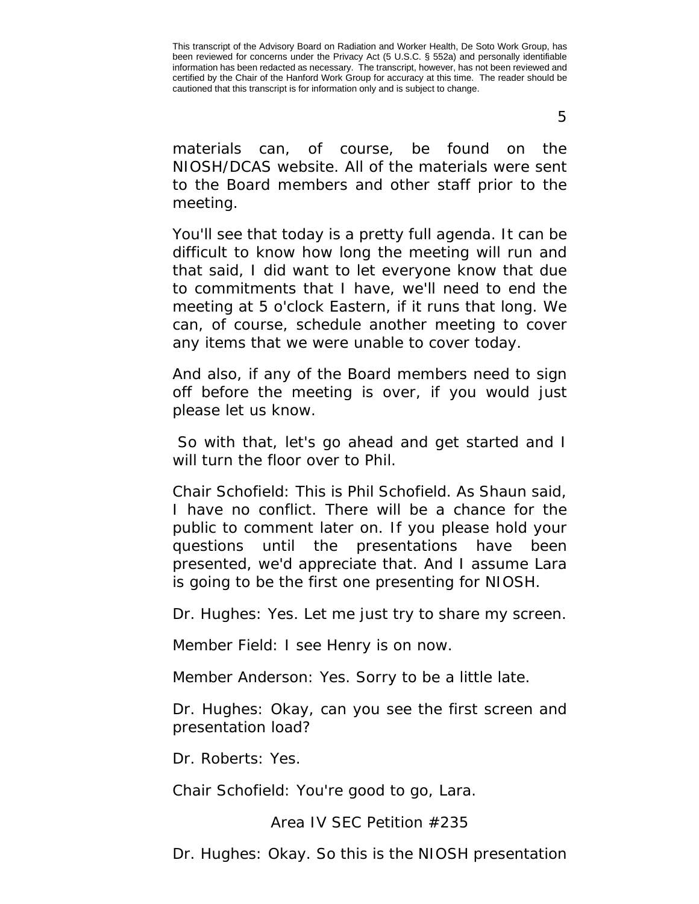materials can, of course, be found on the NIOSH/DCAS website. All of the materials were sent to the Board members and other staff prior to the meeting.

You'll see that today is a pretty full agenda. It can be difficult to know how long the meeting will run and that said, I did want to let everyone know that due to commitments that I have, we'll need to end the meeting at 5 o'clock Eastern, if it runs that long. We can, of course, schedule another meeting to cover any items that we were unable to cover today.

And also, if any of the Board members need to sign off before the meeting is over, if you would just please let us know.

So with that, let's go ahead and get started and I will turn the floor over to Phil.

Chair Schofield: This is Phil Schofield. As Shaun said, I have no conflict. There will be a chance for the public to comment later on. If you please hold your questions until the presentations have been presented, we'd appreciate that. And I assume Lara is going to be the first one presenting for NIOSH.

Dr. Hughes: Yes. Let me just try to share my screen.

Member Field: I see Henry is on now.

Member Anderson: Yes. Sorry to be a little late.

Dr. Hughes: Okay, can you see the first screen and presentation load?

Dr. Roberts: Yes.

Chair Schofield: You're good to go, Lara.

## Area IV SEC Petition #235

Dr. Hughes: Okay. So this is the NIOSH presentation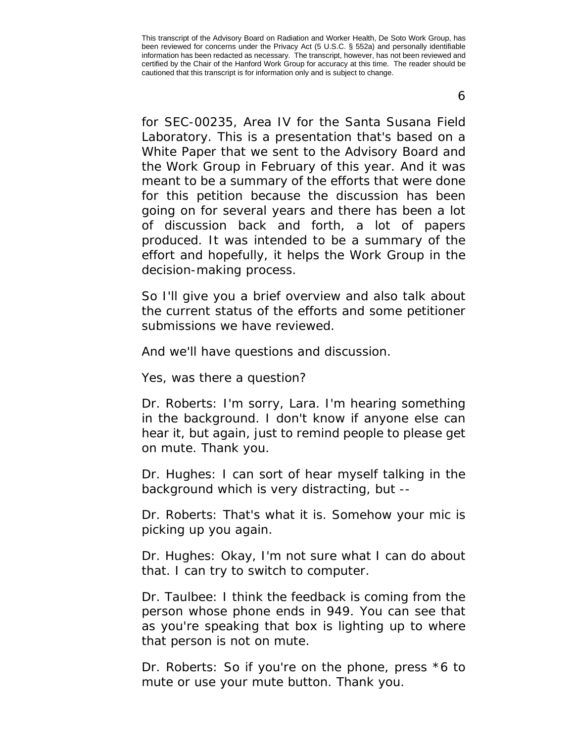for SEC-00235, Area IV for the Santa Susana Field Laboratory. This is a presentation that's based on a White Paper that we sent to the Advisory Board and the Work Group in February of this year. And it was meant to be a summary of the efforts that were done for this petition because the discussion has been going on for several years and there has been a lot of discussion back and forth, a lot of papers produced. It was intended to be a summary of the effort and hopefully, it helps the Work Group in the decision-making process.

So I'll give you a brief overview and also talk about the current status of the efforts and some petitioner submissions we have reviewed.

And we'll have questions and discussion.

Yes, was there a question?

Dr. Roberts: I'm sorry, Lara. I'm hearing something in the background. I don't know if anyone else can hear it, but again, just to remind people to please get on mute. Thank you.

Dr. Hughes: I can sort of hear myself talking in the background which is very distracting, but --

Dr. Roberts: That's what it is. Somehow your mic is picking up you again.

Dr. Hughes: Okay, I'm not sure what I can do about that. I can try to switch to computer.

Dr. Taulbee: I think the feedback is coming from the person whose phone ends in 949. You can see that as you're speaking that box is lighting up to where that person is not on mute.

Dr. Roberts: So if you're on the phone, press *6 to mute or use your mute button. Thank you.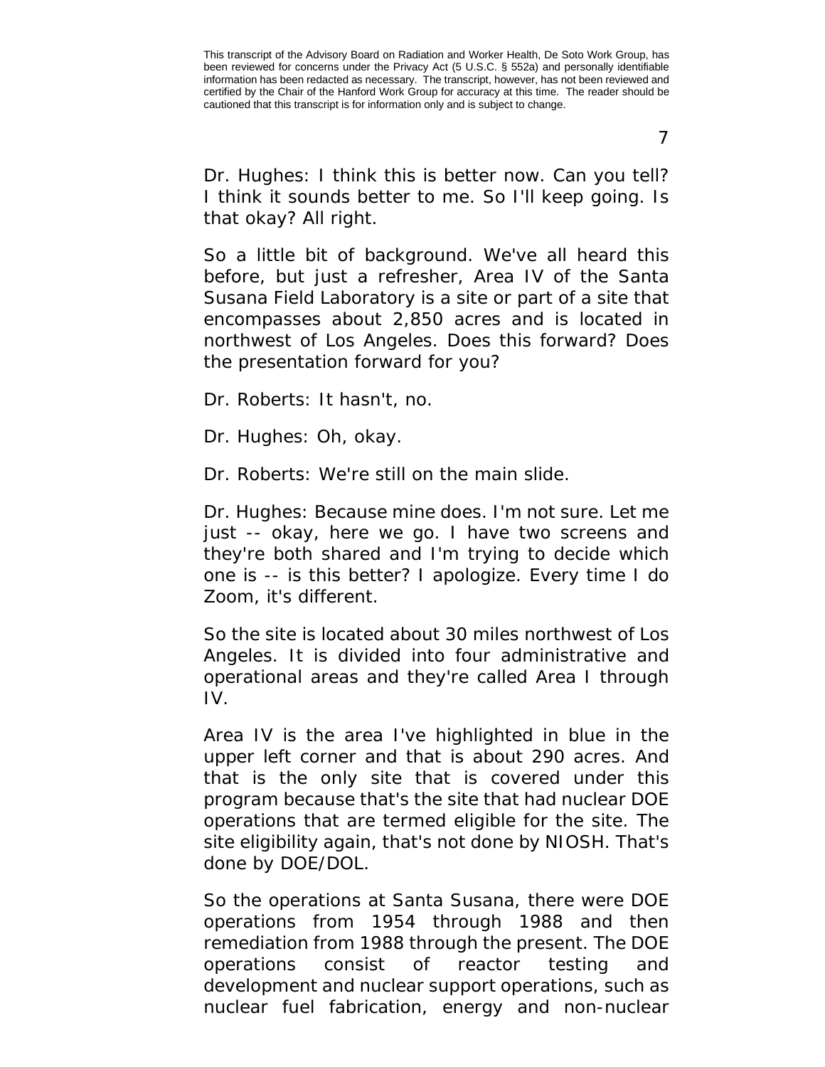Dr. Hughes: I think this is better now. Can you tell? I think it sounds better to me. So I'll keep going. Is that okay? All right.

So a little bit of background. We've all heard this before, but just a refresher, Area IV of the Santa Susana Field Laboratory is a site or part of a site that encompasses about 2,850 acres and is located in northwest of Los Angeles. Does this forward? Does the presentation forward for you?

Dr. Roberts: It hasn't, no.

Dr. Hughes: Oh, okay.

Dr. Roberts: We're still on the main slide.

Dr. Hughes: Because mine does. I'm not sure. Let me just -- okay, here we go. I have two screens and they're both shared and I'm trying to decide which one is -- is this better? I apologize. Every time I do Zoom, it's different.

So the site is located about 30 miles northwest of Los Angeles. It is divided into four administrative and operational areas and they're called Area I through IV.

Area IV is the area I've highlighted in blue in the upper left corner and that is about 290 acres. And that is the only site that is covered under this program because that's the site that had nuclear DOE operations that are termed eligible for the site. The site eligibility again, that's not done by NIOSH. That's done by DOE/DOL.

So the operations at Santa Susana, there were DOE operations from 1954 through 1988 and then remediation from 1988 through the present. The DOE operations consist of reactor testing and development and nuclear support operations, such as nuclear fuel fabrication, energy and non-nuclear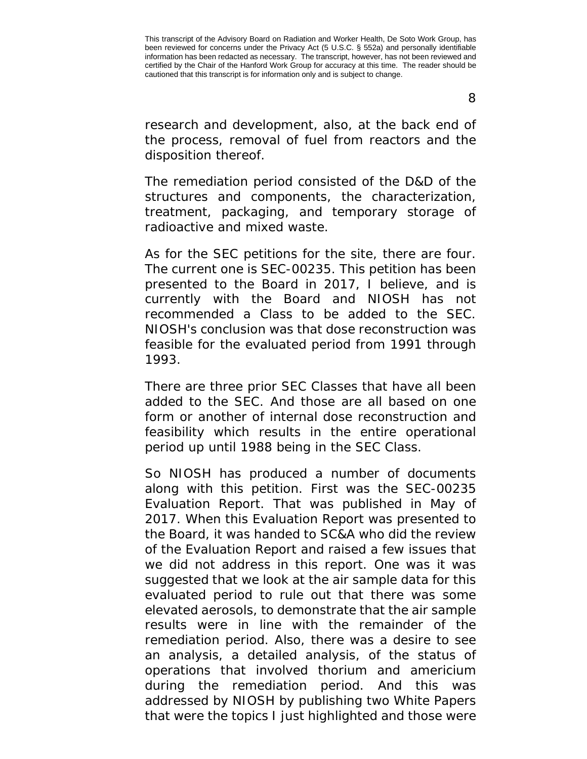research and development, also, at the back end of the process, removal of fuel from reactors and the disposition thereof.

The remediation period consisted of the D&D of the structures and components, the characterization, treatment, packaging, and temporary storage of radioactive and mixed waste.

As for the SEC petitions for the site, there are four. The current one is SEC-00235. This petition has been presented to the Board in 2017, I believe, and is currently with the Board and NIOSH has not recommended a Class to be added to the SEC. NIOSH's conclusion was that dose reconstruction was feasible for the evaluated period from 1991 through 1993.

There are three prior SEC Classes that have all been added to the SEC. And those are all based on one form or another of internal dose reconstruction and feasibility which results in the entire operational period up until 1988 being in the SEC Class.

So NIOSH has produced a number of documents along with this petition. First was the SEC-00235 Evaluation Report. That was published in May of 2017. When this Evaluation Report was presented to the Board, it was handed to SC&A who did the review of the Evaluation Report and raised a few issues that we did not address in this report. One was it was suggested that we look at the air sample data for this evaluated period to rule out that there was some elevated aerosols, to demonstrate that the air sample results were in line with the remainder of the remediation period. Also, there was a desire to see an analysis, a detailed analysis, of the status of operations that involved thorium and americium during the remediation period. And this was addressed by NIOSH by publishing two White Papers that were the topics I just highlighted and those were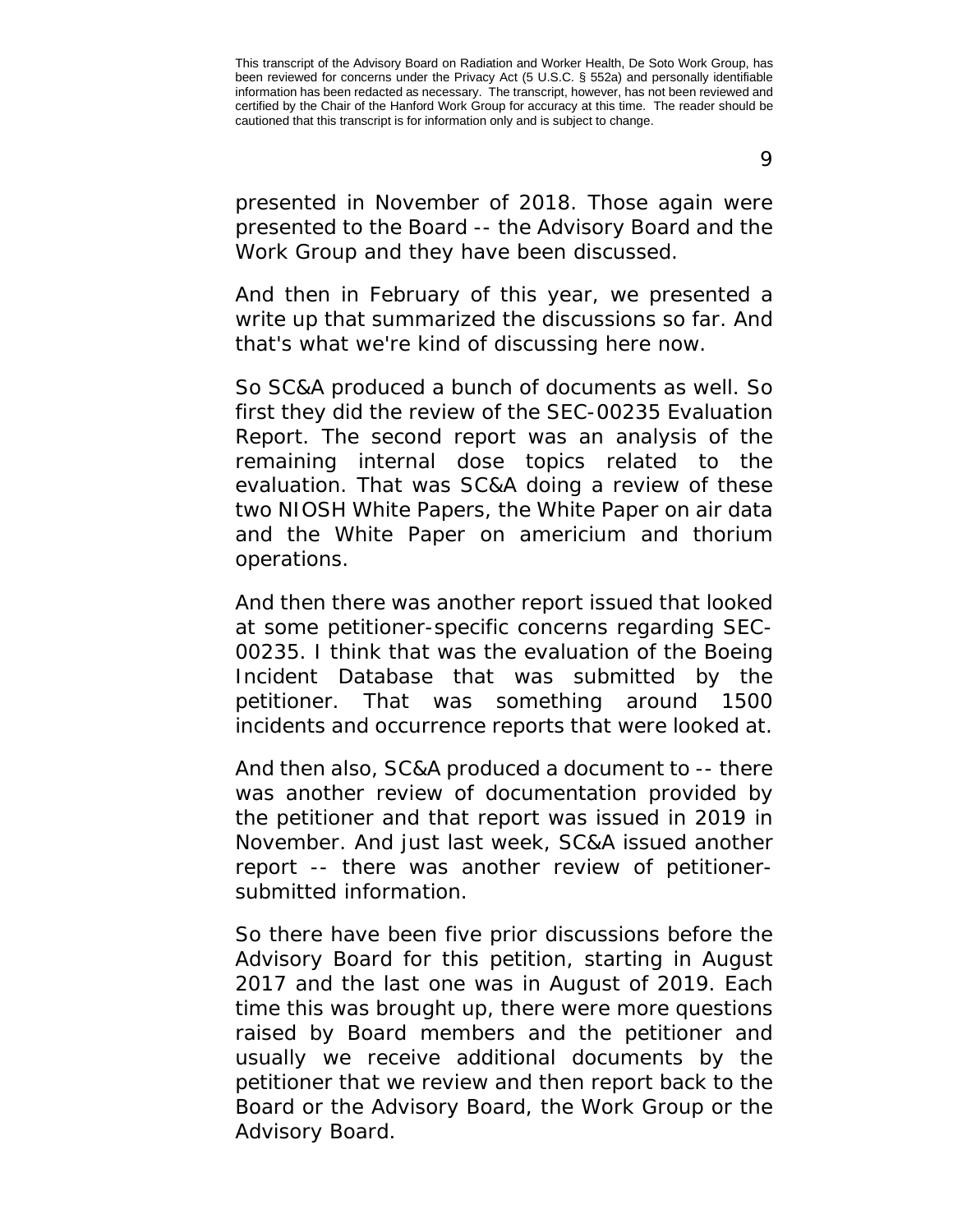presented in November of 2018. Those again were presented to the Board -- the Advisory Board and the Work Group and they have been discussed.

And then in February of this year, we presented a write up that summarized the discussions so far. And that's what we're kind of discussing here now.

So SC&A produced a bunch of documents as well. So first they did the review of the SEC-00235 Evaluation Report. The second report was an analysis of the remaining internal dose topics related to the evaluation. That was SC&A doing a review of these two NIOSH White Papers, the White Paper on air data and the White Paper on americium and thorium operations.

And then there was another report issued that looked at some petitioner-specific concerns regarding SEC-00235. I think that was the evaluation of the Boeing Incident Database that was submitted by the petitioner. That was something around 1500 incidents and occurrence reports that were looked at.

And then also, SC&A produced a document to -- there was another review of documentation provided by the petitioner and that report was issued in 2019 in November. And just last week, SC&A issued another report -- there was another review of petitioner-submitted information.

So there have been five prior discussions before the Advisory Board for this petition, starting in August 2017 and the last one was in August of 2019. Each time this was brought up, there were more questions raised by Board members and the petitioner and usually we receive additional documents by the petitioner that we review and then report back to the Board or the Advisory Board, the Work Group or the Advisory Board.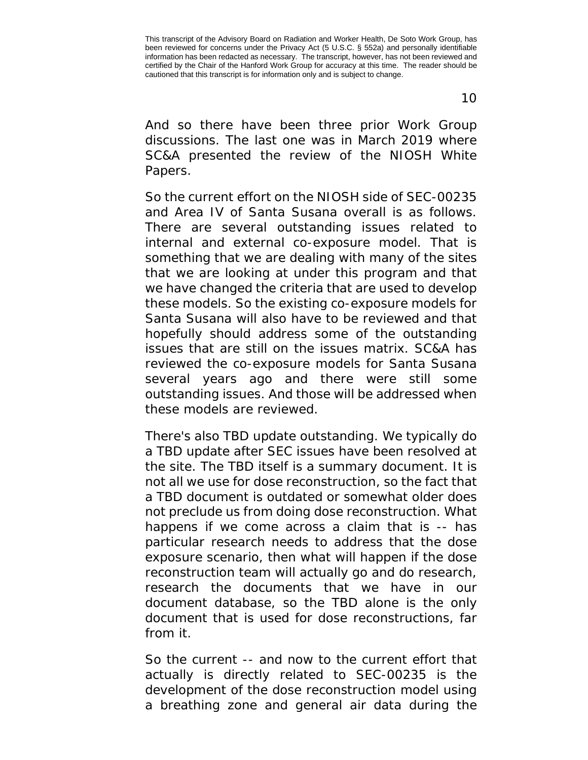And so there have been three prior Work Group discussions. The last one was in March 2019 where SC&A presented the review of the NIOSH White Papers.

So the current effort on the NIOSH side of SEC-00235 and Area IV of Santa Susana overall is as follows. There are several outstanding issues related to internal and external co-exposure model. That is something that we are dealing with many of the sites that we are looking at under this program and that we have changed the criteria that are used to develop these models. So the existing co-exposure models for Santa Susana will also have to be reviewed and that hopefully should address some of the outstanding issues that are still on the issues matrix. SC&A has reviewed the co-exposure models for Santa Susana several years ago and there were still some outstanding issues. And those will be addressed when these models are reviewed.

There's also TBD update outstanding. We typically do a TBD update after SEC issues have been resolved at the site. The TBD itself is a summary document. It is not all we use for dose reconstruction, so the fact that a TBD document is outdated or somewhat older does not preclude us from doing dose reconstruction. What happens if we come across a claim that is -- has particular research needs to address that the dose exposure scenario, then what will happen if the dose reconstruction team will actually go and do research, research the documents that we have in our document database, so the TBD alone is the only document that is used for dose reconstructions, far from it.

So the current -- and now to the current effort that actually is directly related to SEC-00235 is the development of the dose reconstruction model using a breathing zone and general air data during the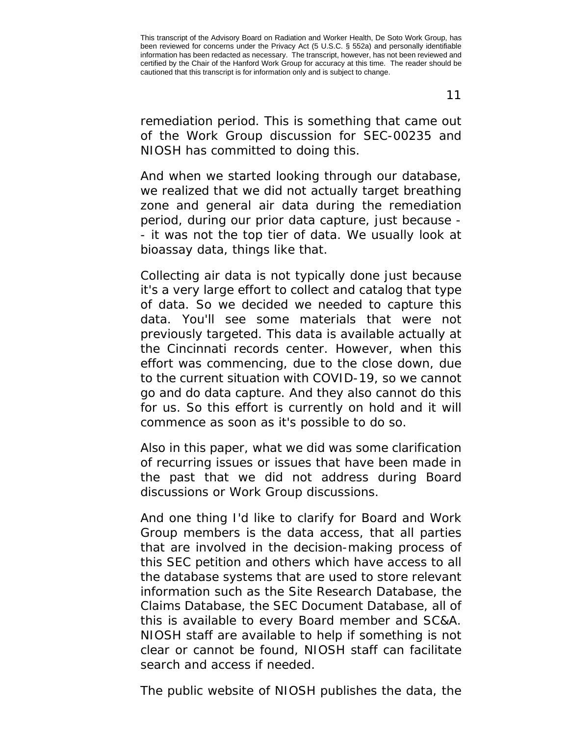remediation period. This is something that came out of the Work Group discussion for SEC-00235 and NIOSH has committed to doing this.

And when we started looking through our database, we realized that we did not actually target breathing zone and general air data during the remediation period, during our prior data capture, just because -- it was not the top tier of data. We usually look at bioassay data, things like that.

Collecting air data is not typically done just because it's a very large effort to collect and catalog that type of data. So we decided we needed to capture this data. You'll see some materials that were not previously targeted. This data is available actually at the Cincinnati records center. However, when this effort was commencing, due to the close down, due to the current situation with COVID-19, so we cannot go and do data capture. And they also cannot do this for us. So this effort is currently on hold and it will commence as soon as it's possible to do so.

Also in this paper, what we did was some clarification of recurring issues or issues that have been made in the past that we did not address during Board discussions or Work Group discussions.

And one thing I'd like to clarify for Board and Work Group members is the data access, that all parties that are involved in the decision-making process of this SEC petition and others which have access to all the database systems that are used to store relevant information such as the Site Research Database, the Claims Database, the SEC Document Database, all of this is available to every Board member and SC&A. NIOSH staff are available to help if something is not clear or cannot be found, NIOSH staff can facilitate search and access if needed.

The public website of NIOSH publishes the data, the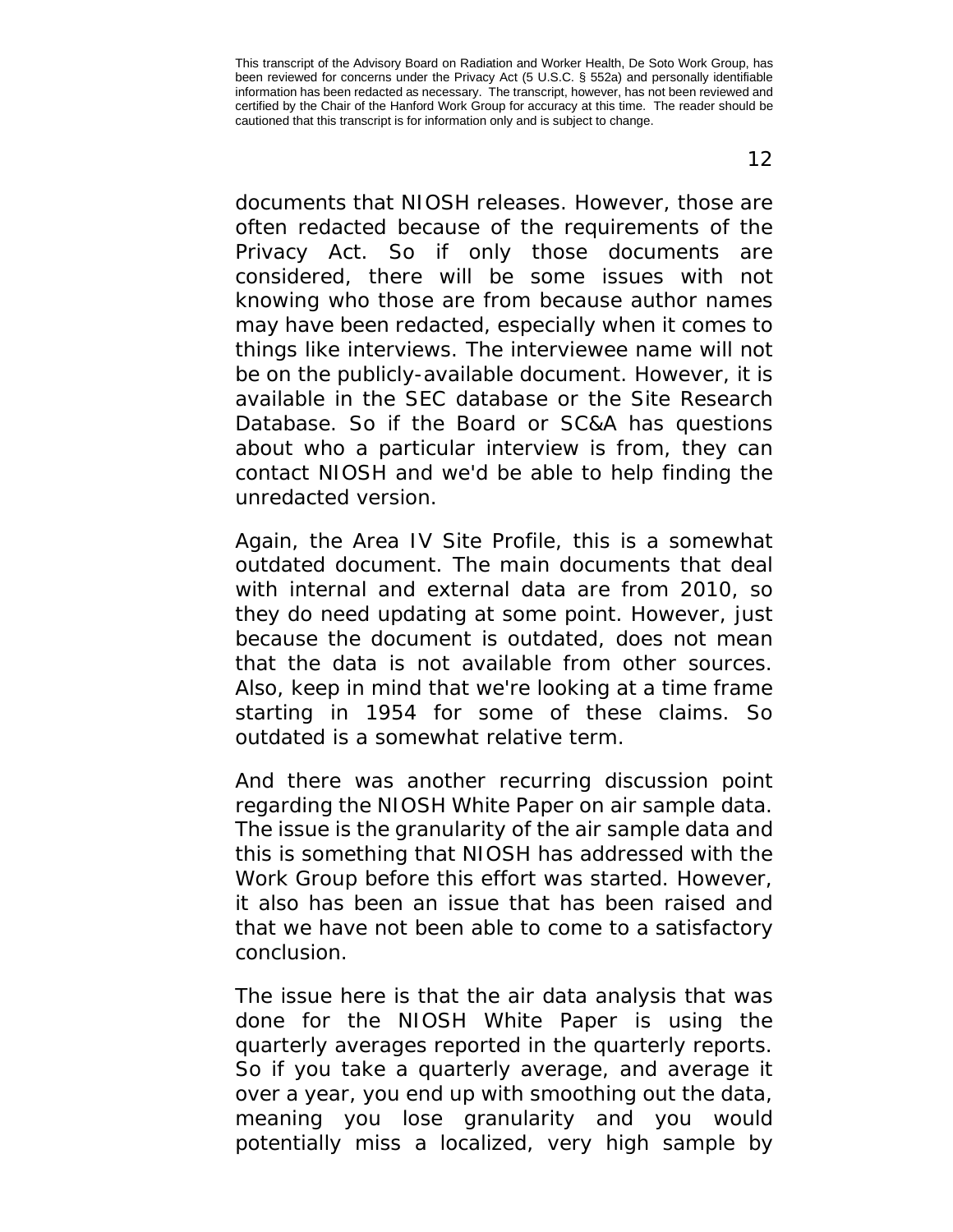documents that NIOSH releases. However, those are often redacted because of the requirements of the Privacy Act. So if only those documents are considered, there will be some issues with not knowing who those are from because author names may have been redacted, especially when it comes to things like interviews. The interviewee name will not be on the publicly-available document. However, it is available in the SEC database or the Site Research Database. So if the Board or SC&A has questions about who a particular interview is from, they can contact NIOSH and we'd be able to help finding the unredacted version.

Again, the Area IV Site Profile, this is a somewhat outdated document. The main documents that deal with internal and external data are from 2010, so they do need updating at some point. However, just because the document is outdated, does not mean that the data is not available from other sources. Also, keep in mind that we're looking at a time frame starting in 1954 for some of these claims. So outdated is a somewhat relative term.

And there was another recurring discussion point regarding the NIOSH White Paper on air sample data. The issue is the granularity of the air sample data and this is something that NIOSH has addressed with the Work Group before this effort was started. However, it also has been an issue that has been raised and that we have not been able to come to a satisfactory conclusion.

The issue here is that the air data analysis that was done for the NIOSH White Paper is using the quarterly averages reported in the quarterly reports. So if you take a quarterly average, and average it over a year, you end up with smoothing out the data, meaning you lose granularity and you would potentially miss a localized, very high sample by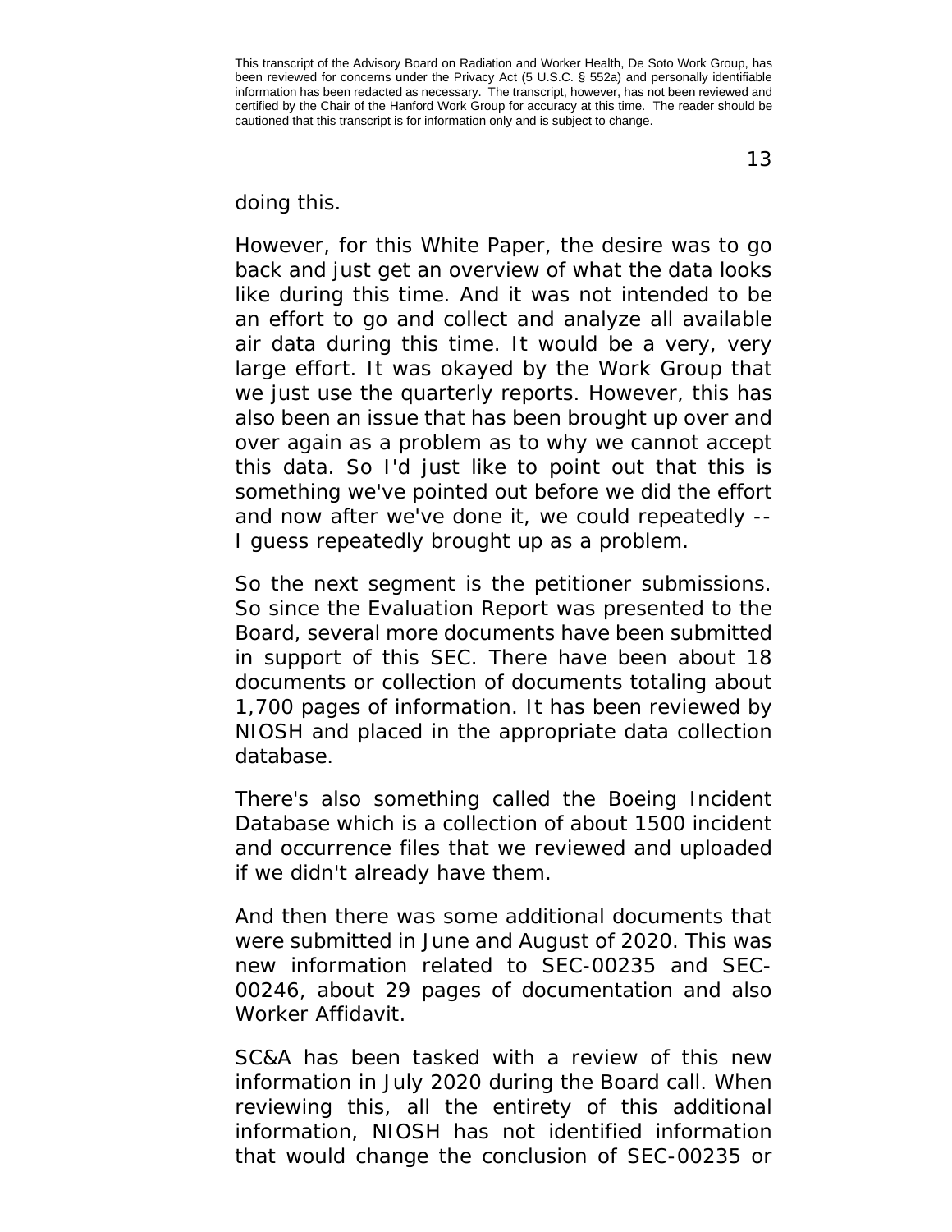doing this.

However, for this White Paper, the desire was to go back and just get an overview of what the data looks like during this time. And it was not intended to be an effort to go and collect and analyze all available air data during this time. It would be a very, very large effort. It was okayed by the Work Group that we just use the quarterly reports. However, this has also been an issue that has been brought up over and over again as a problem as to why we cannot accept this data. So I'd just like to point out that this is something we've pointed out before we did the effort and now after we've done it, we could repeatedly -- I guess repeatedly brought up as a problem.

So the next segment is the petitioner submissions. So since the Evaluation Report was presented to the Board, several more documents have been submitted in support of this SEC. There have been about 18 documents or collection of documents totaling about 1,700 pages of information. It has been reviewed by NIOSH and placed in the appropriate data collection database.

There's also something called the Boeing Incident Database which is a collection of about 1500 incident and occurrence files that we reviewed and uploaded if we didn't already have them.

And then there was some additional documents that were submitted in June and August of 2020. This was new information related to SEC-00235 and SEC-00246, about 29 pages of documentation and also Worker Affidavit.

SC&A has been tasked with a review of this new information in July 2020 during the Board call. When reviewing this, all the entirety of this additional information, NIOSH has not identified information that would change the conclusion of SEC-00235 or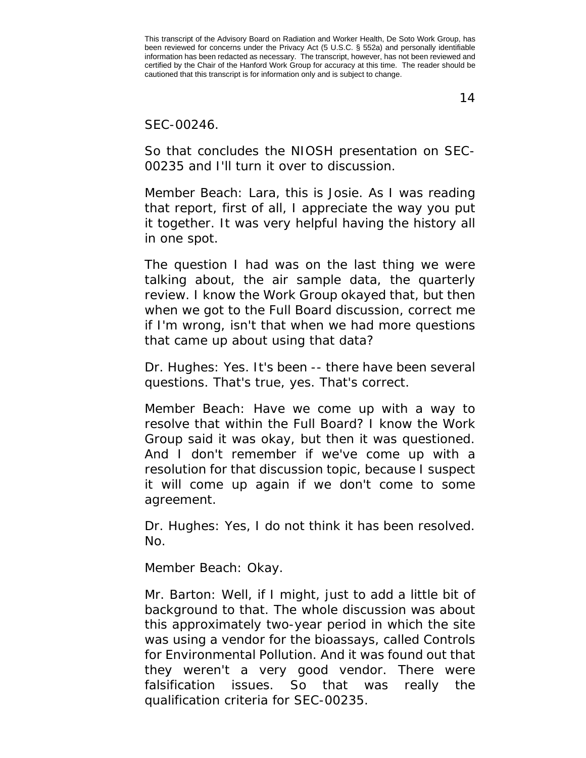SEC-00246.

So that concludes the NIOSH presentation on SEC-00235 and I'll turn it over to discussion.

Member Beach: Lara, this is Josie. As I was reading that report, first of all, I appreciate the way you put it together. It was very helpful having the history all in one spot.

The question I had was on the last thing we were talking about, the air sample data, the quarterly review. I know the Work Group okayed that, but then when we got to the Full Board discussion, correct me if I'm wrong, isn't that when we had more questions that came up about using that data?

Dr. Hughes: Yes. It's been -- there have been several questions. That's true, yes. That's correct.

Member Beach: Have we come up with a way to resolve that within the Full Board? I know the Work Group said it was okay, but then it was questioned. And I don't remember if we've come up with a resolution for that discussion topic, because I suspect it will come up again if we don't come to some agreement.

Dr. Hughes: Yes, I do not think it has been resolved. No.

Member Beach: Okay.

Mr. Barton: Well, if I might, just to add a little bit of background to that. The whole discussion was about this approximately two-year period in which the site was using a vendor for the bioassays, called Controls for Environmental Pollution. And it was found out that they weren't a very good vendor. There were falsification issues. So that was really the qualification criteria for SEC-00235.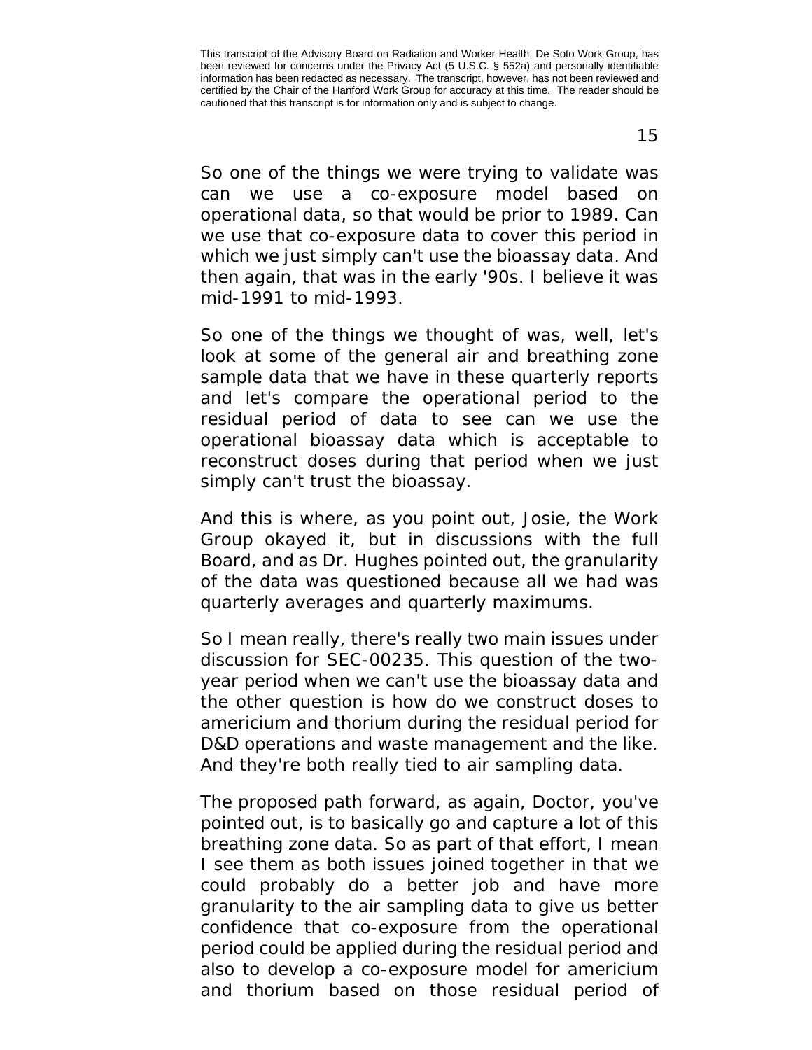So one of the things we were trying to validate was can we use a co-exposure model based on operational data, so that would be prior to 1989. Can we use that co-exposure data to cover this period in which we just simply can't use the bioassay data. And then again, that was in the early '90s. I believe it was mid-1991 to mid-1993.

So one of the things we thought of was, well, let's look at some of the general air and breathing zone sample data that we have in these quarterly reports and let's compare the operational period to the residual period of data to see can we use the operational bioassay data which is acceptable to reconstruct doses during that period when we just simply can't trust the bioassay.

And this is where, as you point out, Josie, the Work Group okayed it, but in discussions with the full Board, and as Dr. Hughes pointed out, the granularity of the data was questioned because all we had was quarterly averages and quarterly maximums.

So I mean really, there's really two main issues under discussion for SEC-00235. This question of the two-year period when we can't use the bioassay data and the other question is how do we construct doses to americium and thorium during the residual period for D&D operations and waste management and the like. And they're both really tied to air sampling data.

The proposed path forward, as again, Doctor, you've pointed out, is to basically go and capture a lot of this breathing zone data. So as part of that effort, I mean I see them as both issues joined together in that we could probably do a better job and have more granularity to the air sampling data to give us better confidence that co-exposure from the operational period could be applied during the residual period and also to develop a co-exposure model for americium and thorium based on those residual period of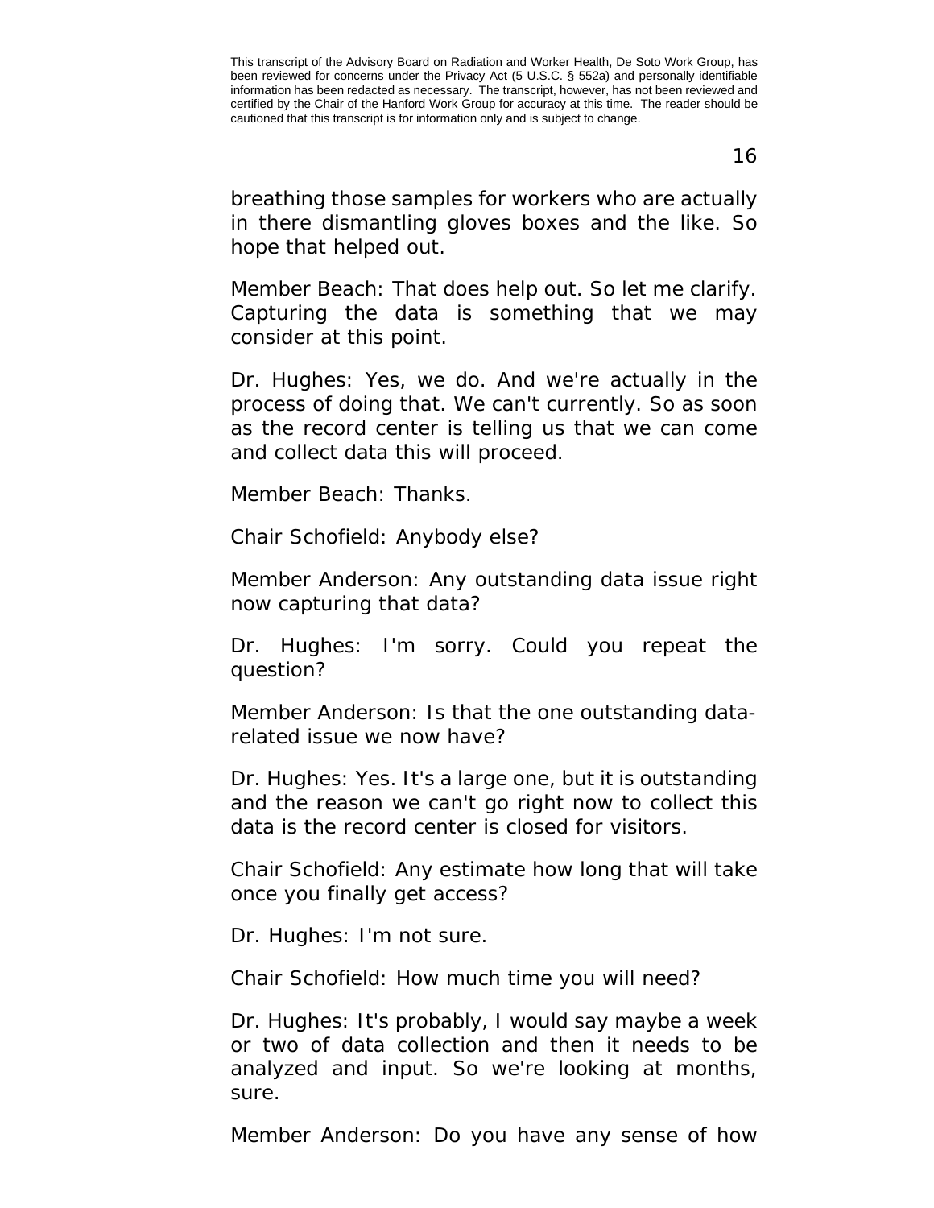breathing those samples for workers who are actually in there dismantling gloves boxes and the like. So hope that helped out.

Member Beach: That does help out. So let me clarify. Capturing the data is something that we may consider at this point.

Dr. Hughes: Yes, we do. And we're actually in the process of doing that. We can't currently. So as soon as the record center is telling us that we can come and collect data this will proceed.

Member Beach: Thanks.

Chair Schofield: Anybody else?

Member Anderson: Any outstanding data issue right now capturing that data?

Dr. Hughes: I'm sorry. Could you repeat the question?

Member Anderson: Is that the one outstanding data-related issue we now have?

Dr. Hughes: Yes. It's a large one, but it is outstanding and the reason we can't go right now to collect this data is the record center is closed for visitors.

Chair Schofield: Any estimate how long that will take once you finally get access?

Dr. Hughes: I'm not sure.

Chair Schofield: How much time you will need?

Dr. Hughes: It's probably, I would say maybe a week or two of data collection and then it needs to be analyzed and input. So we're looking at months, sure.

Member Anderson: Do you have any sense of how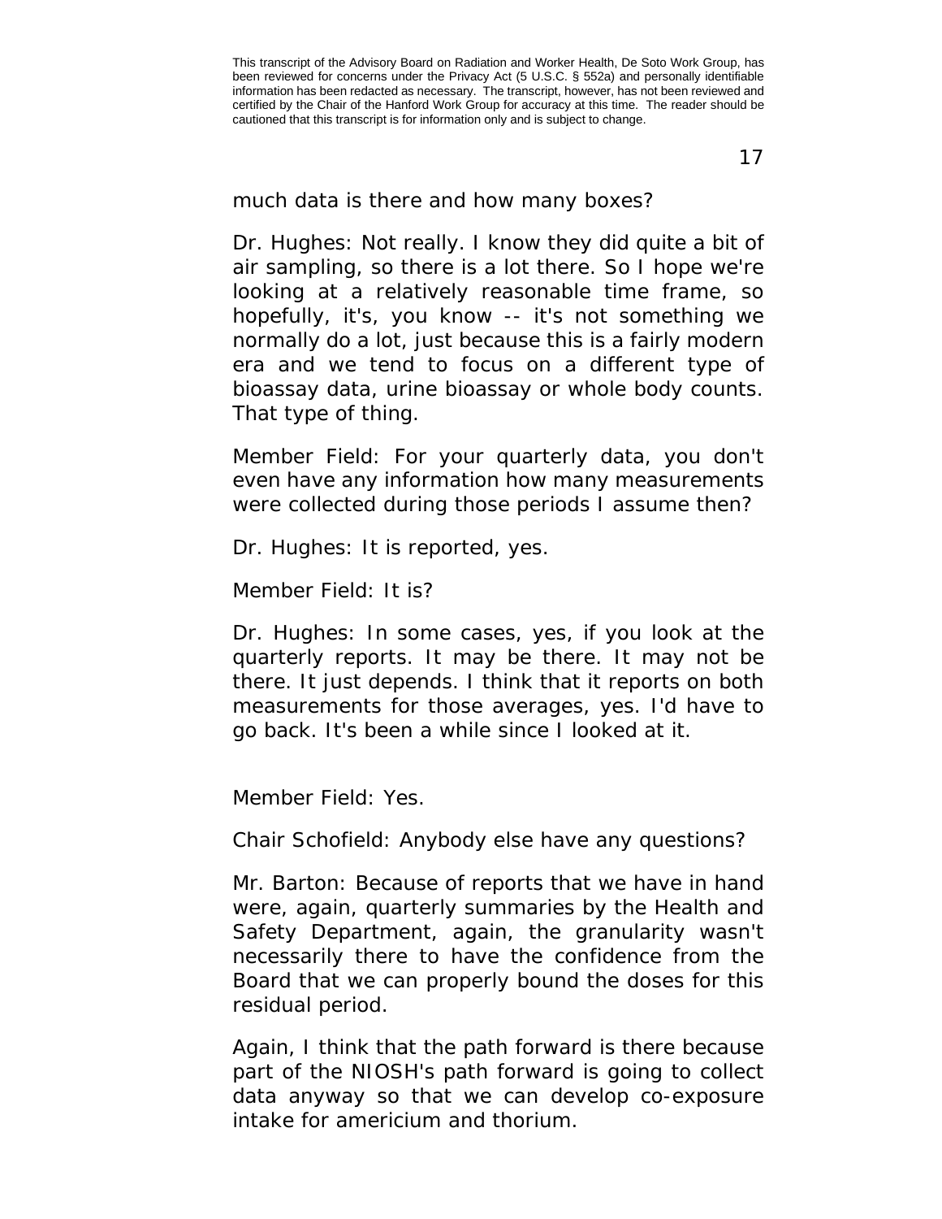much data is there and how many boxes?

Dr. Hughes: Not really. I know they did quite a bit of air sampling, so there is a lot there. So I hope we're looking at a relatively reasonable time frame, so hopefully, it's, you know -- it's not something we normally do a lot, just because this is a fairly modern era and we tend to focus on a different type of bioassay data, urine bioassay or whole body counts. That type of thing.

Member Field: For your quarterly data, you don't even have any information how many measurements were collected during those periods I assume then?

Dr. Hughes: It is reported, yes.

Member Field: It is?

Dr. Hughes: In some cases, yes, if you look at the quarterly reports. It may be there. It may not be there. It just depends. I think that it reports on both measurements for those averages, yes. I'd have to go back. It's been a while since I looked at it.

Member Field: Yes.

Chair Schofield: Anybody else have any questions?

Mr. Barton: Because of reports that we have in hand were, again, quarterly summaries by the Health and Safety Department, again, the granularity wasn't necessarily there to have the confidence from the Board that we can properly bound the doses for this residual period.

Again, I think that the path forward is there because part of the NIOSH's path forward is going to collect data anyway so that we can develop co-exposure intake for americium and thorium.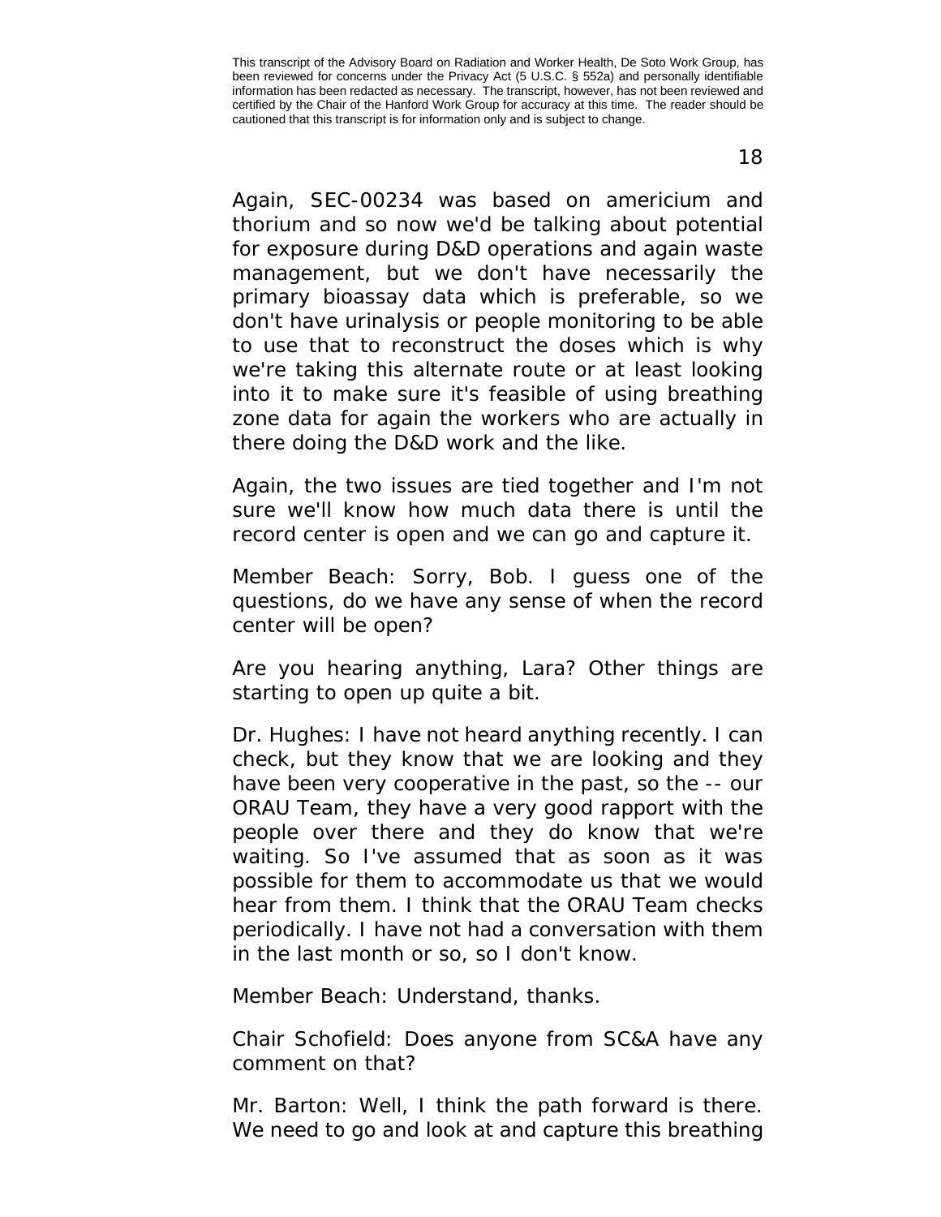Again, SEC-00234 was based on americium and thorium and so now we'd be talking about potential for exposure during D&D operations and again waste management, but we don't have necessarily the primary bioassay data which is preferable, so we don't have urinalysis or people monitoring to be able to use that to reconstruct the doses which is why we're taking this alternate route or at least looking into it to make sure it's feasible of using breathing zone data for again the workers who are actually in there doing the D&D work and the like.

Again, the two issues are tied together and I'm not sure we'll know how much data there is until the record center is open and we can go and capture it.

Member Beach: Sorry, Bob. I guess one of the questions, do we have any sense of when the record center will be open?

Are you hearing anything, Lara? Other things are starting to open up quite a bit.

Dr. Hughes: I have not heard anything recently. I can check, but they know that we are looking and they have been very cooperative in the past, so the -- our ORAU Team, they have a very good rapport with the people over there and they do know that we're waiting. So I've assumed that as soon as it was possible for them to accommodate us that we would hear from them. I think that the ORAU Team checks periodically. I have not had a conversation with them in the last month or so, so I don't know.

Member Beach: Understand, thanks.

Chair Schofield: Does anyone from SC&A have any comment on that?

Mr. Barton: Well, I think the path forward is there. We need to go and look at and capture this breathing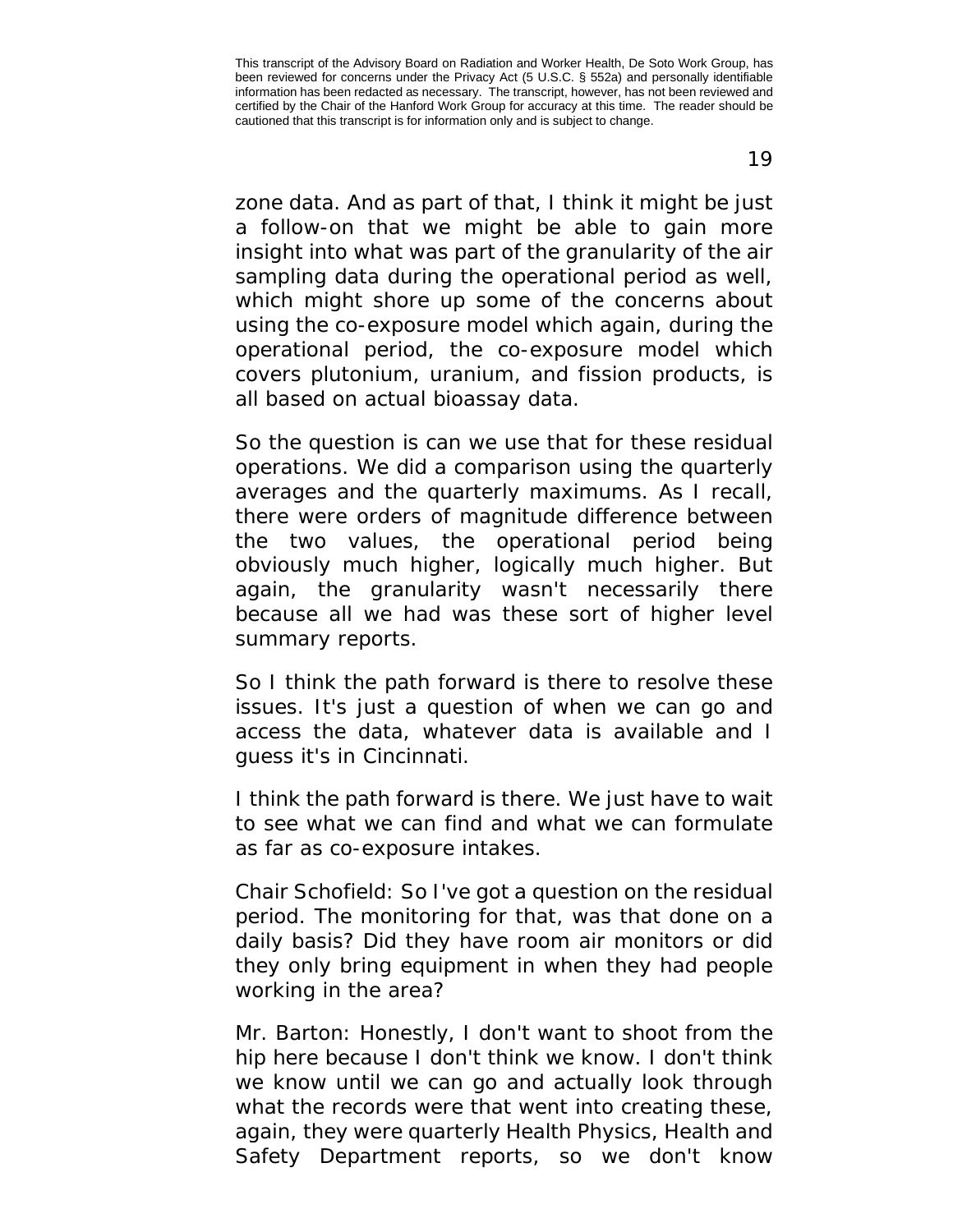zone data. And as part of that, I think it might be just a follow-on that we might be able to gain more insight into what was part of the granularity of the air sampling data during the operational period as well, which might shore up some of the concerns about using the co-exposure model which again, during the operational period, the co-exposure model which covers plutonium, uranium, and fission products, is all based on actual bioassay data.

So the question is can we use that for these residual operations. We did a comparison using the quarterly averages and the quarterly maximums. As I recall, there were orders of magnitude difference between the two values, the operational period being obviously much higher, logically much higher. But again, the granularity wasn't necessarily there because all we had was these sort of higher level summary reports.

So I think the path forward is there to resolve these issues. It's just a question of when we can go and access the data, whatever data is available and I guess it's in Cincinnati.

I think the path forward is there. We just have to wait to see what we can find and what we can formulate as far as co-exposure intakes.

Chair Schofield: So I've got a question on the residual period. The monitoring for that, was that done on a daily basis? Did they have room air monitors or did they only bring equipment in when they had people working in the area?

Mr. Barton: Honestly, I don't want to shoot from the hip here because I don't think we know. I don't think we know until we can go and actually look through what the records were that went into creating these, again, they were quarterly Health Physics, Health and Safety Department reports, so we don't know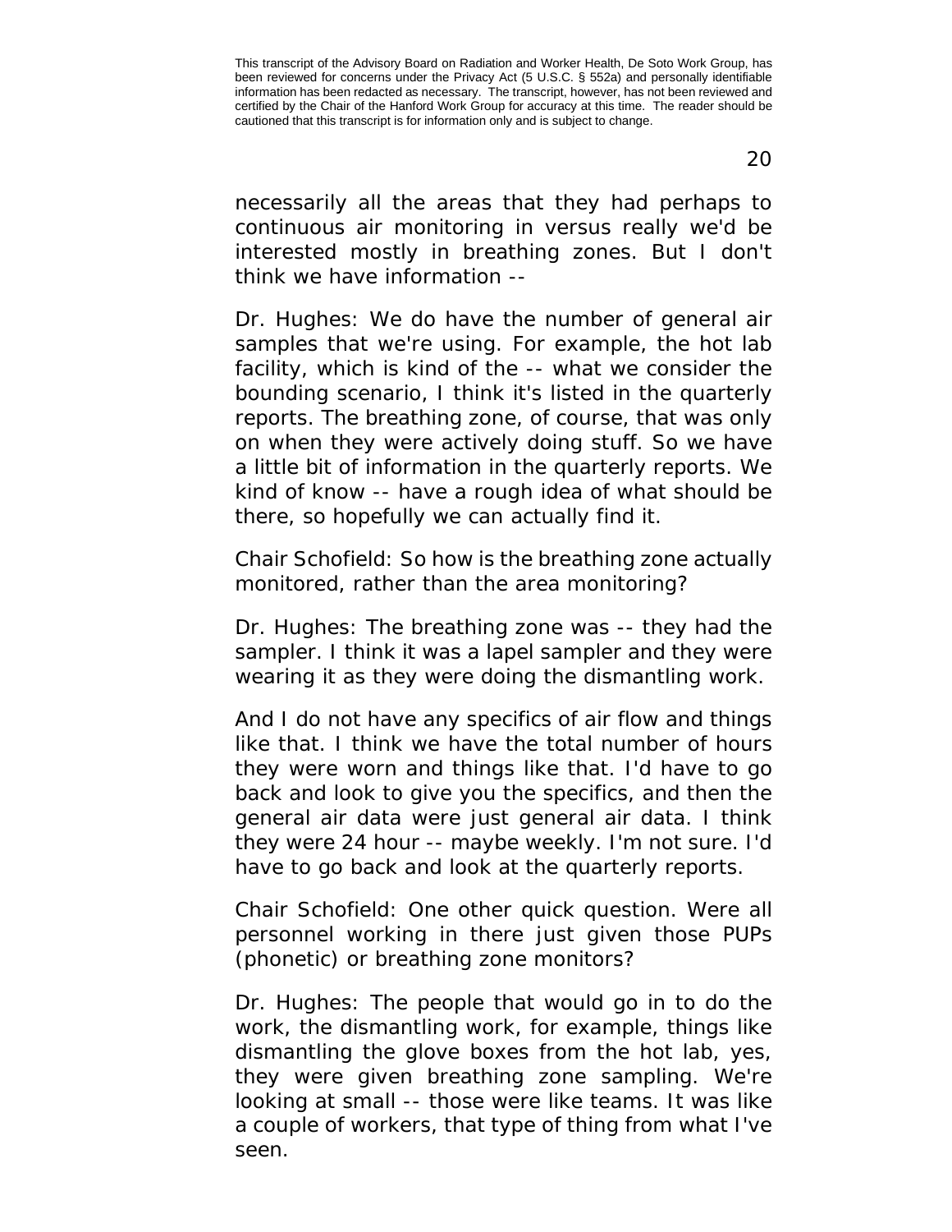necessarily all the areas that they had perhaps to continuous air monitoring in versus really we'd be interested mostly in breathing zones. But I don't think we have information --

Dr. Hughes: We do have the number of general air samples that we're using. For example, the hot lab facility, which is kind of the -- what we consider the bounding scenario, I think it's listed in the quarterly reports. The breathing zone, of course, that was only on when they were actively doing stuff. So we have a little bit of information in the quarterly reports. We kind of know -- have a rough idea of what should be there, so hopefully we can actually find it.

Chair Schofield: So how is the breathing zone actually monitored, rather than the area monitoring?

Dr. Hughes: The breathing zone was -- they had the sampler. I think it was a lapel sampler and they were wearing it as they were doing the dismantling work.

And I do not have any specifics of air flow and things like that. I think we have the total number of hours they were worn and things like that. I'd have to go back and look to give you the specifics, and then the general air data were just general air data. I think they were 24 hour -- maybe weekly. I'm not sure. I'd have to go back and look at the quarterly reports.

Chair Schofield: One other quick question. Were all personnel working in there just given those PUPs (phonetic) or breathing zone monitors?

Dr. Hughes: The people that would go in to do the work, the dismantling work, for example, things like dismantling the glove boxes from the hot lab, yes, they were given breathing zone sampling. We're looking at small -- those were like teams. It was like a couple of workers, that type of thing from what I've seen.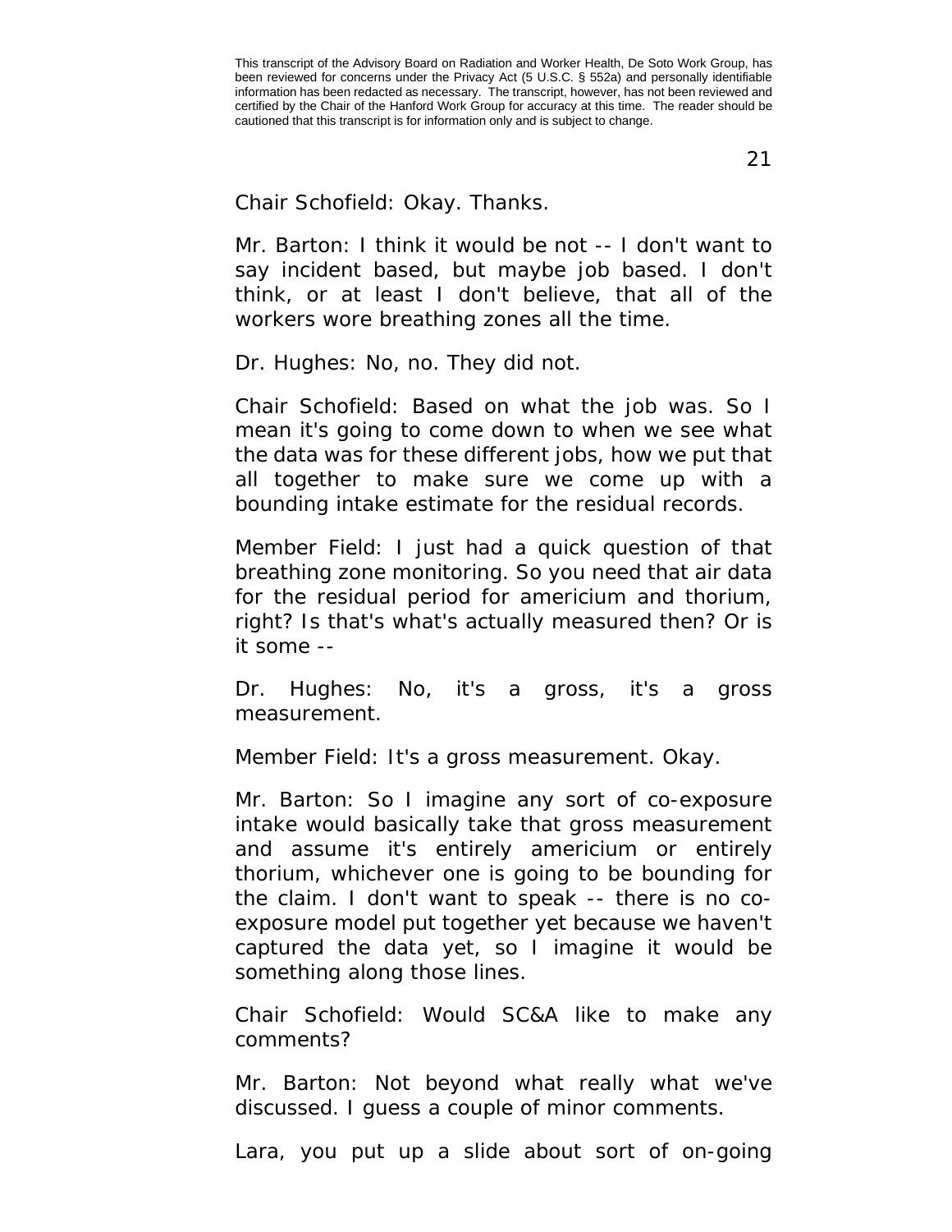Chair Schofield: Okay. Thanks.

Mr. Barton: I think it would be not -- I don't want to say incident based, but maybe job based. I don't think, or at least I don't believe, that all of the workers wore breathing zones all the time.

Dr. Hughes: No, no. They did not.

Chair Schofield: Based on what the job was. So I mean it's going to come down to when we see what the data was for these different jobs, how we put that all together to make sure we come up with a bounding intake estimate for the residual records.

Member Field: I just had a quick question of that breathing zone monitoring. So you need that air data for the residual period for americium and thorium, right? Is that's what's actually measured then? Or is it some --

Dr. Hughes: No, it's a gross, it's a gross measurement.

Member Field: It's a gross measurement. Okay.

Mr. Barton: So I imagine any sort of co-exposure intake would basically take that gross measurement and assume it's entirely americium or entirely thorium, whichever one is going to be bounding for the claim. I don't want to speak -- there is no co-exposure model put together yet because we haven't captured the data yet, so I imagine it would be something along those lines.

Chair Schofield: Would SC&A like to make any comments?

Mr. Barton: Not beyond what really what we've discussed. I guess a couple of minor comments.

Lara, you put up a slide about sort of on-going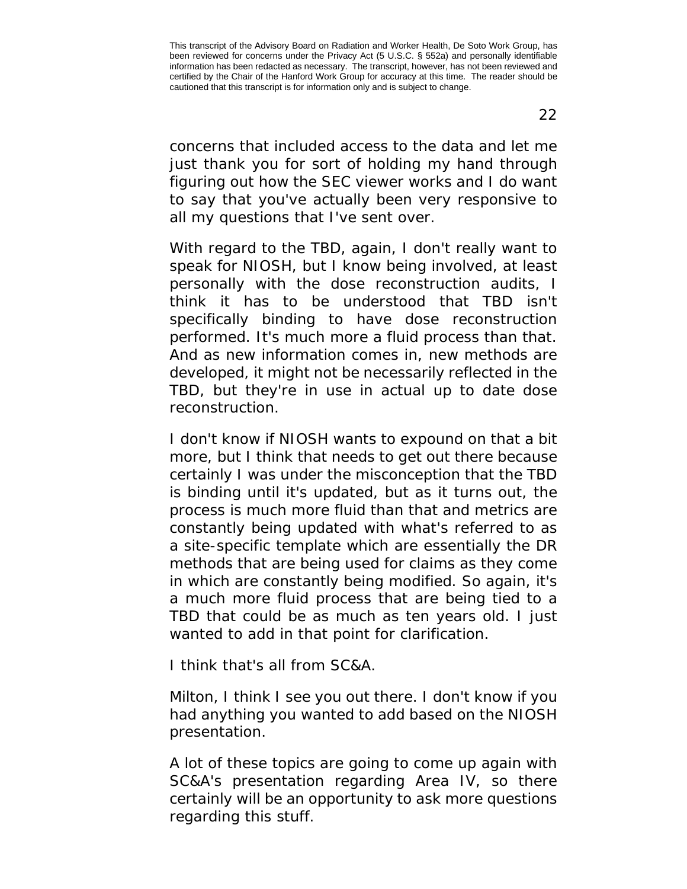concerns that included access to the data and let me just thank you for sort of holding my hand through figuring out how the SEC viewer works and I do want to say that you've actually been very responsive to all my questions that I've sent over.

With regard to the TBD, again, I don't really want to speak for NIOSH, but I know being involved, at least personally with the dose reconstruction audits, I think it has to be understood that TBD isn't specifically binding to have dose reconstruction performed. It's much more a fluid process than that. And as new information comes in, new methods are developed, it might not be necessarily reflected in the TBD, but they're in use in actual up to date dose reconstruction.

I don't know if NIOSH wants to expound on that a bit more, but I think that needs to get out there because certainly I was under the misconception that the TBD is binding until it's updated, but as it turns out, the process is much more fluid than that and metrics are constantly being updated with what's referred to as a site-specific template which are essentially the DR methods that are being used for claims as they come in which are constantly being modified. So again, it's a much more fluid process that are being tied to a TBD that could be as much as ten years old. I just wanted to add in that point for clarification.

I think that's all from SC&A.

Milton, I think I see you out there. I don't know if you had anything you wanted to add based on the NIOSH presentation.

A lot of these topics are going to come up again with SC&A's presentation regarding Area IV, so there certainly will be an opportunity to ask more questions regarding this stuff.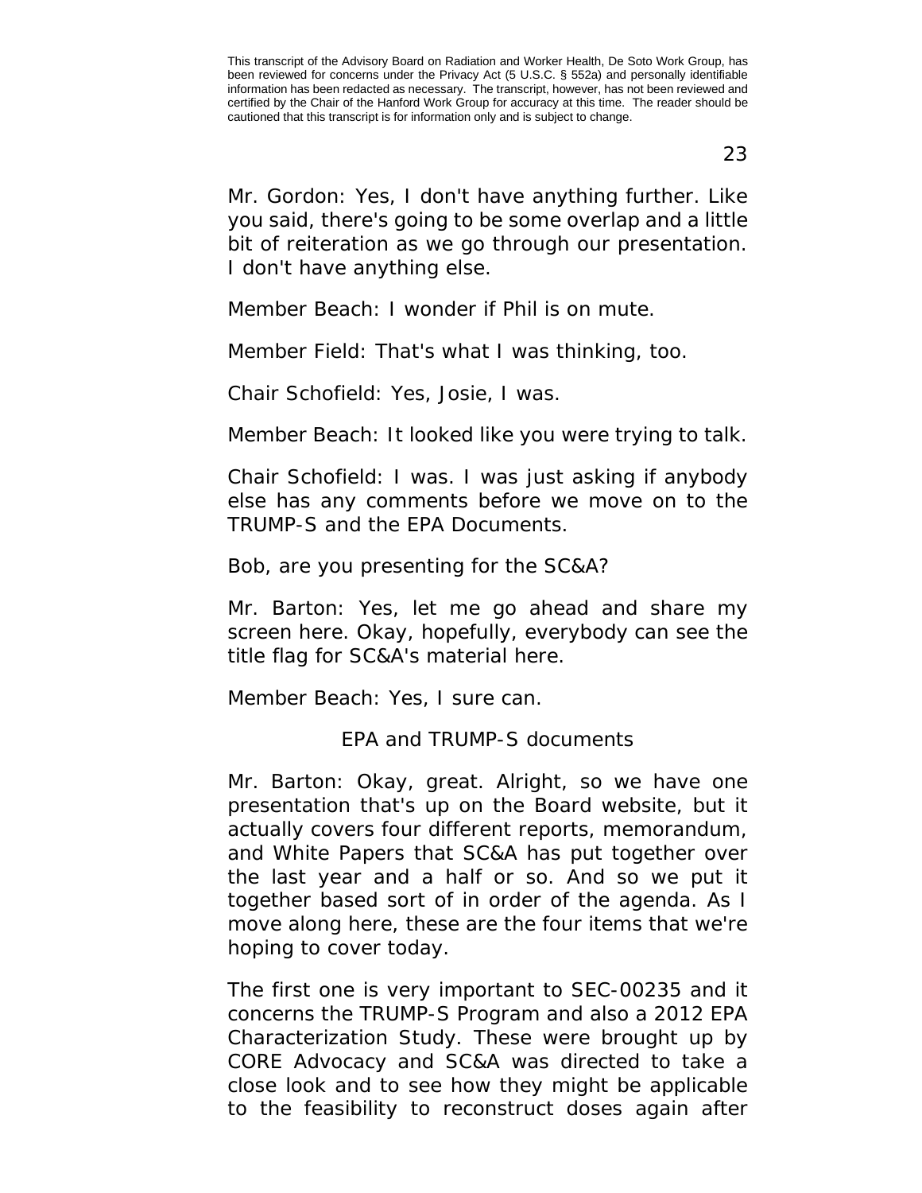Mr. Gordon: Yes, I don't have anything further. Like you said, there's going to be some overlap and a little bit of reiteration as we go through our presentation. I don't have anything else.

Member Beach: I wonder if Phil is on mute.

Member Field: That's what I was thinking, too.

Chair Schofield: Yes, Josie, I was.

Member Beach: It looked like you were trying to talk.

Chair Schofield: I was. I was just asking if anybody else has any comments before we move on to the TRUMP-S and the EPA Documents.

Bob, are you presenting for the SC&A?

Mr. Barton: Yes, let me go ahead and share my screen here. Okay, hopefully, everybody can see the title flag for SC&A's material here.

Member Beach: Yes, I sure can.

## EPA and TRUMP-S documents

Mr. Barton: Okay, great. Alright, so we have one presentation that's up on the Board website, but it actually covers four different reports, memorandum, and White Papers that SC&A has put together over the last year and a half or so. And so we put it together based sort of in order of the agenda. As I move along here, these are the four items that we're hoping to cover today.

The first one is very important to SEC-00235 and it concerns the TRUMP-S Program and also a 2012 EPA Characterization Study. These were brought up by CORE Advocacy and SC&A was directed to take a close look and to see how they might be applicable to the feasibility to reconstruct doses again after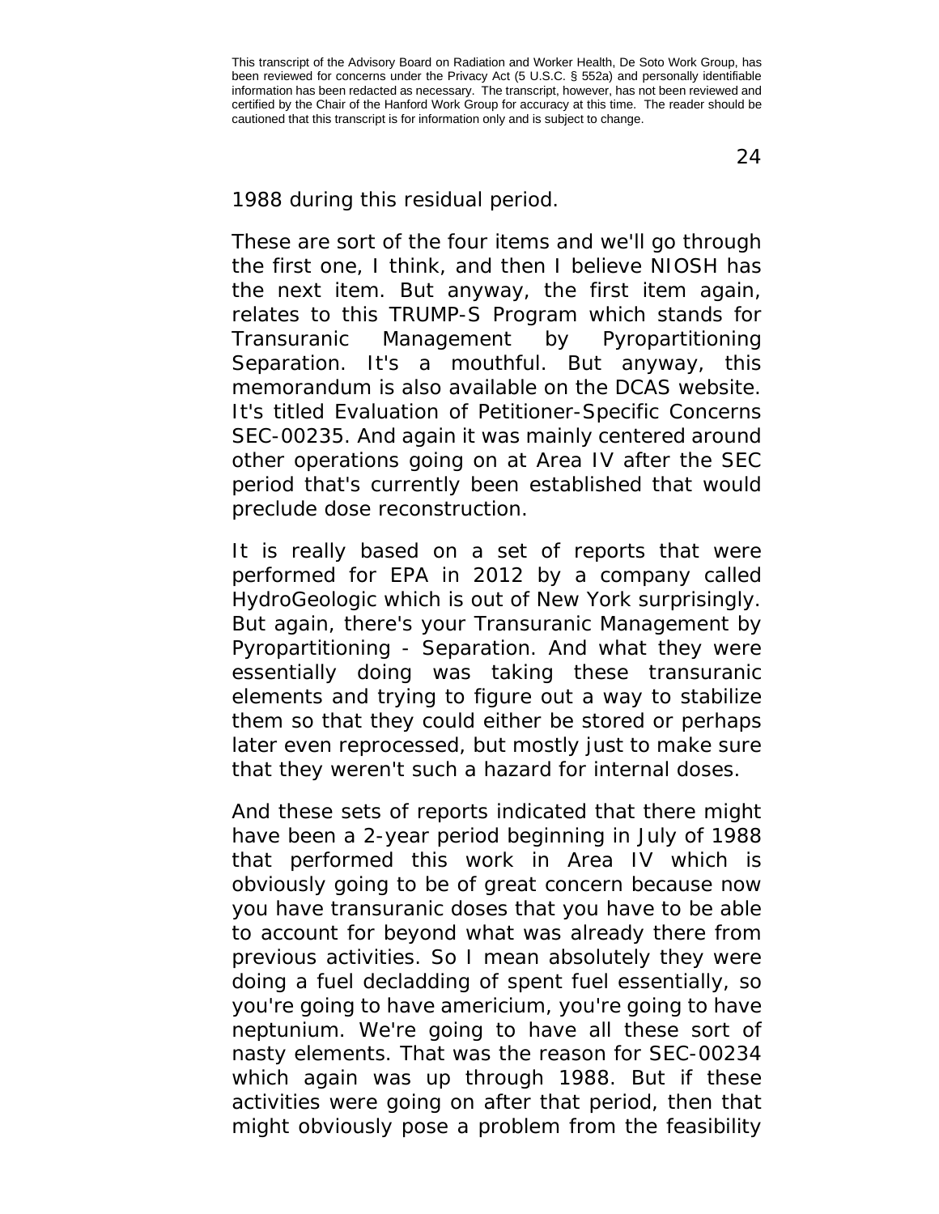1988 during this residual period.

These are sort of the four items and we'll go through the first one, I think, and then I believe NIOSH has the next item. But anyway, the first item again, relates to this TRUMP-S Program which stands for Transuranic Management by Pyropartitioning Separation. It's a mouthful. But anyway, this memorandum is also available on the DCAS website. It's titled Evaluation of Petitioner-Specific Concerns SEC-00235. And again it was mainly centered around other operations going on at Area IV after the SEC period that's currently been established that would preclude dose reconstruction.

It is really based on a set of reports that were performed for EPA in 2012 by a company called HydroGeologic which is out of New York surprisingly. But again, there's your Transuranic Management by Pyropartitioning - Separation. And what they were essentially doing was taking these transuranic elements and trying to figure out a way to stabilize them so that they could either be stored or perhaps later even reprocessed, but mostly just to make sure that they weren't such a hazard for internal doses.

And these sets of reports indicated that there might have been a 2-year period beginning in July of 1988 that performed this work in Area IV which is obviously going to be of great concern because now you have transuranic doses that you have to be able to account for beyond what was already there from previous activities. So I mean absolutely they were doing a fuel decladding of spent fuel essentially, so you're going to have americium, you're going to have neptunium. We're going to have all these sort of nasty elements. That was the reason for SEC-00234 which again was up through 1988. But if these activities were going on after that period, then that might obviously pose a problem from the feasibility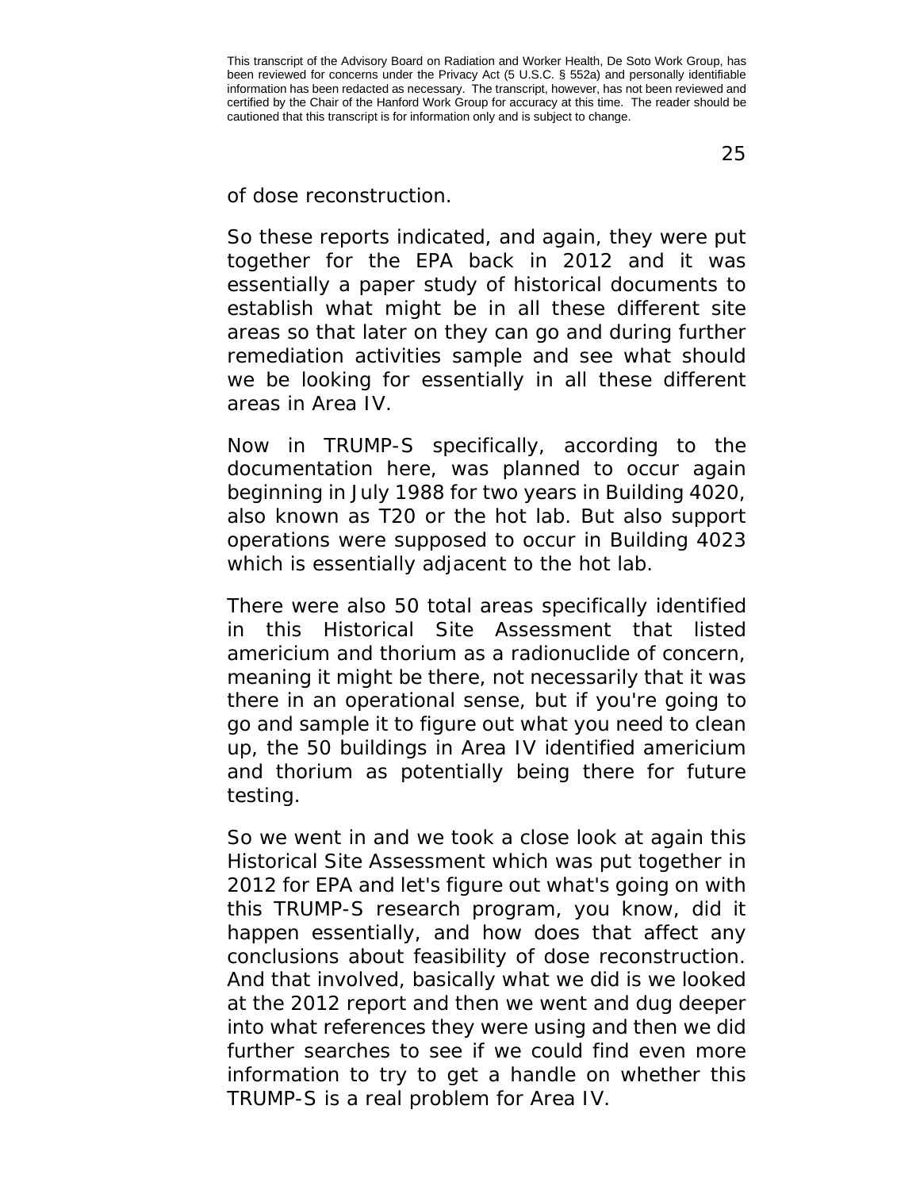of dose reconstruction.

So these reports indicated, and again, they were put together for the EPA back in 2012 and it was essentially a paper study of historical documents to establish what might be in all these different site areas so that later on they can go and during further remediation activities sample and see what should we be looking for essentially in all these different areas in Area IV.

Now in TRUMP-S specifically, according to the documentation here, was planned to occur again beginning in July 1988 for two years in Building 4020, also known as T20 or the hot lab. But also support operations were supposed to occur in Building 4023 which is essentially adjacent to the hot lab.

There were also 50 total areas specifically identified in this Historical Site Assessment that listed americium and thorium as a radionuclide of concern, meaning it might be there, not necessarily that it was there in an operational sense, but if you're going to go and sample it to figure out what you need to clean up, the 50 buildings in Area IV identified americium and thorium as potentially being there for future testing.

So we went in and we took a close look at again this Historical Site Assessment which was put together in 2012 for EPA and let's figure out what's going on with this TRUMP-S research program, you know, did it happen essentially, and how does that affect any conclusions about feasibility of dose reconstruction. And that involved, basically what we did is we looked at the 2012 report and then we went and dug deeper into what references they were using and then we did further searches to see if we could find even more information to try to get a handle on whether this TRUMP-S is a real problem for Area IV.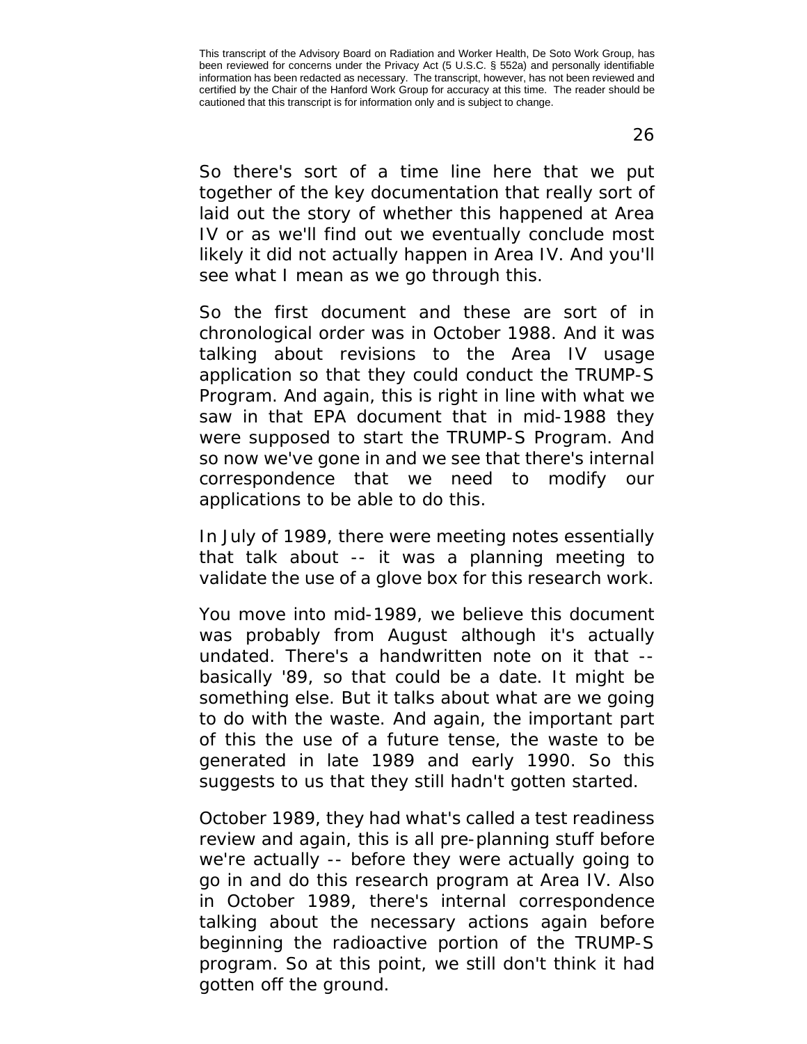So there's sort of a time line here that we put together of the key documentation that really sort of laid out the story of whether this happened at Area IV or as we'll find out we eventually conclude most likely it did not actually happen in Area IV. And you'll see what I mean as we go through this.

So the first document and these are sort of in chronological order was in October 1988. And it was talking about revisions to the Area IV usage application so that they could conduct the TRUMP-S Program. And again, this is right in line with what we saw in that EPA document that in mid-1988 they were supposed to start the TRUMP-S Program. And so now we've gone in and we see that there's internal correspondence that we need to modify our applications to be able to do this.

In July of 1989, there were meeting notes essentially that talk about -- it was a planning meeting to validate the use of a glove box for this research work.

You move into mid-1989, we believe this document was probably from August although it's actually undated. There's a handwritten note on it that -- basically '89, so that could be a date. It might be something else. But it talks about what are we going to do with the waste. And again, the important part of this the use of a future tense, the waste to be generated in late 1989 and early 1990. So this suggests to us that they still hadn't gotten started.

October 1989, they had what's called a test readiness review and again, this is all pre-planning stuff before we're actually -- before they were actually going to go in and do this research program at Area IV. Also in October 1989, there's internal correspondence talking about the necessary actions again before beginning the radioactive portion of the TRUMP-S program. So at this point, we still don't think it had gotten off the ground.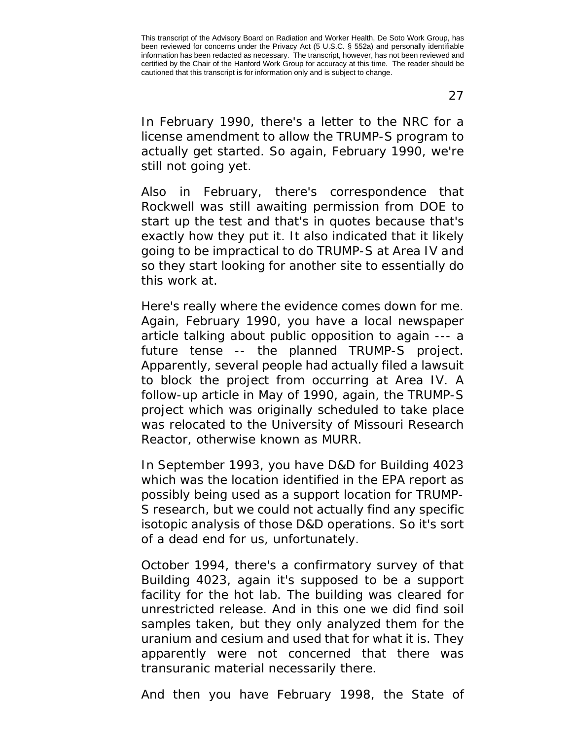In February 1990, there's a letter to the NRC for a license amendment to allow the TRUMP-S program to actually get started. So again, February 1990, we're still not going yet.

Also in February, there's correspondence that Rockwell was still awaiting permission from DOE to start up the test and that's in quotes because that's exactly how they put it. It also indicated that it likely going to be impractical to do TRUMP-S at Area IV and so they start looking for another site to essentially do this work at.

Here's really where the evidence comes down for me. Again, February 1990, you have a local newspaper article talking about public opposition to again --- a future tense -- the planned TRUMP-S project. Apparently, several people had actually filed a lawsuit to block the project from occurring at Area IV. A follow-up article in May of 1990, again, the TRUMP-S project which was originally scheduled to take place was relocated to the University of Missouri Research Reactor, otherwise known as MURR.

In September 1993, you have D&D for Building 4023 which was the location identified in the EPA report as possibly being used as a support location for TRUMP-S research, but we could not actually find any specific isotopic analysis of those D&D operations. So it's sort of a dead end for us, unfortunately.

October 1994, there's a confirmatory survey of that Building 4023, again it's supposed to be a support facility for the hot lab. The building was cleared for unrestricted release. And in this one we did find soil samples taken, but they only analyzed them for the uranium and cesium and used that for what it is. They apparently were not concerned that there was transuranic material necessarily there.

And then you have February 1998, the State of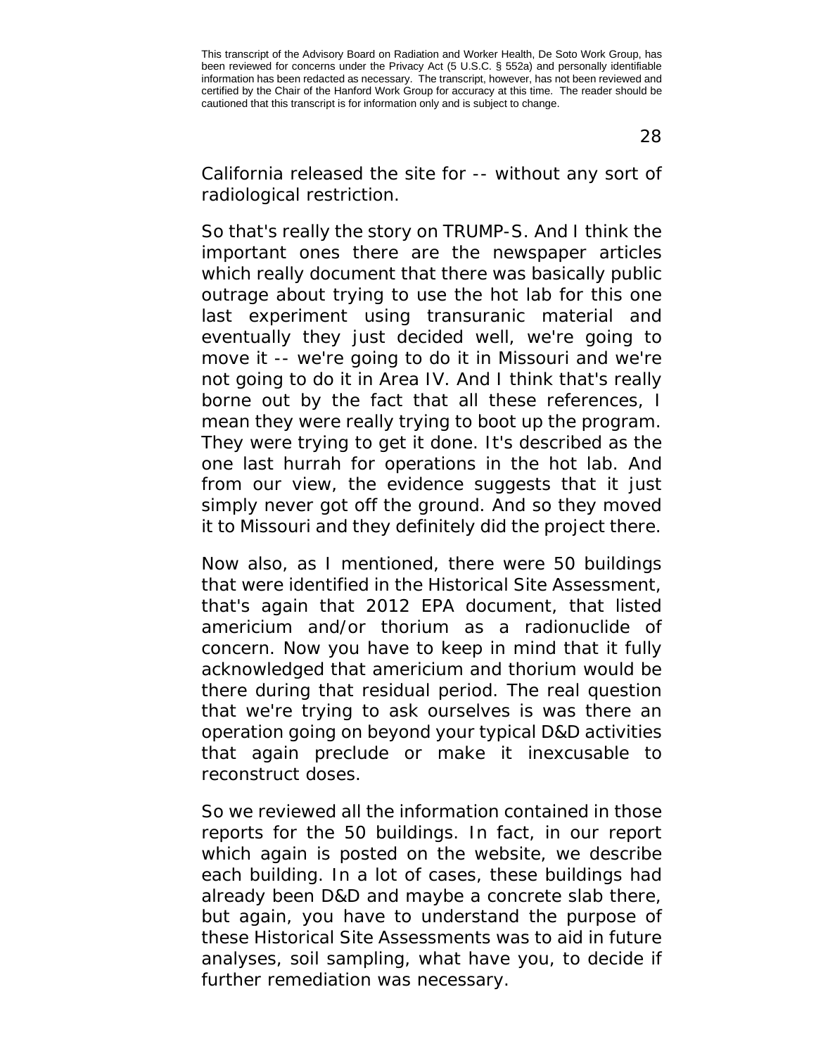California released the site for -- without any sort of radiological restriction.

So that's really the story on TRUMP-S. And I think the important ones there are the newspaper articles which really document that there was basically public outrage about trying to use the hot lab for this one last experiment using transuranic material and eventually they just decided well, we're going to move it -- we're going to do it in Missouri and we're not going to do it in Area IV. And I think that's really borne out by the fact that all these references, I mean they were really trying to boot up the program. They were trying to get it done. It's described as the one last hurrah for operations in the hot lab. And from our view, the evidence suggests that it just simply never got off the ground. And so they moved it to Missouri and they definitely did the project there.

Now also, as I mentioned, there were 50 buildings that were identified in the Historical Site Assessment, that's again that 2012 EPA document, that listed americium and/or thorium as a radionuclide of concern. Now you have to keep in mind that it fully acknowledged that americium and thorium would be there during that residual period. The real question that we're trying to ask ourselves is was there an operation going on beyond your typical D&D activities that again preclude or make it inexcusable to reconstruct doses.

So we reviewed all the information contained in those reports for the 50 buildings. In fact, in our report which again is posted on the website, we describe each building. In a lot of cases, these buildings had already been D&D and maybe a concrete slab there, but again, you have to understand the purpose of these Historical Site Assessments was to aid in future analyses, soil sampling, what have you, to decide if further remediation was necessary.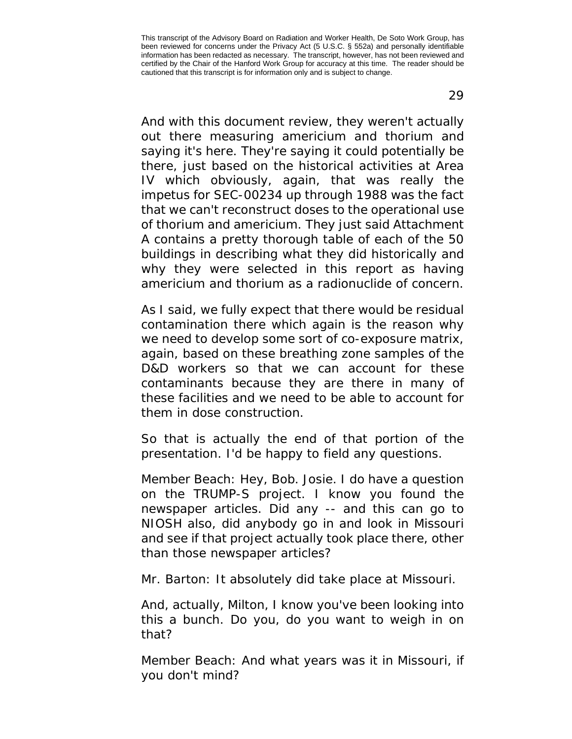And with this document review, they weren't actually out there measuring americium and thorium and saying it's here. They're saying it could potentially be there, just based on the historical activities at Area IV which obviously, again, that was really the impetus for SEC-00234 up through 1988 was the fact that we can't reconstruct doses to the operational use of thorium and americium. They just said Attachment A contains a pretty thorough table of each of the 50 buildings in describing what they did historically and why they were selected in this report as having americium and thorium as a radionuclide of concern.

As I said, we fully expect that there would be residual contamination there which again is the reason why we need to develop some sort of co-exposure matrix, again, based on these breathing zone samples of the D&D workers so that we can account for these contaminants because they are there in many of these facilities and we need to be able to account for them in dose construction.

So that is actually the end of that portion of the presentation. I'd be happy to field any questions.

Member Beach: Hey, Bob. Josie. I do have a question on the TRUMP-S project. I know you found the newspaper articles. Did any -- and this can go to NIOSH also, did anybody go in and look in Missouri and see if that project actually took place there, other than those newspaper articles?

Mr. Barton: It absolutely did take place at Missouri.

And, actually, Milton, I know you've been looking into this a bunch. Do you, do you want to weigh in on that?

Member Beach: And what years was it in Missouri, if you don't mind?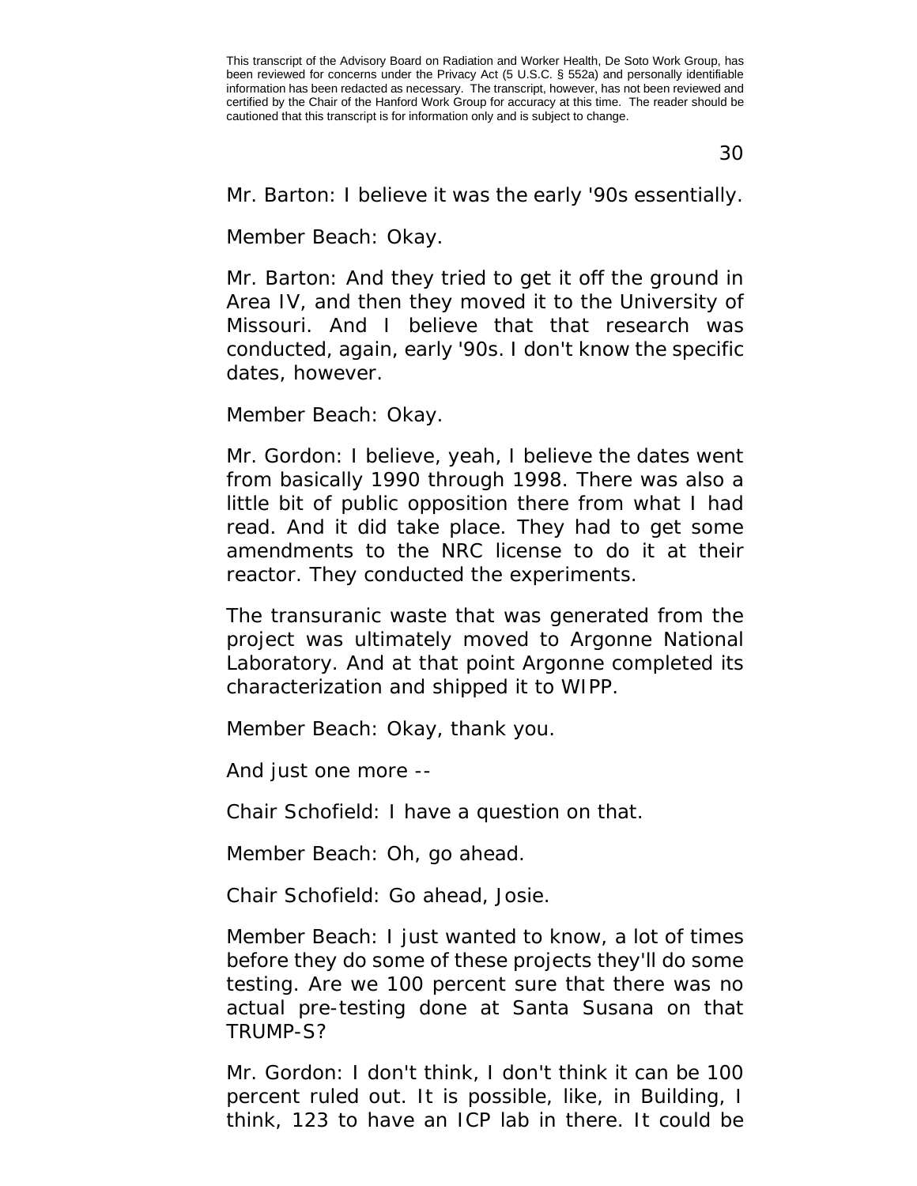This transcript of the Advisory Board on Radiation and Worker Health, De Soto Work Group, has been reviewed for concerns under the Privacy Act (5 U.S.C. § 552a) and personally identifiable information has been redacted as necessary. The transcript, however, has not been reviewed and certified by the Chair of the Hanford Work Group for accuracy at this time. The reader should be cautioned that this transcript is for information only and is subject to change.

Mr. Barton: I believe it was the early '90s essentially.

Member Beach: Okay.

Mr. Barton: And they tried to get it off the ground in Area IV, and then they moved it to the University of Missouri. And I believe that that research was conducted, again, early '90s. I don't know the specific dates, however.

Member Beach: Okay.

Mr. Gordon: I believe, yeah, I believe the dates went from basically 1990 through 1998. There was also a little bit of public opposition there from what I had read. And it did take place. They had to get some amendments to the NRC license to do it at their reactor. They conducted the experiments.

The transuranic waste that was generated from the project was ultimately moved to Argonne National Laboratory. And at that point Argonne completed its characterization and shipped it to WIPP.

Member Beach: Okay, thank you.

And just one more --

Chair Schofield: I have a question on that.

Member Beach: Oh, go ahead.

Chair Schofield: Go ahead, Josie.

Member Beach: I just wanted to know, a lot of times before they do some of these projects they'll do some testing. Are we 100 percent sure that there was no actual pre-testing done at Santa Susana on that TRUMP-S?

Mr. Gordon: I don't think, I don't think it can be 100 percent ruled out. It is possible, like, in Building, I think, 123 to have an ICP lab in there. It could be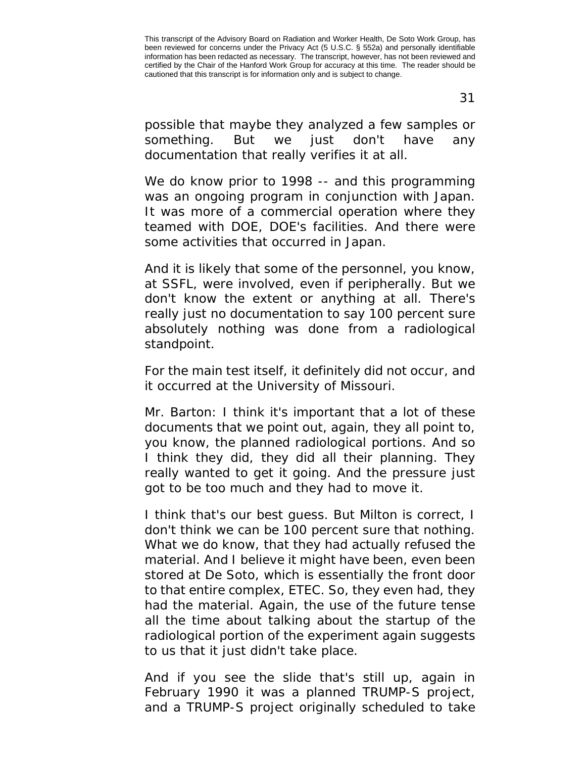possible that maybe they analyzed a few samples or something. But we just don't have any documentation that really verifies it at all.

We do know prior to 1998 -- and this programming was an ongoing program in conjunction with Japan. It was more of a commercial operation where they teamed with DOE, DOE's facilities. And there were some activities that occurred in Japan.

And it is likely that some of the personnel, you know, at SSFL, were involved, even if peripherally. But we don't know the extent or anything at all. There's really just no documentation to say 100 percent sure absolutely nothing was done from a radiological standpoint.

For the main test itself, it definitely did not occur, and it occurred at the University of Missouri.

Mr. Barton: I think it's important that a lot of these documents that we point out, again, they all point to, you know, the planned radiological portions. And so I think they did, they did all their planning. They really wanted to get it going. And the pressure just got to be too much and they had to move it.

I think that's our best guess. But Milton is correct, I don't think we can be 100 percent sure that nothing. What we do know, that they had actually refused the material. And I believe it might have been, even been stored at De Soto, which is essentially the front door to that entire complex, ETEC. So, they even had, they had the material. Again, the use of the future tense all the time about talking about the startup of the radiological portion of the experiment again suggests to us that it just didn't take place.

And if you see the slide that's still up, again in February 1990 it was a planned TRUMP-S project, and a TRUMP-S project originally scheduled to take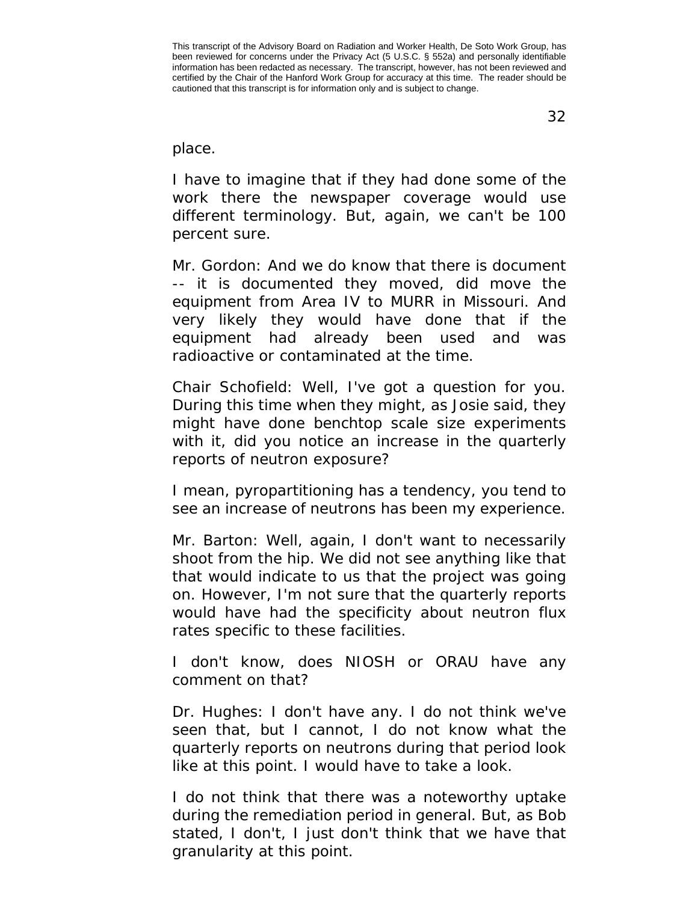place.

I have to imagine that if they had done some of the work there the newspaper coverage would use different terminology. But, again, we can't be 100 percent sure.

Mr. Gordon: And we do know that there is document -- it is documented they moved, did move the equipment from Area IV to MURR in Missouri. And very likely they would have done that if the equipment had already been used and was radioactive or contaminated at the time.

Chair Schofield: Well, I've got a question for you. During this time when they might, as Josie said, they might have done benchtop scale size experiments with it, did you notice an increase in the quarterly reports of neutron exposure?

I mean, pyropartitioning has a tendency, you tend to see an increase of neutrons has been my experience.

Mr. Barton: Well, again, I don't want to necessarily shoot from the hip. We did not see anything like that that would indicate to us that the project was going on. However, I'm not sure that the quarterly reports would have had the specificity about neutron flux rates specific to these facilities.

I don't know, does NIOSH or ORAU have any comment on that?

Dr. Hughes: I don't have any. I do not think we've seen that, but I cannot, I do not know what the quarterly reports on neutrons during that period look like at this point. I would have to take a look.

I do not think that there was a noteworthy uptake during the remediation period in general. But, as Bob stated, I don't, I just don't think that we have that granularity at this point.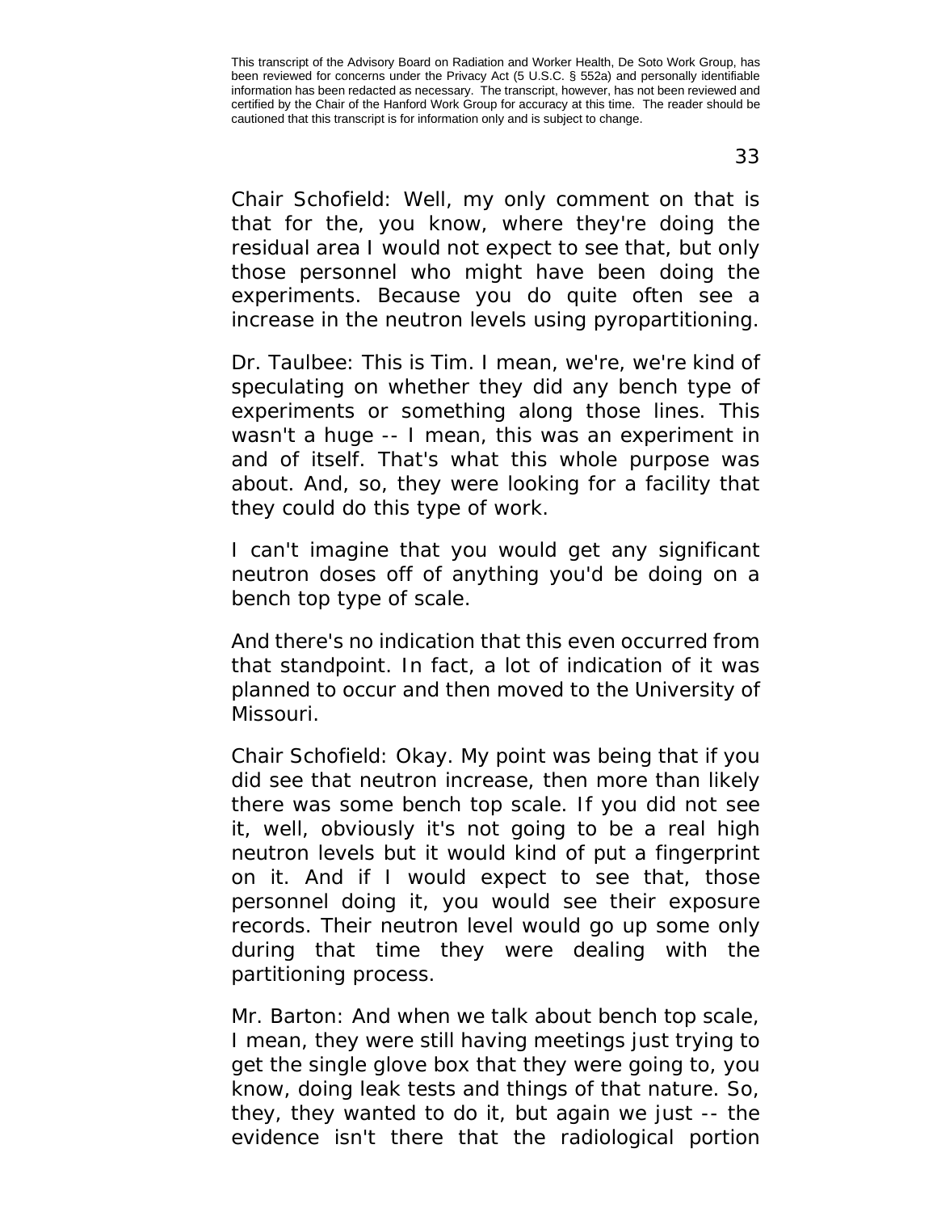Chair Schofield: Well, my only comment on that is that for the, you know, where they're doing the residual area I would not expect to see that, but only those personnel who might have been doing the experiments. Because you do quite often see a increase in the neutron levels using pyropartitioning.

Dr. Taulbee: This is Tim. I mean, we're, we're kind of speculating on whether they did any bench type of experiments or something along those lines. This wasn't a huge -- I mean, this was an experiment in and of itself. That's what this whole purpose was about. And, so, they were looking for a facility that they could do this type of work.

I can't imagine that you would get any significant neutron doses off of anything you'd be doing on a bench top type of scale.

And there's no indication that this even occurred from that standpoint. In fact, a lot of indication of it was planned to occur and then moved to the University of Missouri.

Chair Schofield: Okay. My point was being that if you did see that neutron increase, then more than likely there was some bench top scale. If you did not see it, well, obviously it's not going to be a real high neutron levels but it would kind of put a fingerprint on it. And if I would expect to see that, those personnel doing it, you would see their exposure records. Their neutron level would go up some only during that time they were dealing with the partitioning process.

Mr. Barton: And when we talk about bench top scale, I mean, they were still having meetings just trying to get the single glove box that they were going to, you know, doing leak tests and things of that nature. So, they, they wanted to do it, but again we just -- the evidence isn't there that the radiological portion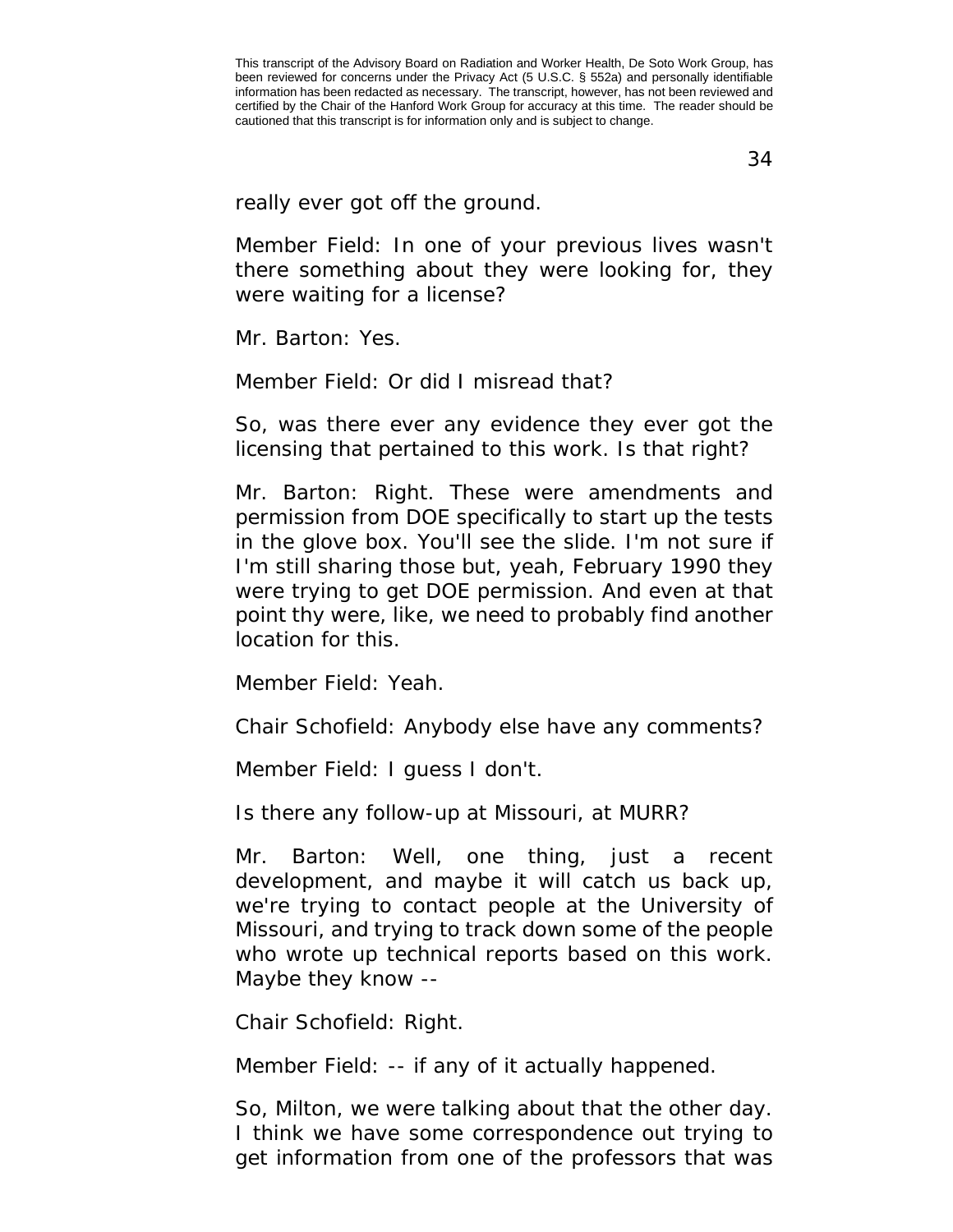really ever got off the ground.

Member Field: In one of your previous lives wasn't there something about they were looking for, they were waiting for a license?

Mr. Barton: Yes.

Member Field: Or did I misread that?

So, was there ever any evidence they ever got the licensing that pertained to this work. Is that right?

Mr. Barton: Right. These were amendments and permission from DOE specifically to start up the tests in the glove box. You'll see the slide. I'm not sure if I'm still sharing those but, yeah, February 1990 they were trying to get DOE permission. And even at that point thy were, like, we need to probably find another location for this.

Member Field: Yeah.

Chair Schofield: Anybody else have any comments?

Member Field: I guess I don't.

Is there any follow-up at Missouri, at MURR?

Mr. Barton: Well, one thing, just a recent development, and maybe it will catch us back up, we're trying to contact people at the University of Missouri, and trying to track down some of the people who wrote up technical reports based on this work. Maybe they know --

Chair Schofield: Right.

Member Field: -- if any of it actually happened.

So, Milton, we were talking about that the other day. I think we have some correspondence out trying to get information from one of the professors that was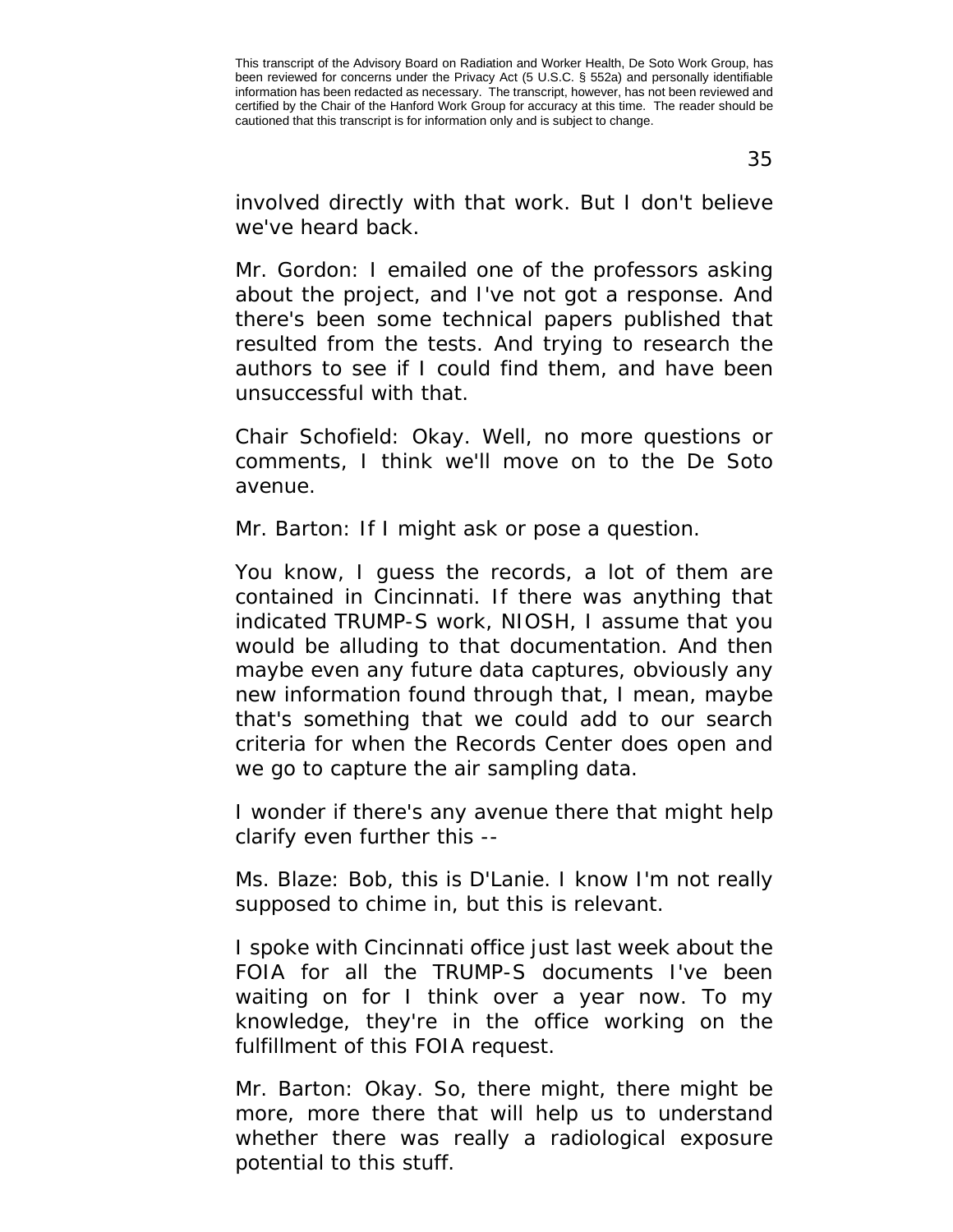involved directly with that work. But I don't believe we've heard back.

Mr. Gordon: I emailed one of the professors asking about the project, and I've not got a response. And there's been some technical papers published that resulted from the tests. And trying to research the authors to see if I could find them, and have been unsuccessful with that.

Chair Schofield: Okay. Well, no more questions or comments, I think we'll move on to the De Soto avenue.

Mr. Barton: If I might ask or pose a question.

You know, I guess the records, a lot of them are contained in Cincinnati. If there was anything that indicated TRUMP-S work, NIOSH, I assume that you would be alluding to that documentation. And then maybe even any future data captures, obviously any new information found through that, I mean, maybe that's something that we could add to our search criteria for when the Records Center does open and we go to capture the air sampling data.

I wonder if there's any avenue there that might help clarify even further this --

Ms. Blaze: Bob, this is D'Lanie. I know I'm not really supposed to chime in, but this is relevant.

I spoke with Cincinnati office just last week about the FOIA for all the TRUMP-S documents I've been waiting on for I think over a year now. To my knowledge, they're in the office working on the fulfillment of this FOIA request.

Mr. Barton: Okay. So, there might, there might be more, more there that will help us to understand whether there was really a radiological exposure potential to this stuff.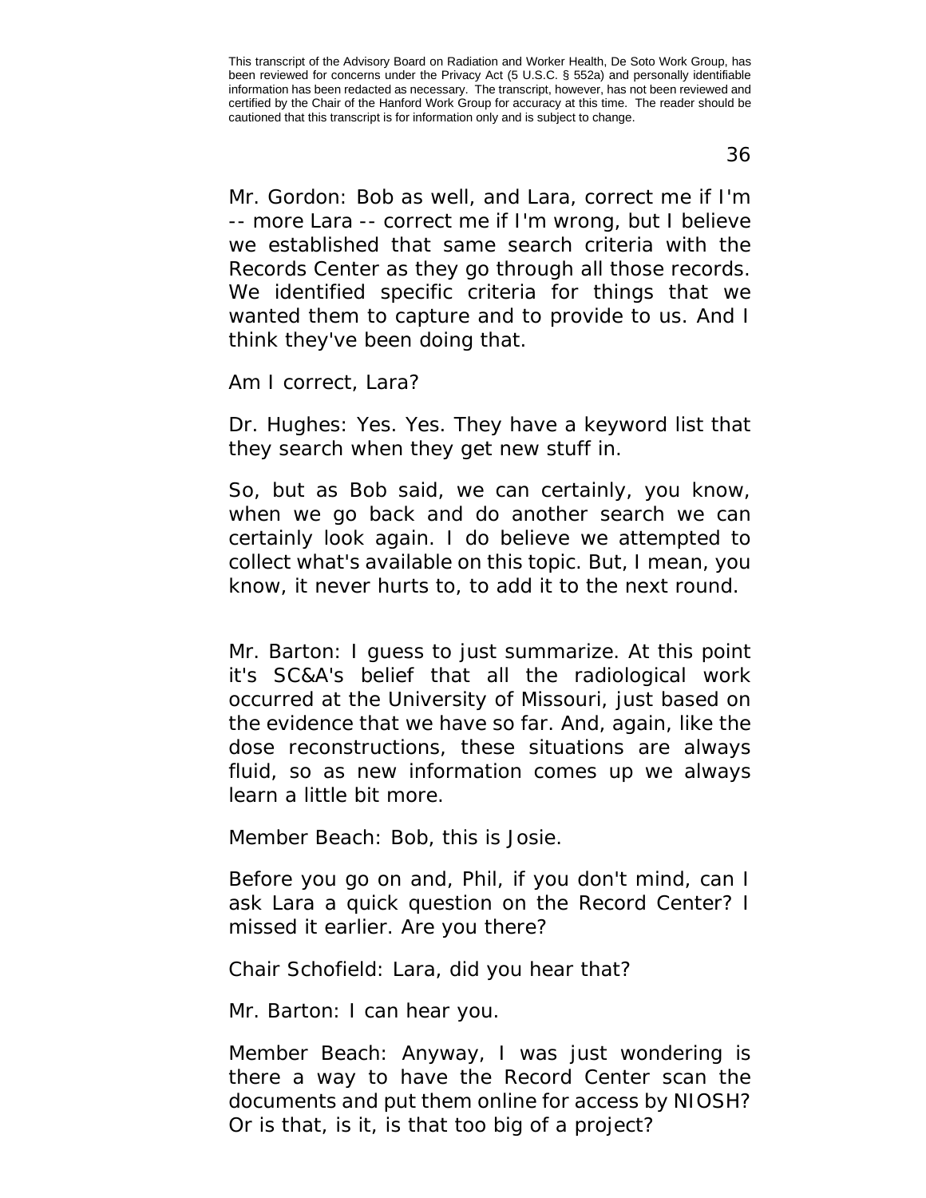This transcript of the Advisory Board on Radiation and Worker Health, De Soto Work Group, has been reviewed for concerns under the Privacy Act (5 U.S.C. § 552a) and personally identifiable information has been redacted as necessary. The transcript, however, has not been reviewed and certified by the Chair of the Hanford Work Group for accuracy at this time. The reader should be cautioned that this transcript is for information only and is subject to change.

Mr. Gordon: Bob as well, and Lara, correct me if I'm -- more Lara -- correct me if I'm wrong, but I believe we established that same search criteria with the Records Center as they go through all those records. We identified specific criteria for things that we wanted them to capture and to provide to us. And I think they've been doing that.

Am I correct, Lara?

Dr. Hughes: Yes. Yes. They have a keyword list that they search when they get new stuff in.

So, but as Bob said, we can certainly, you know, when we go back and do another search we can certainly look again. I do believe we attempted to collect what's available on this topic. But, I mean, you know, it never hurts to, to add it to the next round.

Mr. Barton: I guess to just summarize. At this point it's SC&A's belief that all the radiological work occurred at the University of Missouri, just based on the evidence that we have so far. And, again, like the dose reconstructions, these situations are always fluid, so as new information comes up we always learn a little bit more.

Member Beach: Bob, this is Josie.

Before you go on and, Phil, if you don't mind, can I ask Lara a quick question on the Record Center? I missed it earlier. Are you there?

Chair Schofield: Lara, did you hear that?

Mr. Barton: I can hear you.

Member Beach: Anyway, I was just wondering is there a way to have the Record Center scan the documents and put them online for access by NIOSH? Or is that, is it, is that too big of a project?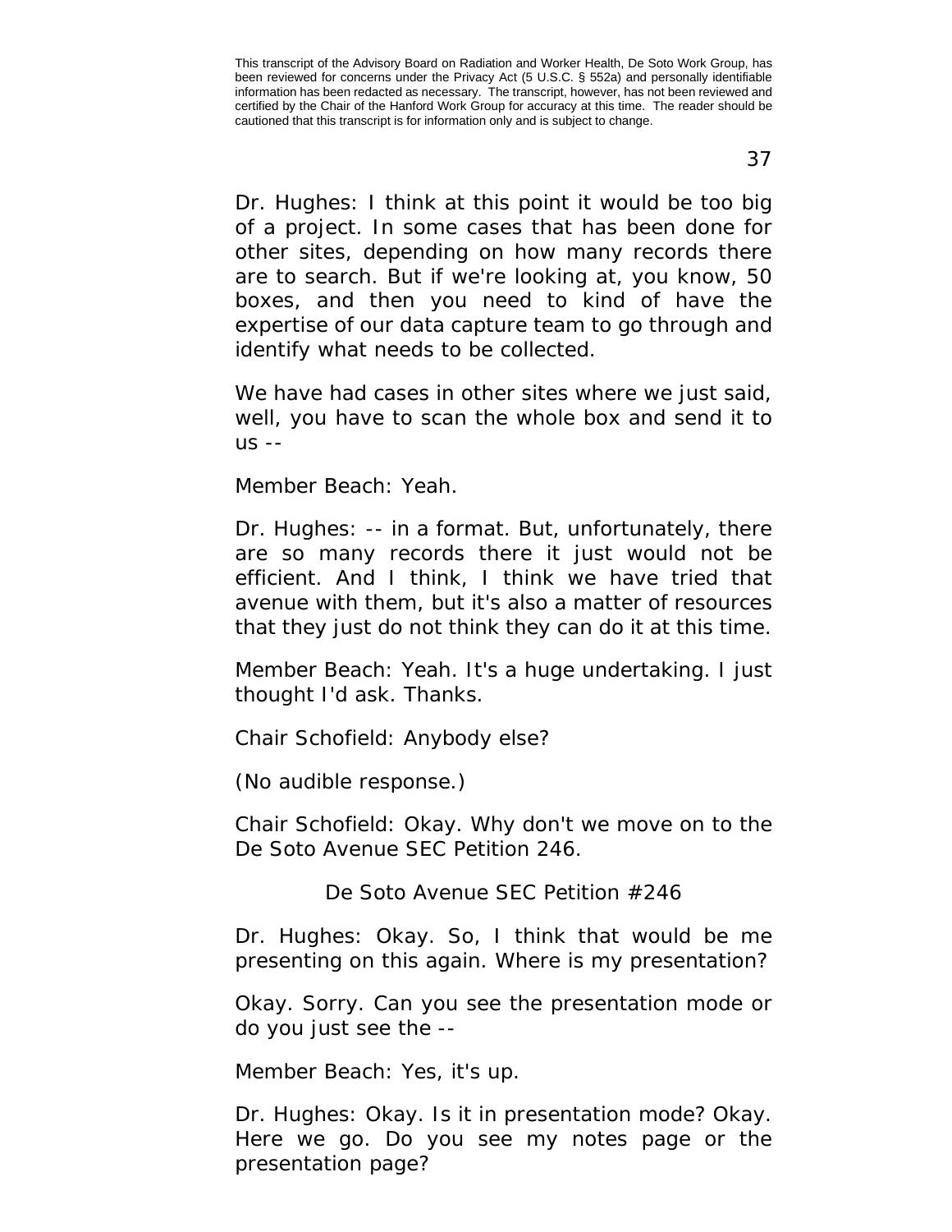Dr. Hughes: I think at this point it would be too big of a project. In some cases that has been done for other sites, depending on how many records there are to search. But if we're looking at, you know, 50 boxes, and then you need to kind of have the expertise of our data capture team to go through and identify what needs to be collected.

We have had cases in other sites where we just said, well, you have to scan the whole box and send it to us --

Member Beach: Yeah.

Dr. Hughes: -- in a format. But, unfortunately, there are so many records there it just would not be efficient. And I think, I think we have tried that avenue with them, but it's also a matter of resources that they just do not think they can do it at this time.

Member Beach: Yeah. It's a huge undertaking. I just thought I'd ask. Thanks.

Chair Schofield: Anybody else?

(No audible response.)

Chair Schofield: Okay. Why don't we move on to the De Soto Avenue SEC Petition 246.

## De Soto Avenue SEC Petition #246

Dr. Hughes: Okay. So, I think that would be me presenting on this again. Where is my presentation?

Okay. Sorry. Can you see the presentation mode or do you just see the --

Member Beach: Yes, it's up.

Dr. Hughes: Okay. Is it in presentation mode? Okay. Here we go. Do you see my notes page or the presentation page?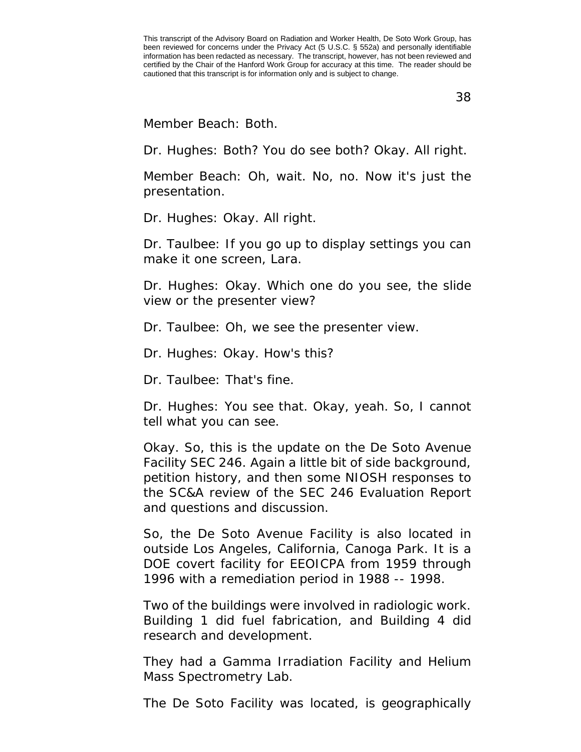Member Beach: Both.

Dr. Hughes: Both? You do see both? Okay. All right.

Member Beach: Oh, wait. No, no. Now it's just the presentation.

Dr. Hughes: Okay. All right.

Dr. Taulbee: If you go up to display settings you can make it one screen, Lara.

Dr. Hughes: Okay. Which one do you see, the slide view or the presenter view?

Dr. Taulbee: Oh, we see the presenter view.

Dr. Hughes: Okay. How's this?

Dr. Taulbee: That's fine.

Dr. Hughes: You see that. Okay, yeah. So, I cannot tell what you can see.

Okay. So, this is the update on the De Soto Avenue Facility SEC 246. Again a little bit of side background, petition history, and then some NIOSH responses to the SC&A review of the SEC 246 Evaluation Report and questions and discussion.

So, the De Soto Avenue Facility is also located in outside Los Angeles, California, Canoga Park. It is a DOE covert facility for EEOICPA from 1959 through 1996 with a remediation period in 1988 -- 1998.

Two of the buildings were involved in radiologic work. Building 1 did fuel fabrication, and Building 4 did research and development.

They had a Gamma Irradiation Facility and Helium Mass Spectrometry Lab.

The De Soto Facility was located, is geographically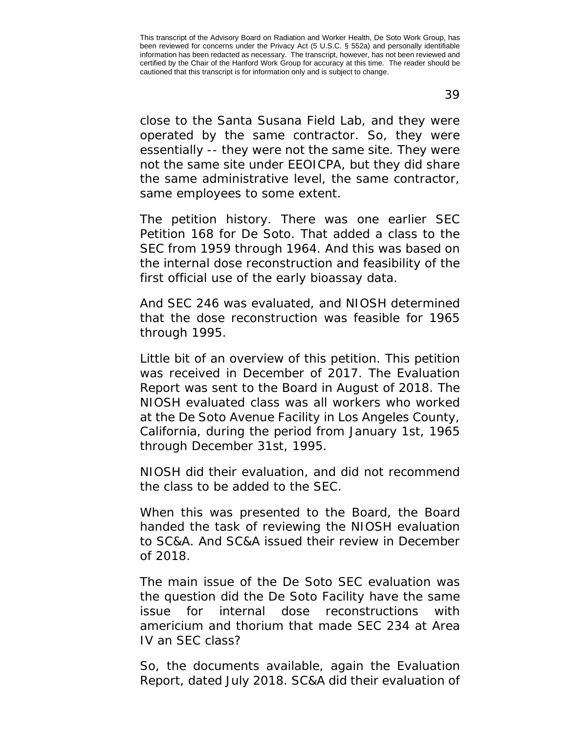close to the Santa Susana Field Lab, and they were operated by the same contractor. So, they were essentially -- they were not the same site. They were not the same site under EEOICPA, but they did share the same administrative level, the same contractor, same employees to some extent.

The petition history. There was one earlier SEC Petition 168 for De Soto. That added a class to the SEC from 1959 through 1964. And this was based on the internal dose reconstruction and feasibility of the first official use of the early bioassay data.

And SEC 246 was evaluated, and NIOSH determined that the dose reconstruction was feasible for 1965 through 1995.

Little bit of an overview of this petition. This petition was received in December of 2017. The Evaluation Report was sent to the Board in August of 2018. The NIOSH evaluated class was all workers who worked at the De Soto Avenue Facility in Los Angeles County, California, during the period from January 1st, 1965 through December 31st, 1995.

NIOSH did their evaluation, and did not recommend the class to be added to the SEC.

When this was presented to the Board, the Board handed the task of reviewing the NIOSH evaluation to SC&A. And SC&A issued their review in December of 2018.

The main issue of the De Soto SEC evaluation was the question did the De Soto Facility have the same issue for internal dose reconstructions with americium and thorium that made SEC 234 at Area IV an SEC class?

So, the documents available, again the Evaluation Report, dated July 2018. SC&A did their evaluation of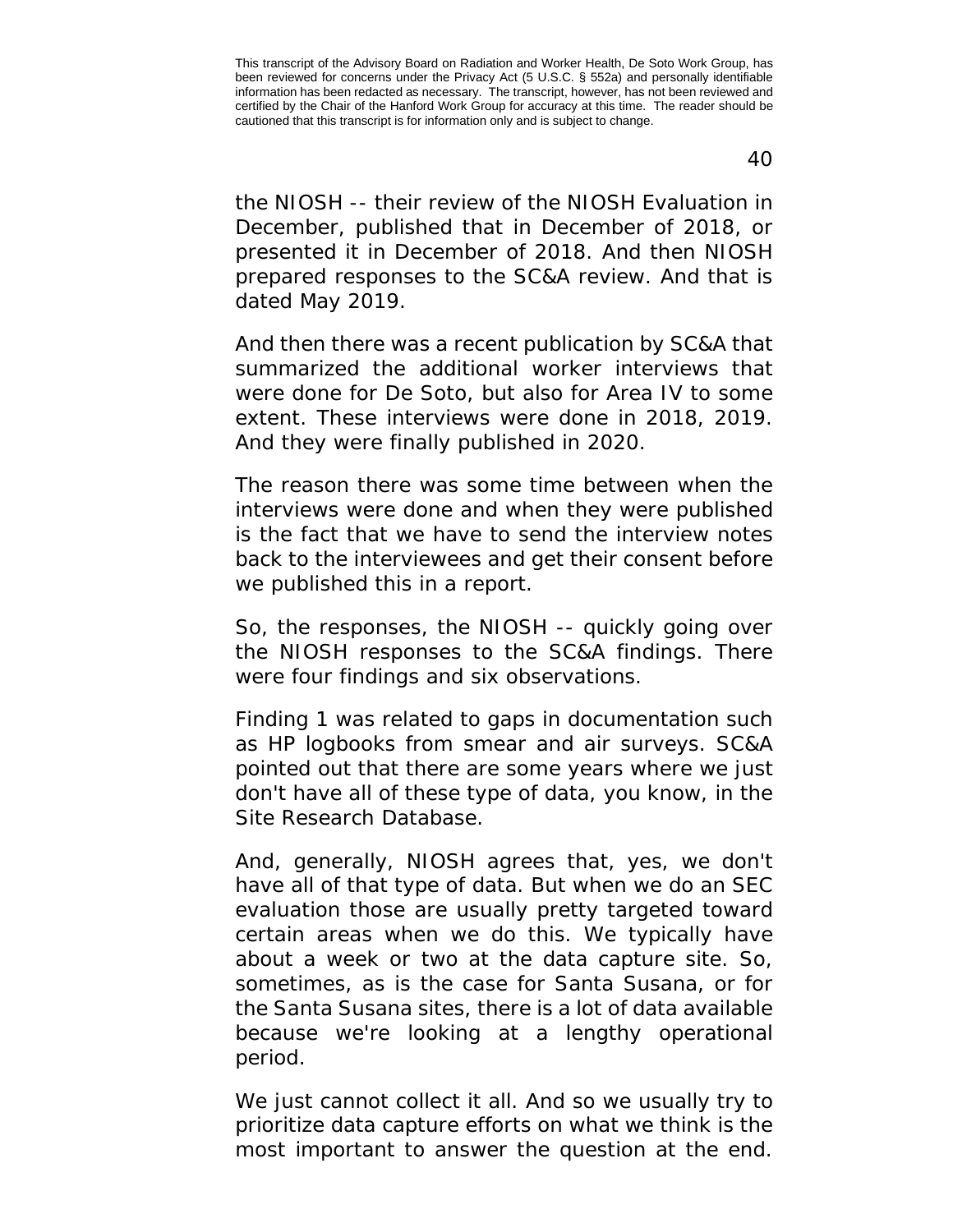the NIOSH -- their review of the NIOSH Evaluation in December, published that in December of 2018, or presented it in December of 2018. And then NIOSH prepared responses to the SC&A review. And that is dated May 2019.

And then there was a recent publication by SC&A that summarized the additional worker interviews that were done for De Soto, but also for Area IV to some extent. These interviews were done in 2018, 2019. And they were finally published in 2020.

The reason there was some time between when the interviews were done and when they were published is the fact that we have to send the interview notes back to the interviewees and get their consent before we published this in a report.

So, the responses, the NIOSH -- quickly going over the NIOSH responses to the SC&A findings. There were four findings and six observations.

Finding 1 was related to gaps in documentation such as HP logbooks from smear and air surveys. SC&A pointed out that there are some years where we just don't have all of these type of data, you know, in the Site Research Database.

And, generally, NIOSH agrees that, yes, we don't have all of that type of data. But when we do an SEC evaluation those are usually pretty targeted toward certain areas when we do this. We typically have about a week or two at the data capture site. So, sometimes, as is the case for Santa Susana, or for the Santa Susana sites, there is a lot of data available because we're looking at a lengthy operational period.

We just cannot collect it all. And so we usually try to prioritize data capture efforts on what we think is the most important to answer the question at the end.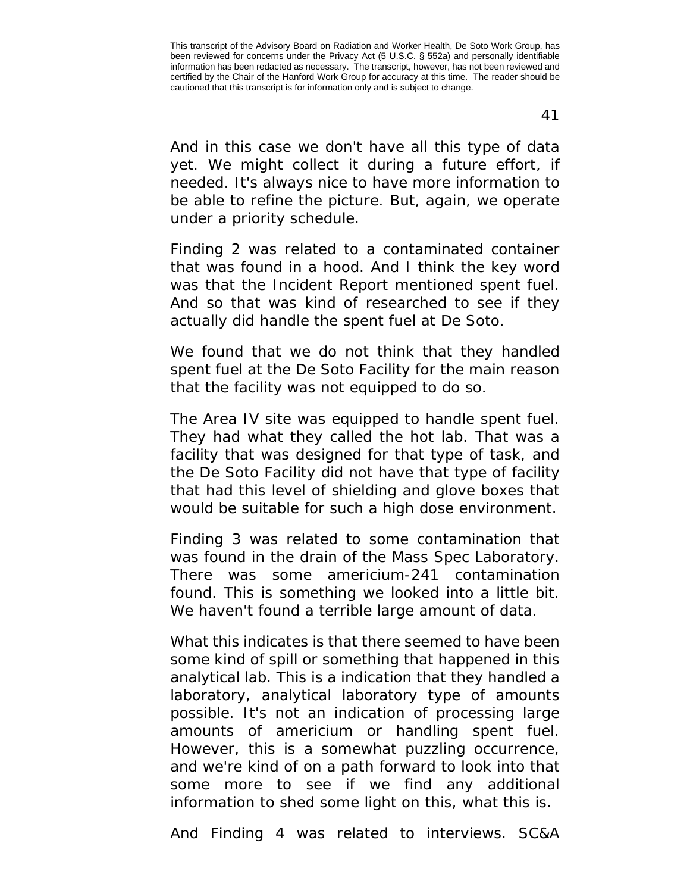And in this case we don't have all this type of data yet. We might collect it during a future effort, if needed. It's always nice to have more information to be able to refine the picture. But, again, we operate under a priority schedule.

Finding 2 was related to a contaminated container that was found in a hood. And I think the key word was that the Incident Report mentioned spent fuel. And so that was kind of researched to see if they actually did handle the spent fuel at De Soto.

We found that we do not think that they handled spent fuel at the De Soto Facility for the main reason that the facility was not equipped to do so.

The Area IV site was equipped to handle spent fuel. They had what they called the hot lab. That was a facility that was designed for that type of task, and the De Soto Facility did not have that type of facility that had this level of shielding and glove boxes that would be suitable for such a high dose environment.

Finding 3 was related to some contamination that was found in the drain of the Mass Spec Laboratory. There was some americium-241 contamination found. This is something we looked into a little bit. We haven't found a terrible large amount of data.

What this indicates is that there seemed to have been some kind of spill or something that happened in this analytical lab. This is a indication that they handled a laboratory, analytical laboratory type of amounts possible. It's not an indication of processing large amounts of americium or handling spent fuel. However, this is a somewhat puzzling occurrence, and we're kind of on a path forward to look into that some more to see if we find any additional information to shed some light on this, what this is.

And Finding 4 was related to interviews. SC&A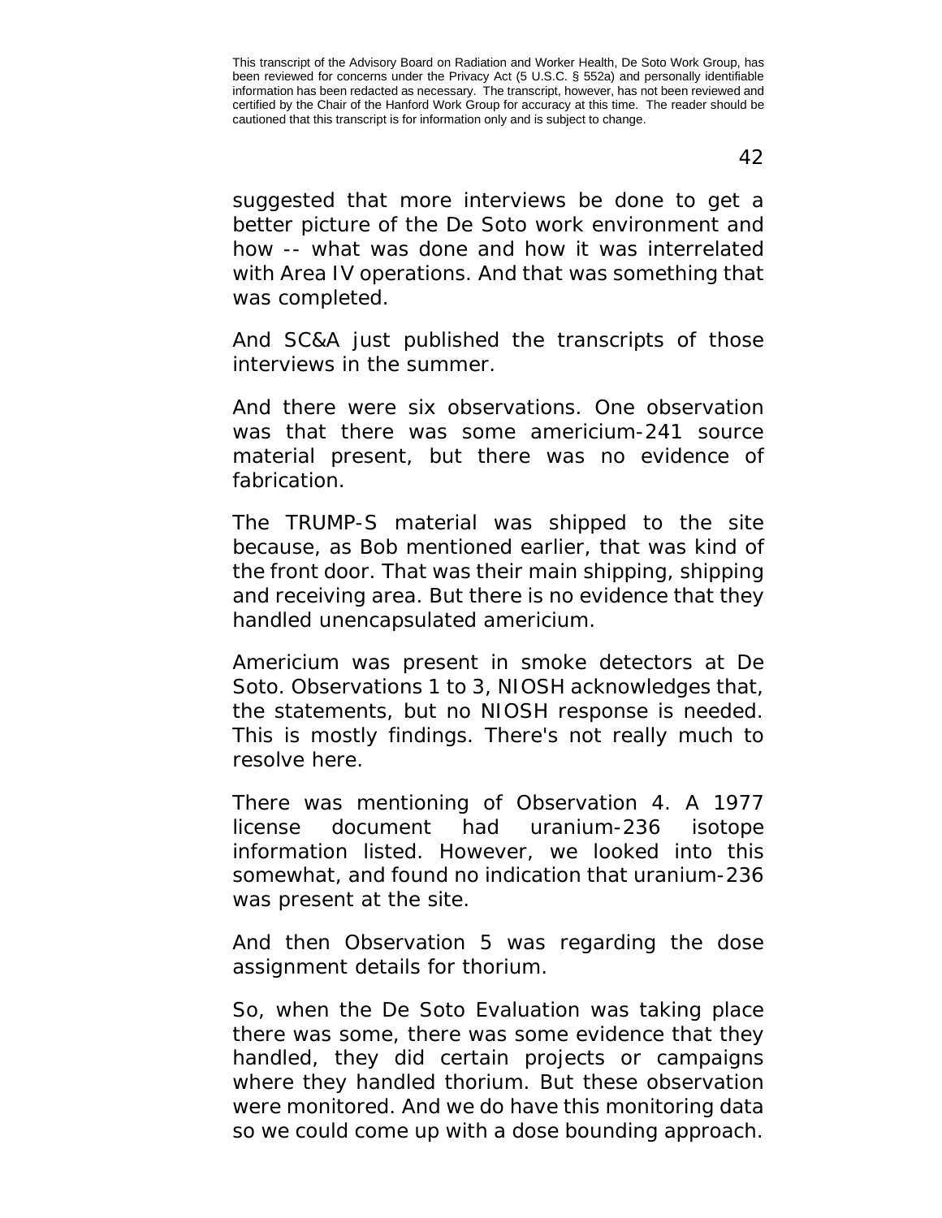suggested that more interviews be done to get a better picture of the De Soto work environment and how -- what was done and how it was interrelated with Area IV operations. And that was something that was completed.

And SC&A just published the transcripts of those interviews in the summer.

And there were six observations. One observation was that there was some americium-241 source material present, but there was no evidence of fabrication.

The TRUMP-S material was shipped to the site because, as Bob mentioned earlier, that was kind of the front door. That was their main shipping, shipping and receiving area. But there is no evidence that they handled unencapsulated americium.

Americium was present in smoke detectors at De Soto. Observations 1 to 3, NIOSH acknowledges that, the statements, but no NIOSH response is needed. This is mostly findings. There's not really much to resolve here.

There was mentioning of Observation 4. A 1977 license document had uranium-236 isotope information listed. However, we looked into this somewhat, and found no indication that uranium-236 was present at the site.

And then Observation 5 was regarding the dose assignment details for thorium.

So, when the De Soto Evaluation was taking place there was some, there was some evidence that they handled, they did certain projects or campaigns where they handled thorium. But these observation were monitored. And we do have this monitoring data so we could come up with a dose bounding approach.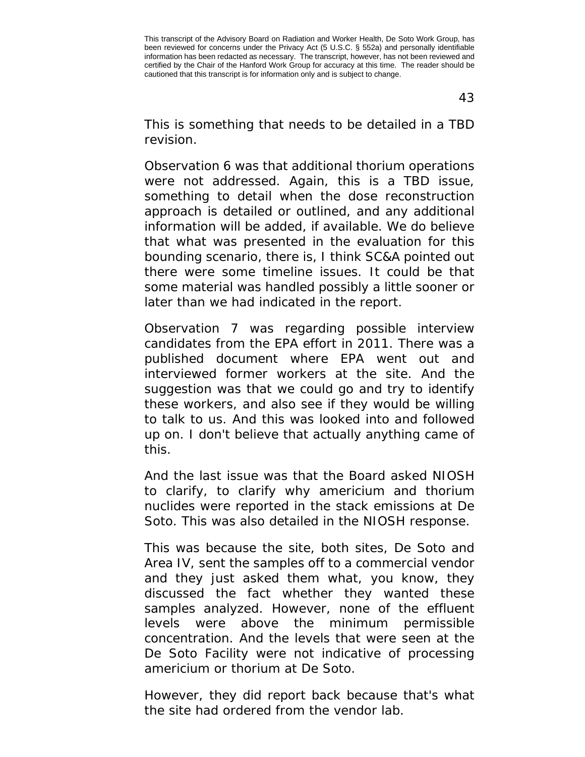This is something that needs to be detailed in a TBD revision.

Observation 6 was that additional thorium operations were not addressed. Again, this is a TBD issue, something to detail when the dose reconstruction approach is detailed or outlined, and any additional information will be added, if available. We do believe that what was presented in the evaluation for this bounding scenario, there is, I think SC&A pointed out there were some timeline issues. It could be that some material was handled possibly a little sooner or later than we had indicated in the report.

Observation 7 was regarding possible interview candidates from the EPA effort in 2011. There was a published document where EPA went out and interviewed former workers at the site. And the suggestion was that we could go and try to identify these workers, and also see if they would be willing to talk to us. And this was looked into and followed up on. I don't believe that actually anything came of this.

And the last issue was that the Board asked NIOSH to clarify, to clarify why americium and thorium nuclides were reported in the stack emissions at De Soto. This was also detailed in the NIOSH response.

This was because the site, both sites, De Soto and Area IV, sent the samples off to a commercial vendor and they just asked them what, you know, they discussed the fact whether they wanted these samples analyzed. However, none of the effluent levels were above the minimum permissible concentration. And the levels that were seen at the De Soto Facility were not indicative of processing americium or thorium at De Soto.

However, they did report back because that's what the site had ordered from the vendor lab.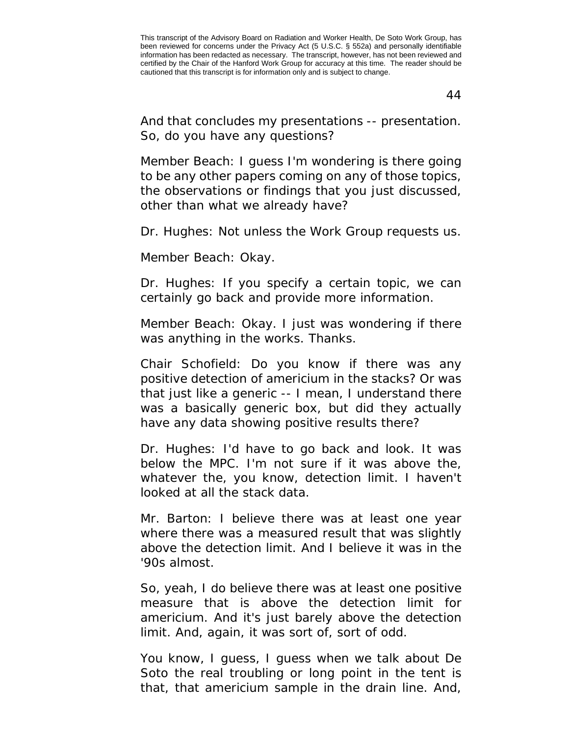And that concludes my presentations -- presentation. So, do you have any questions?

Member Beach: I guess I'm wondering is there going to be any other papers coming on any of those topics, the observations or findings that you just discussed, other than what we already have?

Dr. Hughes: Not unless the Work Group requests us.

Member Beach: Okay.

Dr. Hughes: If you specify a certain topic, we can certainly go back and provide more information.

Member Beach: Okay. I just was wondering if there was anything in the works. Thanks.

Chair Schofield: Do you know if there was any positive detection of americium in the stacks? Or was that just like a generic -- I mean, I understand there was a basically generic box, but did they actually have any data showing positive results there?

Dr. Hughes: I'd have to go back and look. It was below the MPC. I'm not sure if it was above the, whatever the, you know, detection limit. I haven't looked at all the stack data.

Mr. Barton: I believe there was at least one year where there was a measured result that was slightly above the detection limit. And I believe it was in the '90s almost.

So, yeah, I do believe there was at least one positive measure that is above the detection limit for americium. And it's just barely above the detection limit. And, again, it was sort of, sort of odd.

You know, I guess, I guess when we talk about De Soto the real troubling or long point in the tent is that, that americium sample in the drain line. And,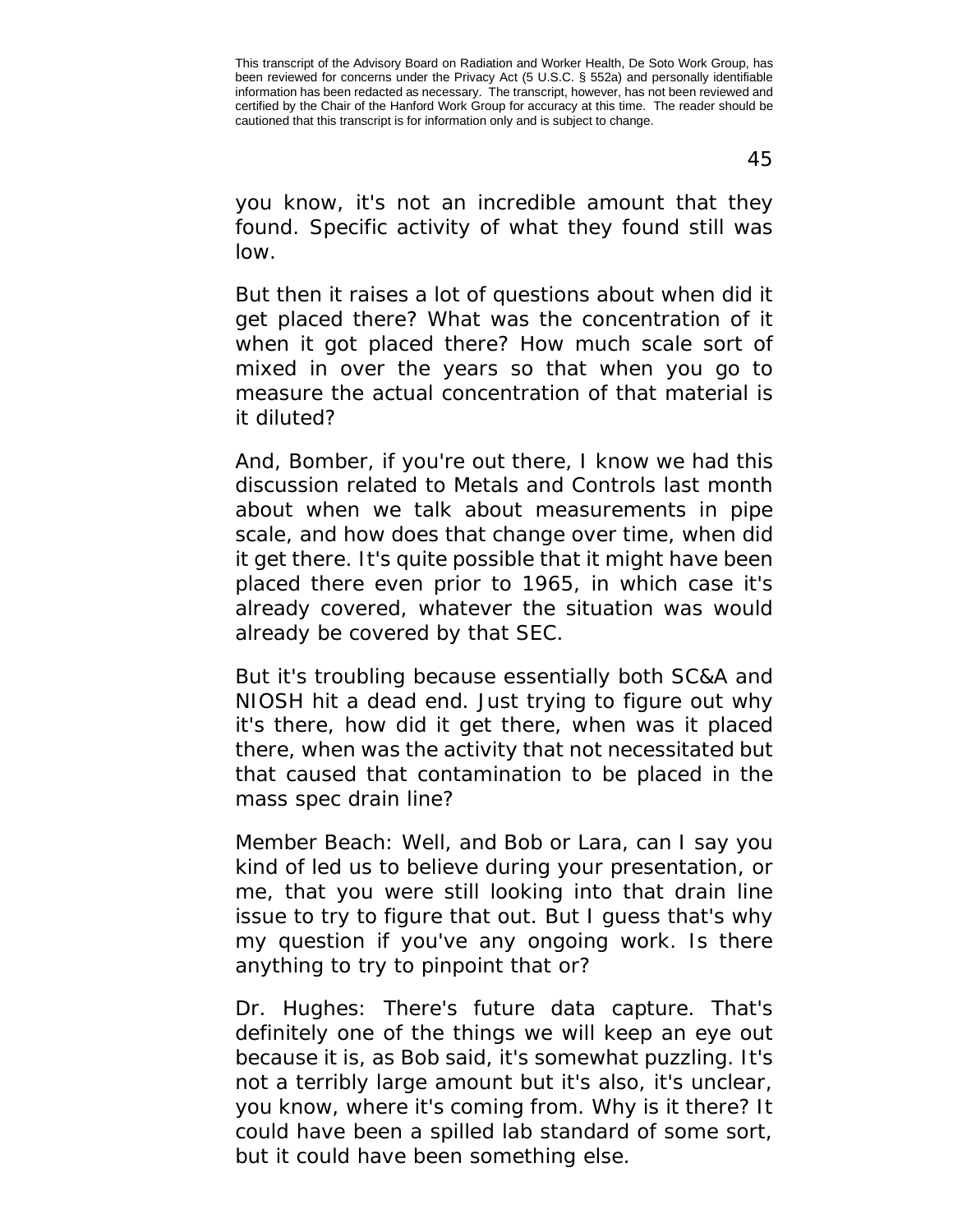you know, it's not an incredible amount that they found. Specific activity of what they found still was low.

But then it raises a lot of questions about when did it get placed there? What was the concentration of it when it got placed there? How much scale sort of mixed in over the years so that when you go to measure the actual concentration of that material is it diluted?

And, Bomber, if you're out there, I know we had this discussion related to Metals and Controls last month about when we talk about measurements in pipe scale, and how does that change over time, when did it get there. It's quite possible that it might have been placed there even prior to 1965, in which case it's already covered, whatever the situation was would already be covered by that SEC.

But it's troubling because essentially both SC&A and NIOSH hit a dead end. Just trying to figure out why it's there, how did it get there, when was it placed there, when was the activity that not necessitated but that caused that contamination to be placed in the mass spec drain line?

Member Beach: Well, and Bob or Lara, can I say you kind of led us to believe during your presentation, or me, that you were still looking into that drain line issue to try to figure that out. But I guess that's why my question if you've any ongoing work. Is there anything to try to pinpoint that or?

Dr. Hughes: There's future data capture. That's definitely one of the things we will keep an eye out because it is, as Bob said, it's somewhat puzzling. It's not a terribly large amount but it's also, it's unclear, you know, where it's coming from. Why is it there? It could have been a spilled lab standard of some sort, but it could have been something else.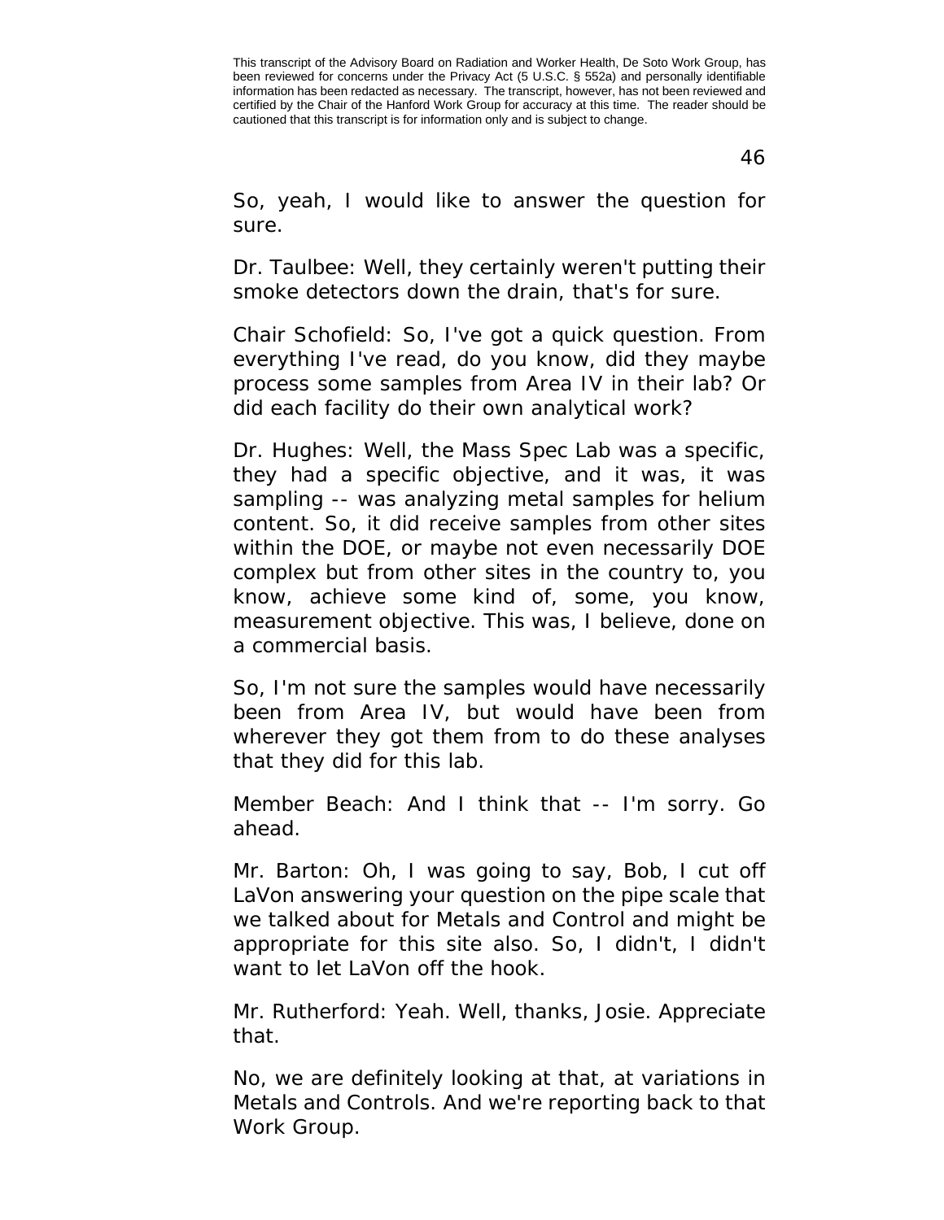So, yeah, I would like to answer the question for sure.

Dr. Taulbee: Well, they certainly weren't putting their smoke detectors down the drain, that's for sure.

Chair Schofield: So, I've got a quick question. From everything I've read, do you know, did they maybe process some samples from Area IV in their lab? Or did each facility do their own analytical work?

Dr. Hughes: Well, the Mass Spec Lab was a specific, they had a specific objective, and it was, it was sampling -- was analyzing metal samples for helium content. So, it did receive samples from other sites within the DOE, or maybe not even necessarily DOE complex but from other sites in the country to, you know, achieve some kind of, some, you know, measurement objective. This was, I believe, done on a commercial basis.

So, I'm not sure the samples would have necessarily been from Area IV, but would have been from wherever they got them from to do these analyses that they did for this lab.

Member Beach: And I think that -- I'm sorry. Go ahead.

Mr. Barton: Oh, I was going to say, Bob, I cut off LaVon answering your question on the pipe scale that we talked about for Metals and Control and might be appropriate for this site also. So, I didn't, I didn't want to let LaVon off the hook.

Mr. Rutherford: Yeah. Well, thanks, Josie. Appreciate that.

No, we are definitely looking at that, at variations in Metals and Controls. And we're reporting back to that Work Group.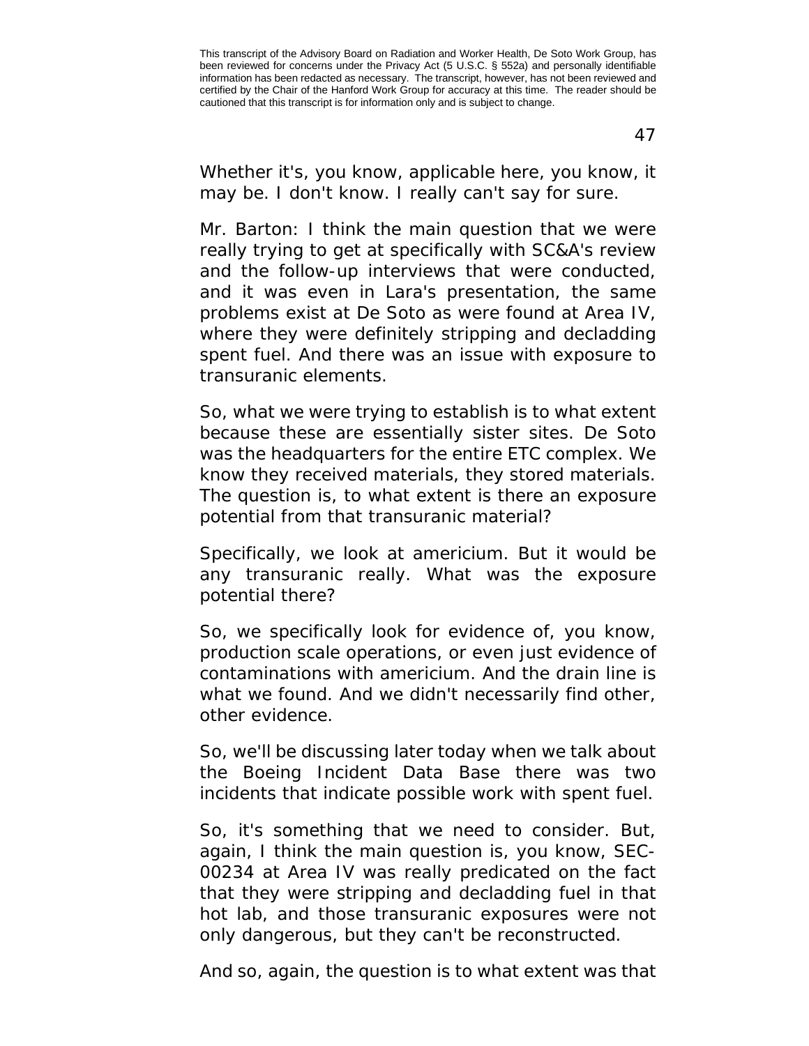Whether it's, you know, applicable here, you know, it may be. I don't know. I really can't say for sure.

Mr. Barton: I think the main question that we were really trying to get at specifically with SC&A's review and the follow-up interviews that were conducted, and it was even in Lara's presentation, the same problems exist at De Soto as were found at Area IV, where they were definitely stripping and decladding spent fuel. And there was an issue with exposure to transuranic elements.

So, what we were trying to establish is to what extent because these are essentially sister sites. De Soto was the headquarters for the entire ETC complex. We know they received materials, they stored materials. The question is, to what extent is there an exposure potential from that transuranic material?

Specifically, we look at americium. But it would be any transuranic really. What was the exposure potential there?

So, we specifically look for evidence of, you know, production scale operations, or even just evidence of contaminations with americium. And the drain line is what we found. And we didn't necessarily find other, other evidence.

So, we'll be discussing later today when we talk about the Boeing Incident Data Base there was two incidents that indicate possible work with spent fuel.

So, it's something that we need to consider. But, again, I think the main question is, you know, SEC-00234 at Area IV was really predicated on the fact that they were stripping and decladding fuel in that hot lab, and those transuranic exposures were not only dangerous, but they can't be reconstructed.

And so, again, the question is to what extent was that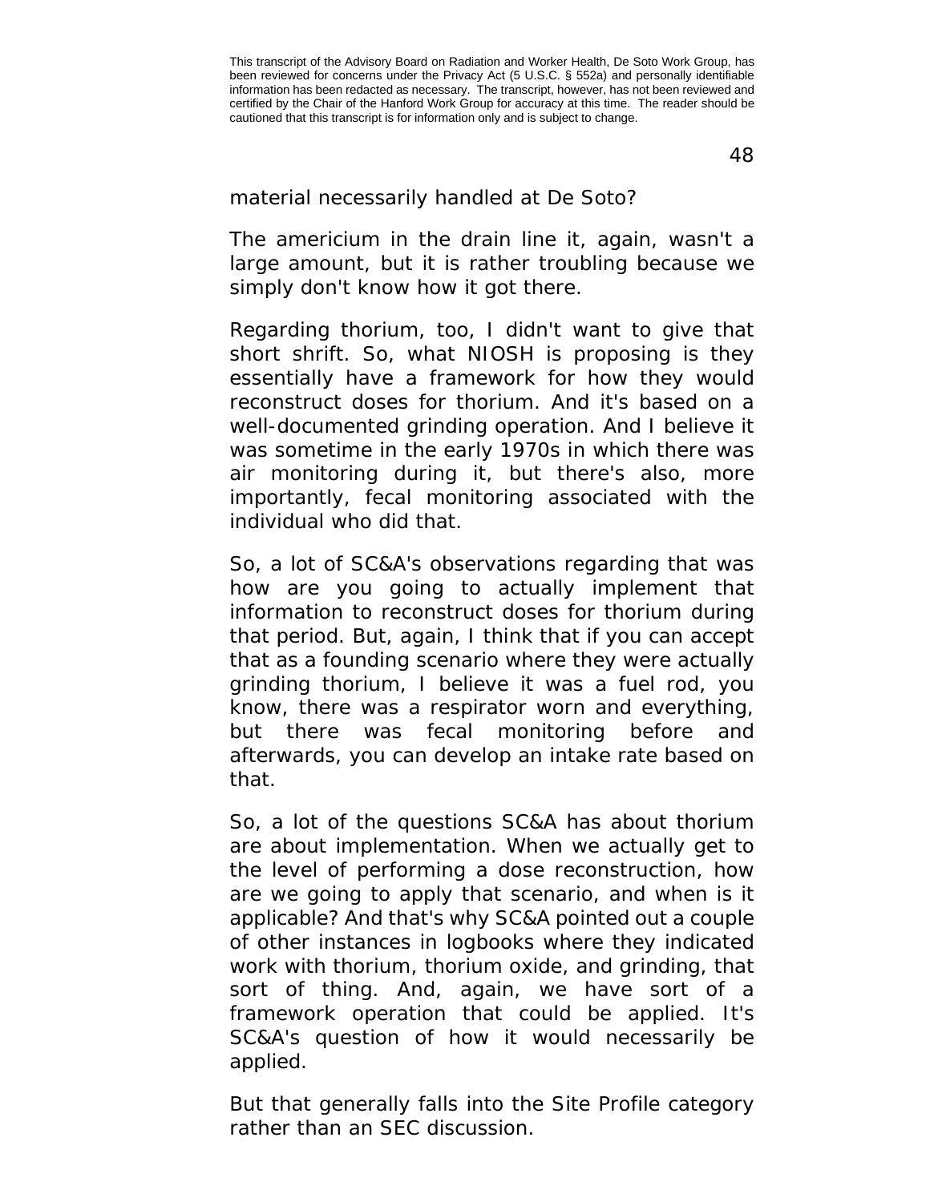material necessarily handled at De Soto?

The americium in the drain line it, again, wasn't a large amount, but it is rather troubling because we simply don't know how it got there.

Regarding thorium, too, I didn't want to give that short shrift. So, what NIOSH is proposing is they essentially have a framework for how they would reconstruct doses for thorium. And it's based on a well-documented grinding operation. And I believe it was sometime in the early 1970s in which there was air monitoring during it, but there's also, more importantly, fecal monitoring associated with the individual who did that.

So, a lot of SC&A's observations regarding that was how are you going to actually implement that information to reconstruct doses for thorium during that period. But, again, I think that if you can accept that as a founding scenario where they were actually grinding thorium, I believe it was a fuel rod, you know, there was a respirator worn and everything, but there was fecal monitoring before and afterwards, you can develop an intake rate based on that.

So, a lot of the questions SC&A has about thorium are about implementation. When we actually get to the level of performing a dose reconstruction, how are we going to apply that scenario, and when is it applicable? And that's why SC&A pointed out a couple of other instances in logbooks where they indicated work with thorium, thorium oxide, and grinding, that sort of thing. And, again, we have sort of a framework operation that could be applied. It's SC&A's question of how it would necessarily be applied.

But that generally falls into the Site Profile category rather than an SEC discussion.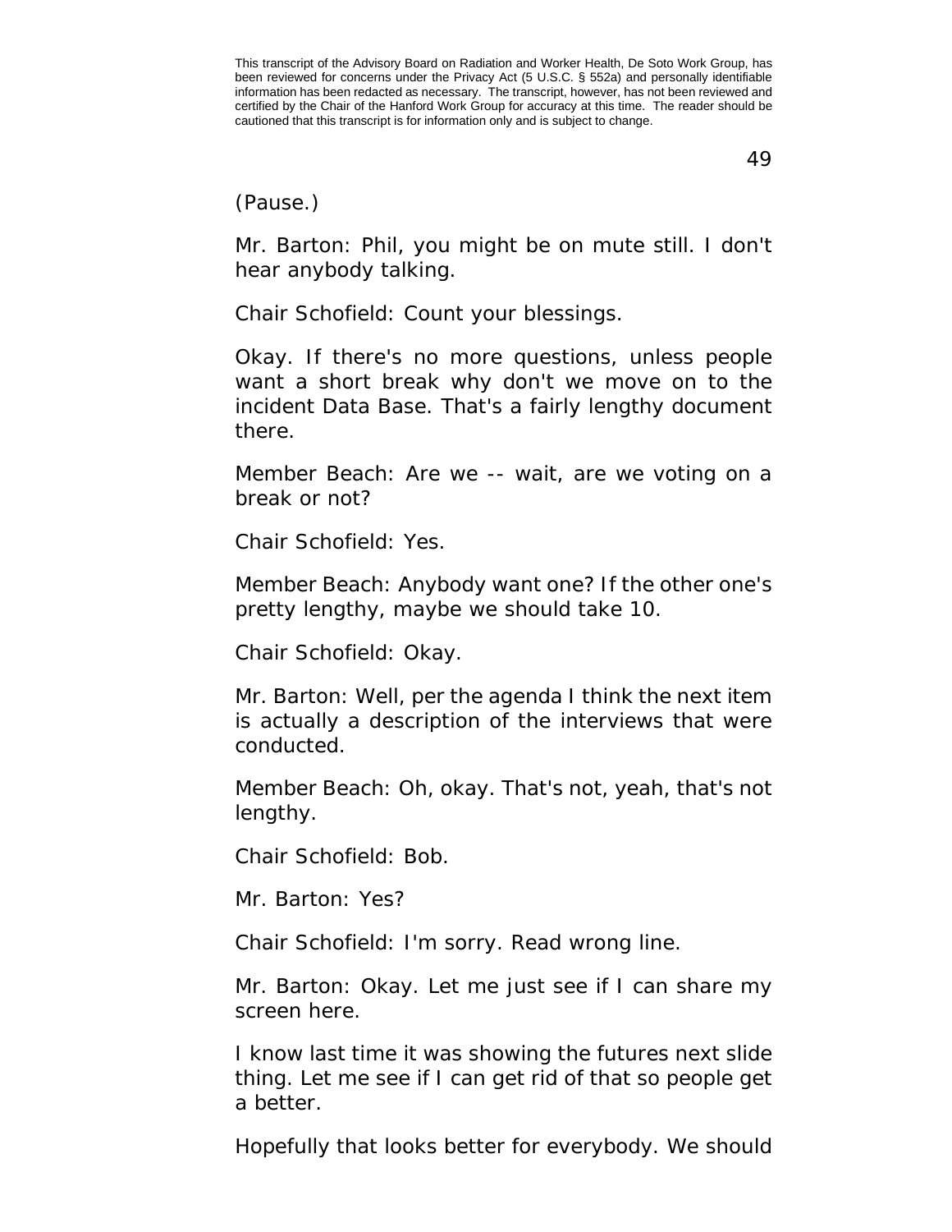(Pause.)

Mr. Barton: Phil, you might be on mute still. I don't hear anybody talking.

Chair Schofield: Count your blessings.

Okay. If there's no more questions, unless people want a short break why don't we move on to the incident Data Base. That's a fairly lengthy document there.

Member Beach: Are we -- wait, are we voting on a break or not?

Chair Schofield: Yes.

Member Beach: Anybody want one? If the other one's pretty lengthy, maybe we should take 10.

Chair Schofield: Okay.

Mr. Barton: Well, per the agenda I think the next item is actually a description of the interviews that were conducted.

Member Beach: Oh, okay. That's not, yeah, that's not lengthy.

Chair Schofield: Bob.

Mr. Barton: Yes?

Chair Schofield: I'm sorry. Read wrong line.

Mr. Barton: Okay. Let me just see if I can share my screen here.

I know last time it was showing the futures next slide thing. Let me see if I can get rid of that so people get a better.

Hopefully that looks better for everybody. We should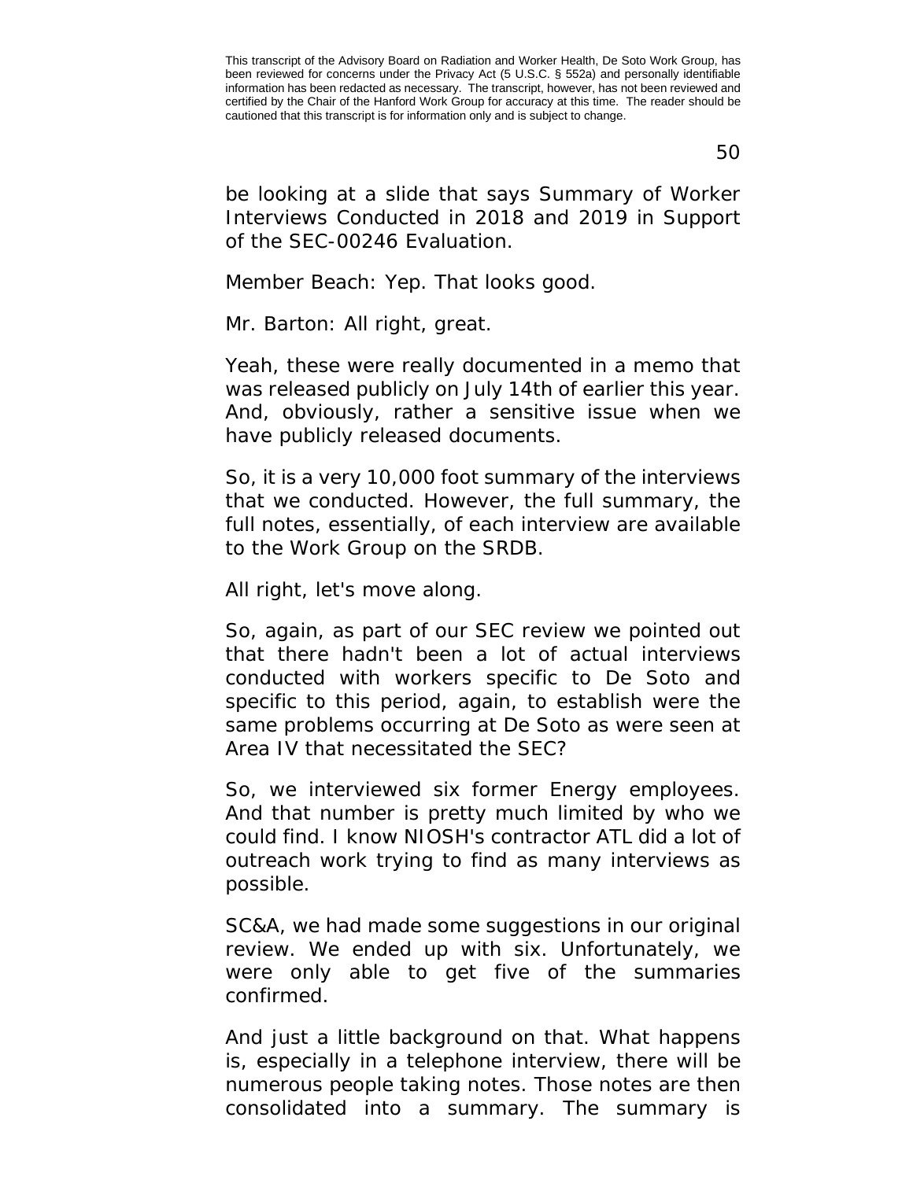be looking at a slide that says Summary of Worker Interviews Conducted in 2018 and 2019 in Support of the SEC-00246 Evaluation.

Member Beach: Yep. That looks good.

Mr. Barton: All right, great.

Yeah, these were really documented in a memo that was released publicly on July 14th of earlier this year. And, obviously, rather a sensitive issue when we have publicly released documents.

So, it is a very 10,000 foot summary of the interviews that we conducted. However, the full summary, the full notes, essentially, of each interview are available to the Work Group on the SRDB.

All right, let's move along.

So, again, as part of our SEC review we pointed out that there hadn't been a lot of actual interviews conducted with workers specific to De Soto and specific to this period, again, to establish were the same problems occurring at De Soto as were seen at Area IV that necessitated the SEC?

So, we interviewed six former Energy employees. And that number is pretty much limited by who we could find. I know NIOSH's contractor ATL did a lot of outreach work trying to find as many interviews as possible.

SC&A, we had made some suggestions in our original review. We ended up with six. Unfortunately, we were only able to get five of the summaries confirmed.

And just a little background on that. What happens is, especially in a telephone interview, there will be numerous people taking notes. Those notes are then consolidated into a summary. The summary is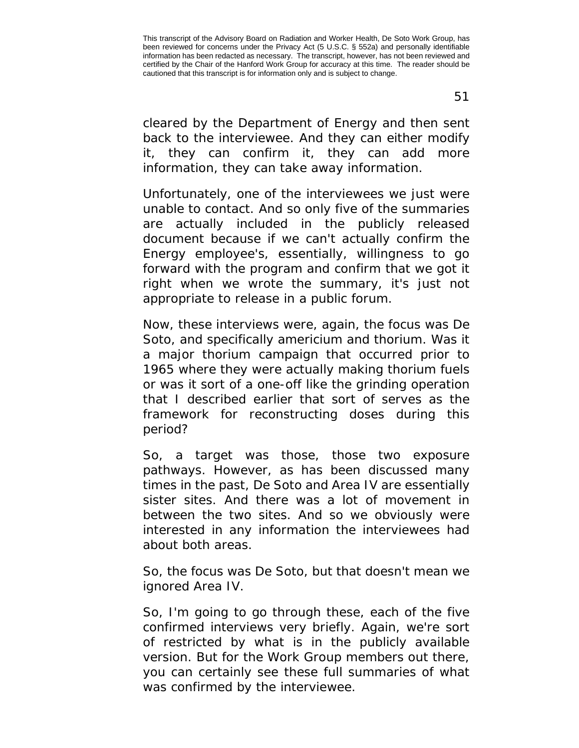cleared by the Department of Energy and then sent back to the interviewee. And they can either modify it, they can confirm it, they can add more information, they can take away information.

Unfortunately, one of the interviewees we just were unable to contact. And so only five of the summaries are actually included in the publicly released document because if we can't actually confirm the Energy employee's, essentially, willingness to go forward with the program and confirm that we got it right when we wrote the summary, it's just not appropriate to release in a public forum.

Now, these interviews were, again, the focus was De Soto, and specifically americium and thorium. Was it a major thorium campaign that occurred prior to 1965 where they were actually making thorium fuels or was it sort of a one-off like the grinding operation that I described earlier that sort of serves as the framework for reconstructing doses during this period?

So, a target was those, those two exposure pathways. However, as has been discussed many times in the past, De Soto and Area IV are essentially sister sites. And there was a lot of movement in between the two sites. And so we obviously were interested in any information the interviewees had about both areas.

So, the focus was De Soto, but that doesn't mean we ignored Area IV.

So, I'm going to go through these, each of the five confirmed interviews very briefly. Again, we're sort of restricted by what is in the publicly available version. But for the Work Group members out there, you can certainly see these full summaries of what was confirmed by the interviewee.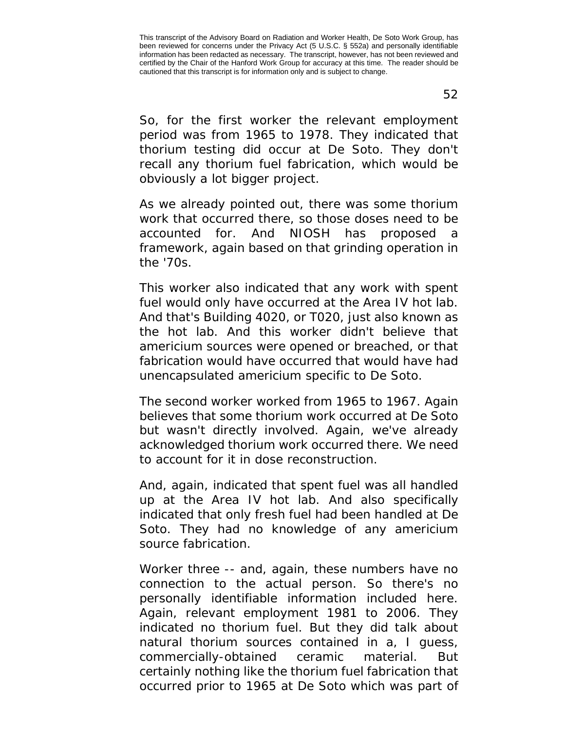So, for the first worker the relevant employment period was from 1965 to 1978. They indicated that thorium testing did occur at De Soto. They don't recall any thorium fuel fabrication, which would be obviously a lot bigger project.

As we already pointed out, there was some thorium work that occurred there, so those doses need to be accounted for. And NIOSH has proposed a framework, again based on that grinding operation in the '70s.

This worker also indicated that any work with spent fuel would only have occurred at the Area IV hot lab. And that's Building 4020, or T020, just also known as the hot lab. And this worker didn't believe that americium sources were opened or breached, or that fabrication would have occurred that would have had unencapsulated americium specific to De Soto.

The second worker worked from 1965 to 1967. Again believes that some thorium work occurred at De Soto but wasn't directly involved. Again, we've already acknowledged thorium work occurred there. We need to account for it in dose reconstruction.

And, again, indicated that spent fuel was all handled up at the Area IV hot lab. And also specifically indicated that only fresh fuel had been handled at De Soto. They had no knowledge of any americium source fabrication.

Worker three -- and, again, these numbers have no connection to the actual person. So there's no personally identifiable information included here. Again, relevant employment 1981 to 2006. They indicated no thorium fuel. But they did talk about natural thorium sources contained in a, I guess, commercially-obtained ceramic material. But certainly nothing like the thorium fuel fabrication that occurred prior to 1965 at De Soto which was part of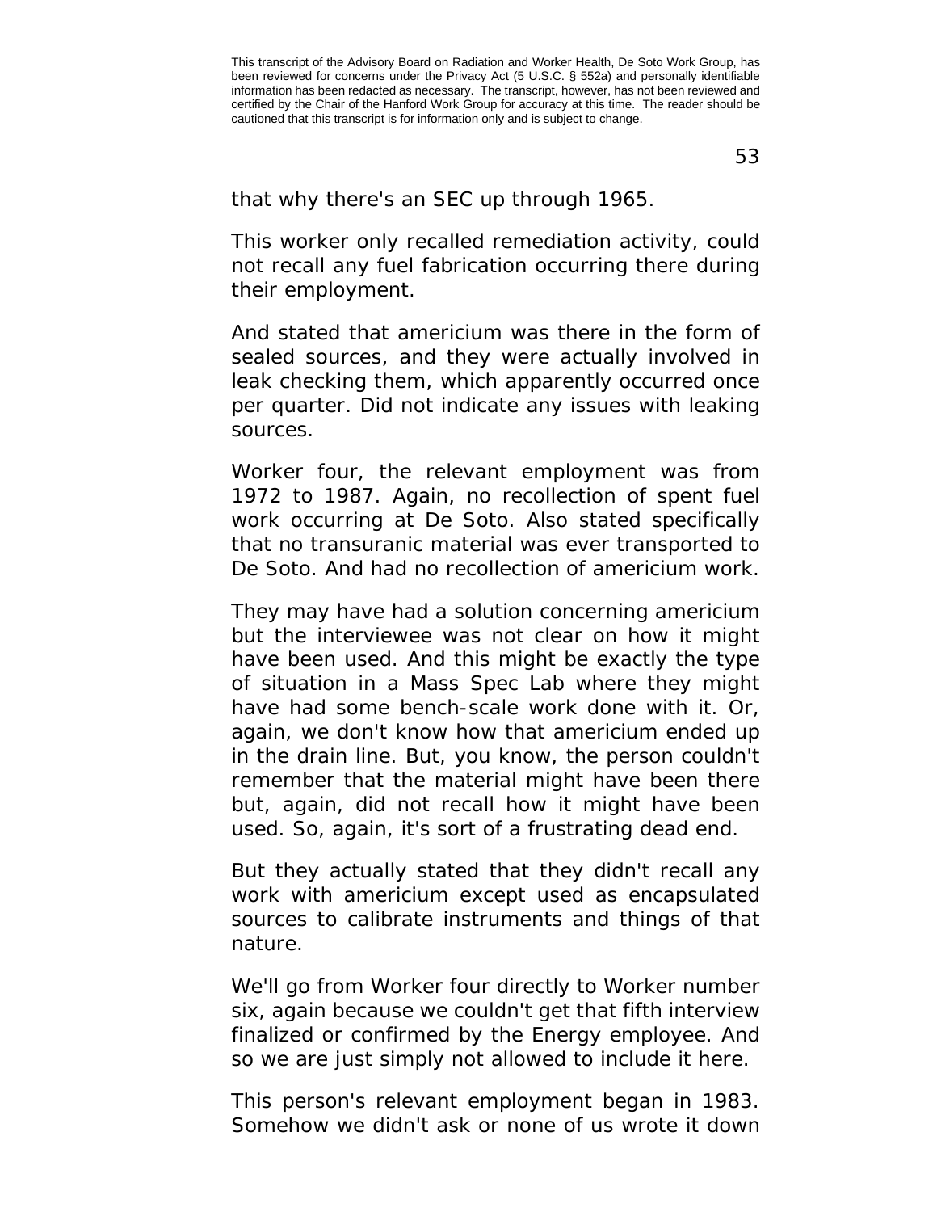that why there's an SEC up through 1965.

This worker only recalled remediation activity, could not recall any fuel fabrication occurring there during their employment.

And stated that americium was there in the form of sealed sources, and they were actually involved in leak checking them, which apparently occurred once per quarter. Did not indicate any issues with leaking sources.

Worker four, the relevant employment was from 1972 to 1987. Again, no recollection of spent fuel work occurring at De Soto. Also stated specifically that no transuranic material was ever transported to De Soto. And had no recollection of americium work.

They may have had a solution concerning americium but the interviewee was not clear on how it might have been used. And this might be exactly the type of situation in a Mass Spec Lab where they might have had some bench-scale work done with it. Or, again, we don't know how that americium ended up in the drain line. But, you know, the person couldn't remember that the material might have been there but, again, did not recall how it might have been used. So, again, it's sort of a frustrating dead end.

But they actually stated that they didn't recall any work with americium except used as encapsulated sources to calibrate instruments and things of that nature.

We'll go from Worker four directly to Worker number six, again because we couldn't get that fifth interview finalized or confirmed by the Energy employee. And so we are just simply not allowed to include it here.

This person's relevant employment began in 1983. Somehow we didn't ask or none of us wrote it down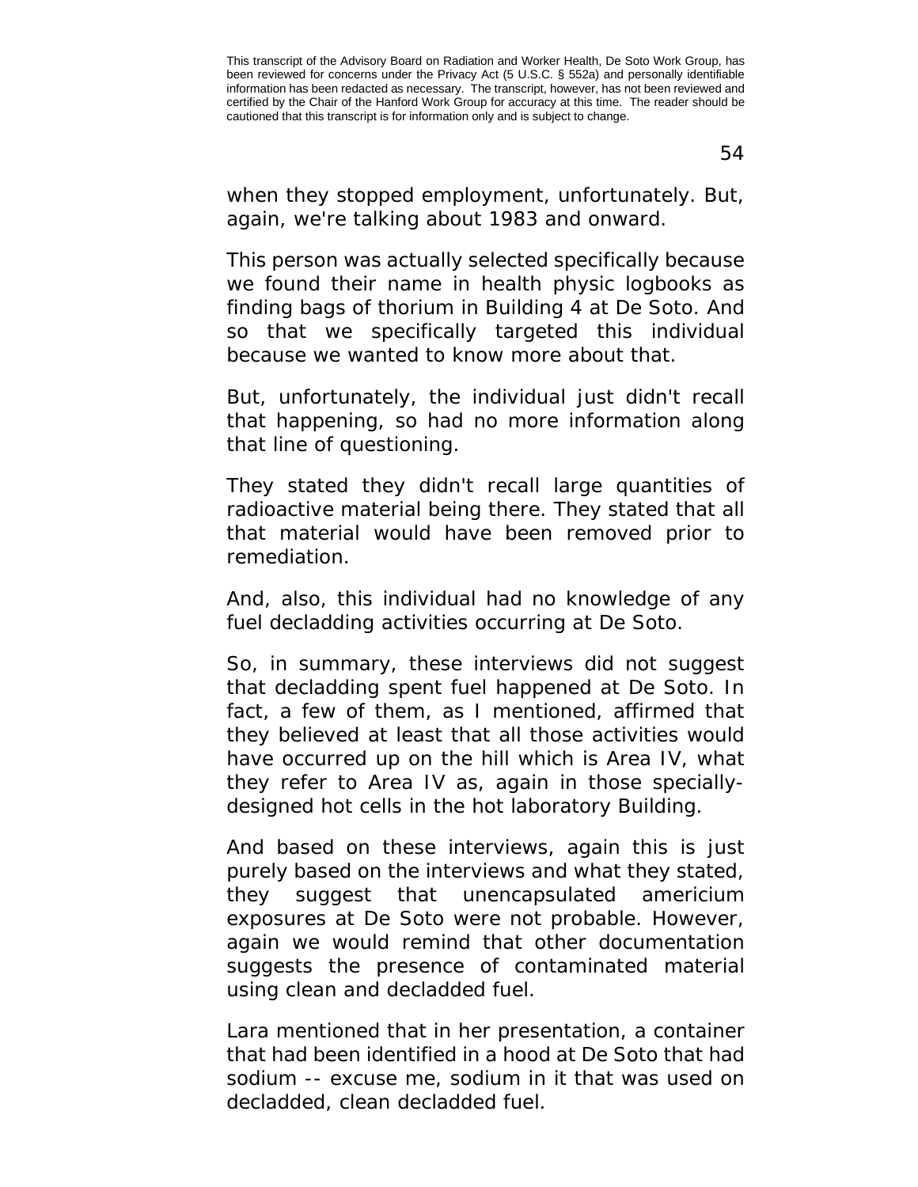when they stopped employment, unfortunately. But, again, we're talking about 1983 and onward.

This person was actually selected specifically because we found their name in health physic logbooks as finding bags of thorium in Building 4 at De Soto. And so that we specifically targeted this individual because we wanted to know more about that.

But, unfortunately, the individual just didn't recall that happening, so had no more information along that line of questioning.

They stated they didn't recall large quantities of radioactive material being there. They stated that all that material would have been removed prior to remediation.

And, also, this individual had no knowledge of any fuel decladding activities occurring at De Soto.

So, in summary, these interviews did not suggest that decladding spent fuel happened at De Soto. In fact, a few of them, as I mentioned, affirmed that they believed at least that all those activities would have occurred up on the hill which is Area IV, what they refer to Area IV as, again in those specially-designed hot cells in the hot laboratory Building.

And based on these interviews, again this is just purely based on the interviews and what they stated, they suggest that unencapsulated americium exposures at De Soto were not probable. However, again we would remind that other documentation suggests the presence of contaminated material using clean and decladded fuel.

Lara mentioned that in her presentation, a container that had been identified in a hood at De Soto that had sodium -- excuse me, sodium in it that was used on decladded, clean decladded fuel.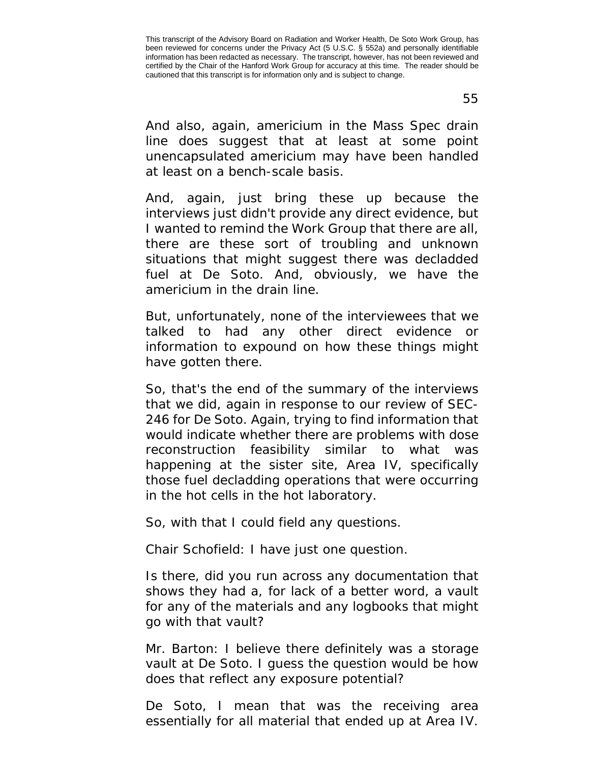And also, again, americium in the Mass Spec drain line does suggest that at least at some point unencapsulated americium may have been handled at least on a bench-scale basis.

And, again, just bring these up because the interviews just didn't provide any direct evidence, but I wanted to remind the Work Group that there are all, there are these sort of troubling and unknown situations that might suggest there was decladded fuel at De Soto. And, obviously, we have the americium in the drain line.

But, unfortunately, none of the interviewees that we talked to had any other direct evidence or information to expound on how these things might have gotten there.

So, that's the end of the summary of the interviews that we did, again in response to our review of SEC-246 for De Soto. Again, trying to find information that would indicate whether there are problems with dose reconstruction feasibility similar to what was happening at the sister site, Area IV, specifically those fuel decladding operations that were occurring in the hot cells in the hot laboratory.

So, with that I could field any questions.

Chair Schofield: I have just one question.

Is there, did you run across any documentation that shows they had a, for lack of a better word, a vault for any of the materials and any logbooks that might go with that vault?

Mr. Barton: I believe there definitely was a storage vault at De Soto. I guess the question would be how does that reflect any exposure potential?

De Soto, I mean that was the receiving area essentially for all material that ended up at Area IV.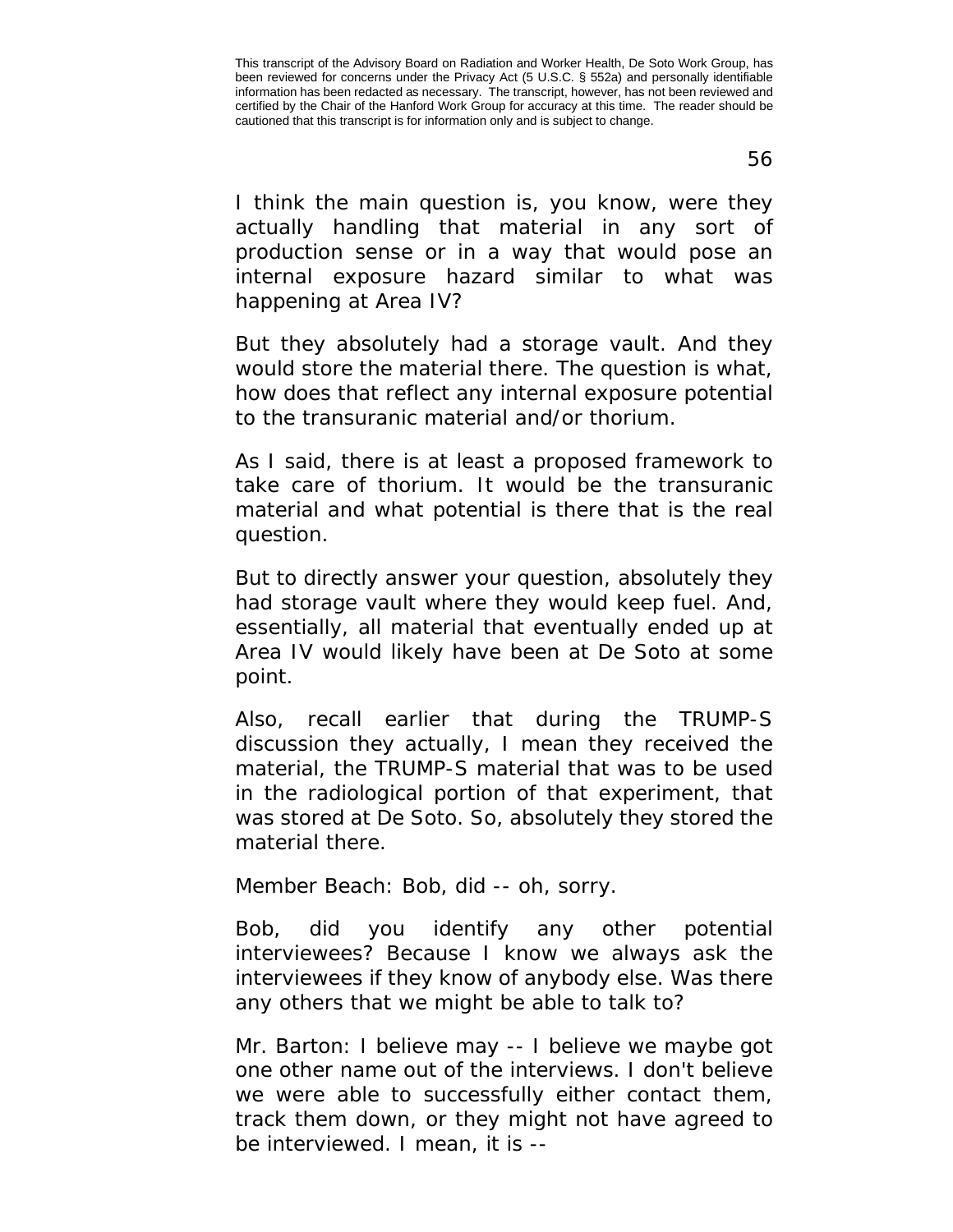I think the main question is, you know, were they actually handling that material in any sort of production sense or in a way that would pose an internal exposure hazard similar to what was happening at Area IV?

But they absolutely had a storage vault. And they would store the material there. The question is what, how does that reflect any internal exposure potential to the transuranic material and/or thorium.

As I said, there is at least a proposed framework to take care of thorium. It would be the transuranic material and what potential is there that is the real question.

But to directly answer your question, absolutely they had storage vault where they would keep fuel. And, essentially, all material that eventually ended up at Area IV would likely have been at De Soto at some point.

Also, recall earlier that during the TRUMP-S discussion they actually, I mean they received the material, the TRUMP-S material that was to be used in the radiological portion of that experiment, that was stored at De Soto. So, absolutely they stored the material there.

Member Beach: Bob, did -- oh, sorry.

Bob, did you identify any other potential interviewees? Because I know we always ask the interviewees if they know of anybody else. Was there any others that we might be able to talk to?

Mr. Barton: I believe may -- I believe we maybe got one other name out of the interviews. I don't believe we were able to successfully either contact them, track them down, or they might not have agreed to be interviewed. I mean, it is --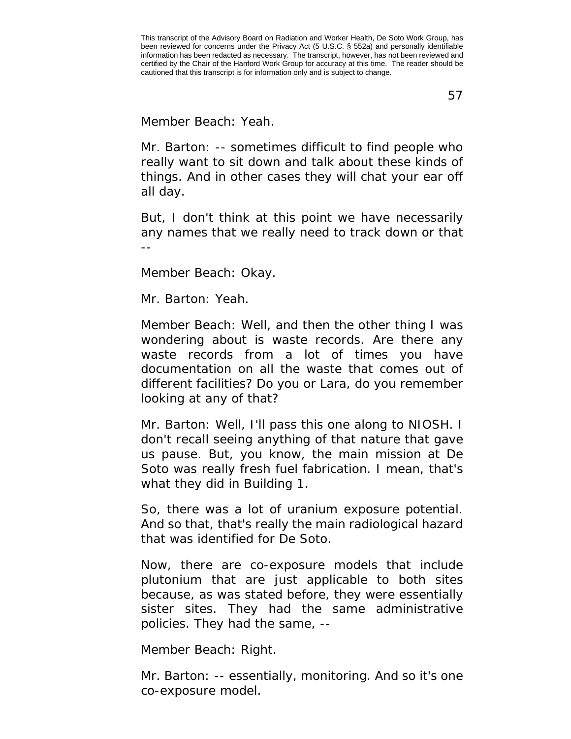Member Beach: Yeah.

Mr. Barton: -- sometimes difficult to find people who really want to sit down and talk about these kinds of things. And in other cases they will chat your ear off all day.

But, I don't think at this point we have necessarily any names that we really need to track down or that --

Member Beach: Okay.

Mr. Barton: Yeah.

Member Beach: Well, and then the other thing I was wondering about is waste records. Are there any waste records from a lot of times you have documentation on all the waste that comes out of different facilities? Do you or Lara, do you remember looking at any of that?

Mr. Barton: Well, I'll pass this one along to NIOSH. I don't recall seeing anything of that nature that gave us pause. But, you know, the main mission at De Soto was really fresh fuel fabrication. I mean, that's what they did in Building 1.

So, there was a lot of uranium exposure potential. And so that, that's really the main radiological hazard that was identified for De Soto.

Now, there are co-exposure models that include plutonium that are just applicable to both sites because, as was stated before, they were essentially sister sites. They had the same administrative policies. They had the same, --

Member Beach: Right.

Mr. Barton: -- essentially, monitoring. And so it's one co-exposure model.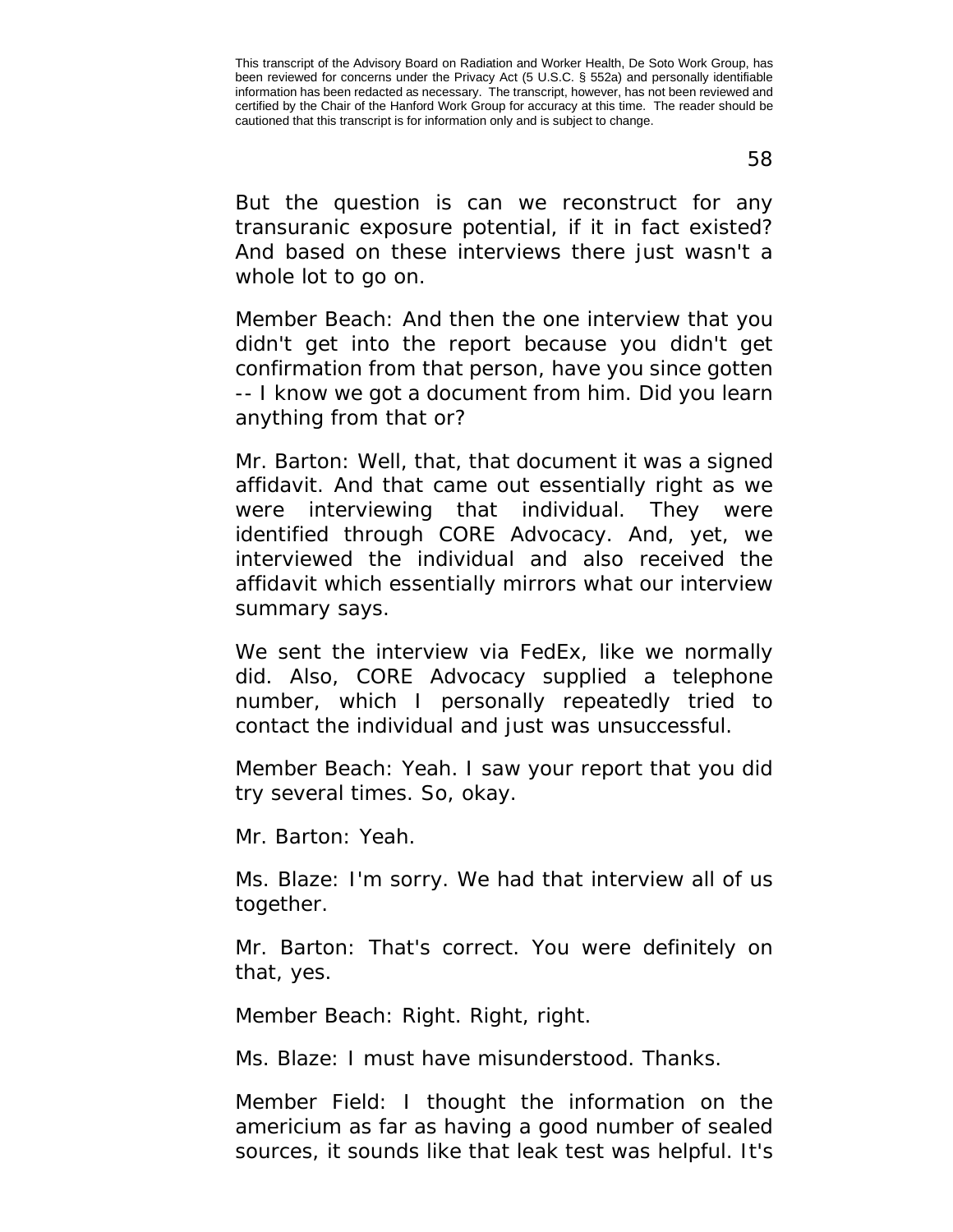But the question is can we reconstruct for any transuranic exposure potential, if it in fact existed? And based on these interviews there just wasn't a whole lot to go on.

Member Beach: And then the one interview that you didn't get into the report because you didn't get confirmation from that person, have you since gotten -- I know we got a document from him. Did you learn anything from that or?

Mr. Barton: Well, that, that document it was a signed affidavit. And that came out essentially right as we were interviewing that individual. They were identified through CORE Advocacy. And, yet, we interviewed the individual and also received the affidavit which essentially mirrors what our interview summary says.

We sent the interview via FedEx, like we normally did. Also, CORE Advocacy supplied a telephone number, which I personally repeatedly tried to contact the individual and just was unsuccessful.

Member Beach: Yeah. I saw your report that you did try several times. So, okay.

Mr. Barton: Yeah.

Ms. Blaze: I'm sorry. We had that interview all of us together.

Mr. Barton: That's correct. You were definitely on that, yes.

Member Beach: Right. Right, right.

Ms. Blaze: I must have misunderstood. Thanks.

Member Field: I thought the information on the americium as far as having a good number of sealed sources, it sounds like that leak test was helpful. It's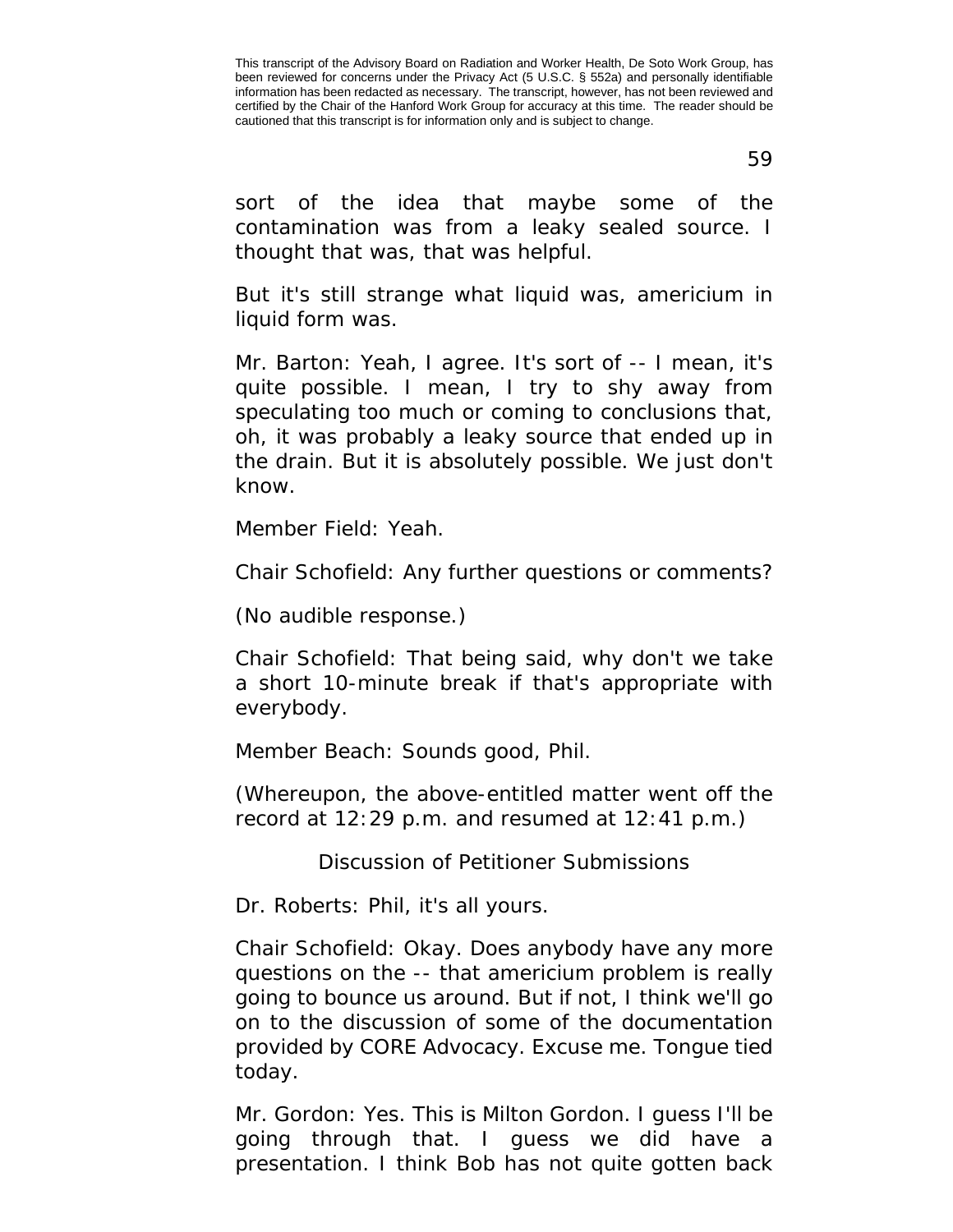sort of the idea that maybe some of the contamination was from a leaky sealed source. I thought that was, that was helpful.

But it's still strange what liquid was, americium in liquid form was.

Mr. Barton: Yeah, I agree. It's sort of -- I mean, it's quite possible. I mean, I try to shy away from speculating too much or coming to conclusions that, oh, it was probably a leaky source that ended up in the drain. But it is absolutely possible. We just don't know.

Member Field: Yeah.

Chair Schofield: Any further questions or comments?

(No audible response.)

Chair Schofield: That being said, why don't we take a short 10-minute break if that's appropriate with everybody.

Member Beach: Sounds good, Phil.

(Whereupon, the above-entitled matter went off the record at 12:29 p.m. and resumed at 12:41 p.m.)

## Discussion of Petitioner Submissions

Dr. Roberts: Phil, it's all yours.

Chair Schofield: Okay. Does anybody have any more questions on the -- that americium problem is really going to bounce us around. But if not, I think we'll go on to the discussion of some of the documentation provided by CORE Advocacy. Excuse me. Tongue tied today.

Mr. Gordon: Yes. This is Milton Gordon. I guess I'll be going through that. I guess we did have a presentation. I think Bob has not quite gotten back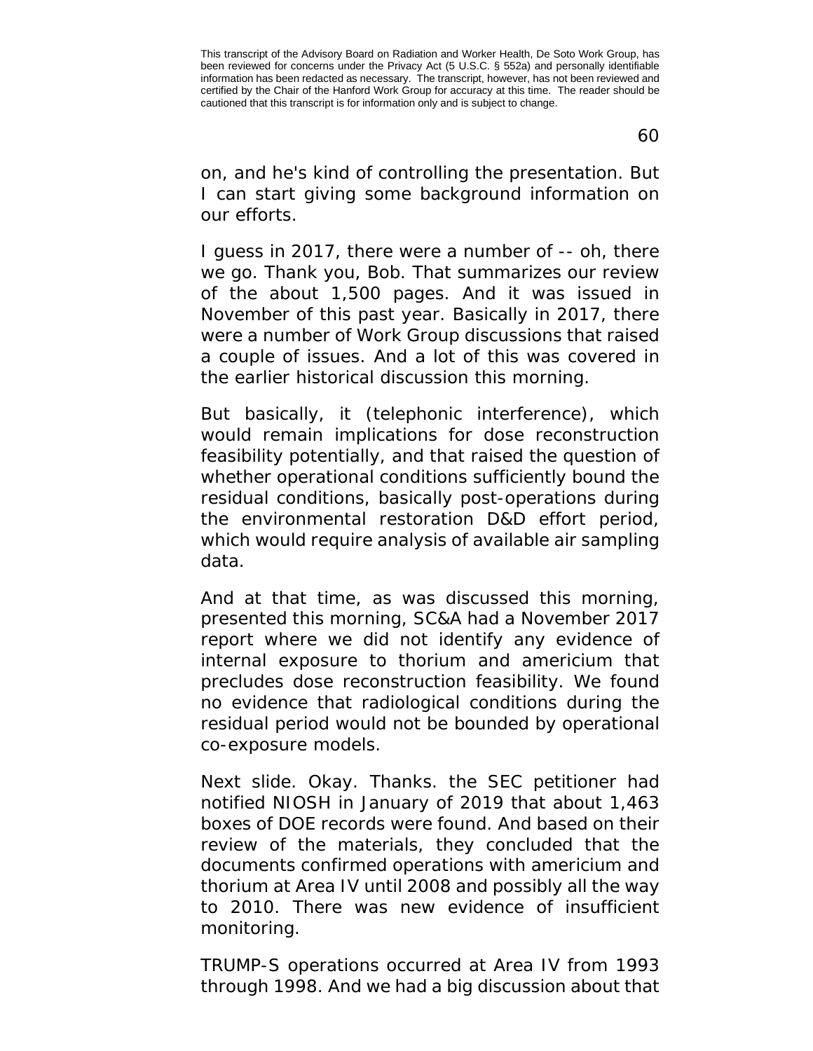on, and he's kind of controlling the presentation. But I can start giving some background information on our efforts.

I guess in 2017, there were a number of -- oh, there we go. Thank you, Bob. That summarizes our review of the about 1,500 pages. And it was issued in November of this past year. Basically in 2017, there were a number of Work Group discussions that raised a couple of issues. And a lot of this was covered in the earlier historical discussion this morning.

But basically, it (telephonic interference), which would remain implications for dose reconstruction feasibility potentially, and that raised the question of whether operational conditions sufficiently bound the residual conditions, basically post-operations during the environmental restoration D&D effort period, which would require analysis of available air sampling data.

And at that time, as was discussed this morning, presented this morning, SC&A had a November 2017 report where we did not identify any evidence of internal exposure to thorium and americium that precludes dose reconstruction feasibility. We found no evidence that radiological conditions during the residual period would not be bounded by operational co-exposure models.

Next slide. Okay. Thanks. the SEC petitioner had notified NIOSH in January of 2019 that about 1,463 boxes of DOE records were found. And based on their review of the materials, they concluded that the documents confirmed operations with americium and thorium at Area IV until 2008 and possibly all the way to 2010. There was new evidence of insufficient monitoring.

TRUMP-S operations occurred at Area IV from 1993 through 1998. And we had a big discussion about that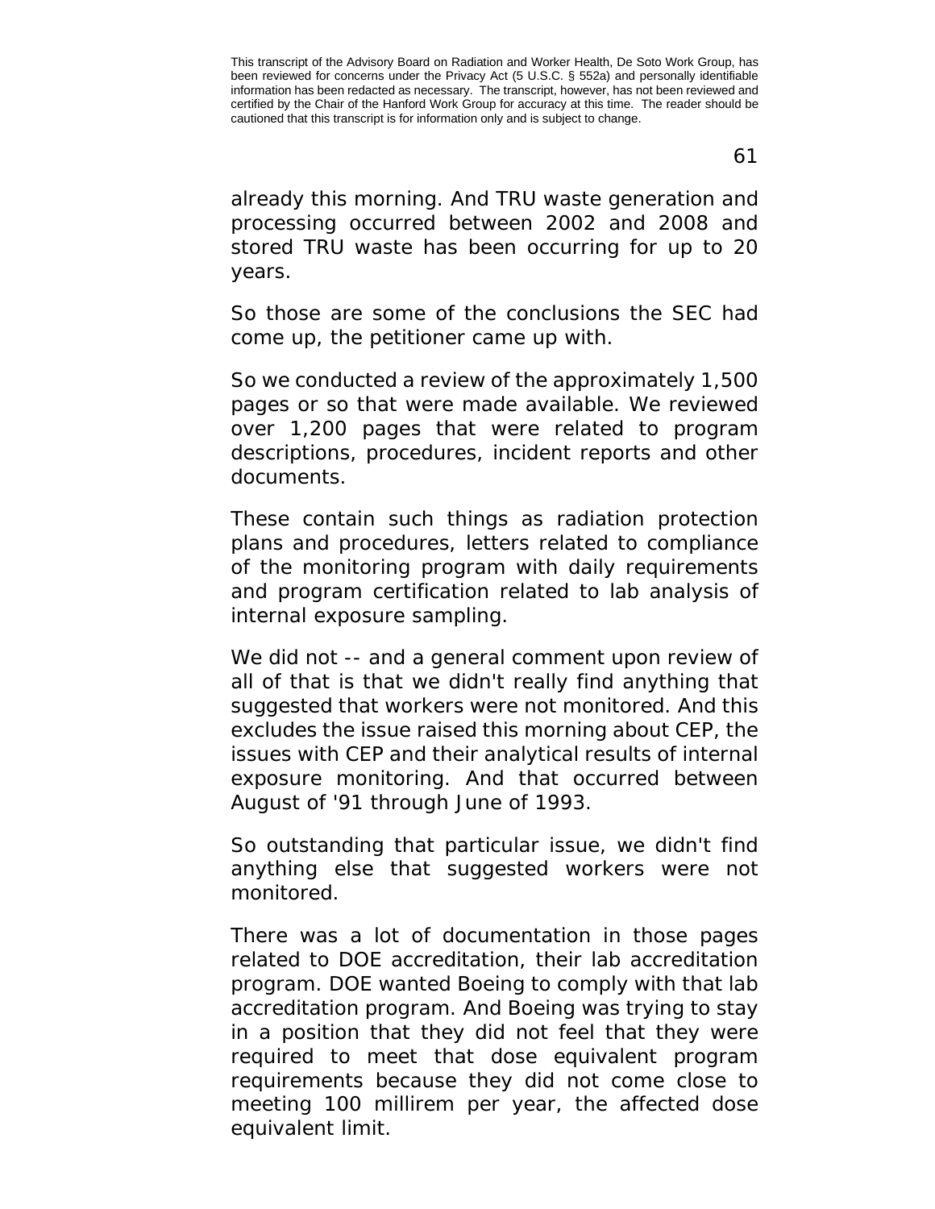already this morning. And TRU waste generation and processing occurred between 2002 and 2008 and stored TRU waste has been occurring for up to 20 years.

So those are some of the conclusions the SEC had come up, the petitioner came up with.

So we conducted a review of the approximately 1,500 pages or so that were made available. We reviewed over 1,200 pages that were related to program descriptions, procedures, incident reports and other documents.

These contain such things as radiation protection plans and procedures, letters related to compliance of the monitoring program with daily requirements and program certification related to lab analysis of internal exposure sampling.

We did not -- and a general comment upon review of all of that is that we didn't really find anything that suggested that workers were not monitored. And this excludes the issue raised this morning about CEP, the issues with CEP and their analytical results of internal exposure monitoring. And that occurred between August of '91 through June of 1993.

So outstanding that particular issue, we didn't find anything else that suggested workers were not monitored.

There was a lot of documentation in those pages related to DOE accreditation, their lab accreditation program. DOE wanted Boeing to comply with that lab accreditation program. And Boeing was trying to stay in a position that they did not feel that they were required to meet that dose equivalent program requirements because they did not come close to meeting 100 millirem per year, the affected dose equivalent limit.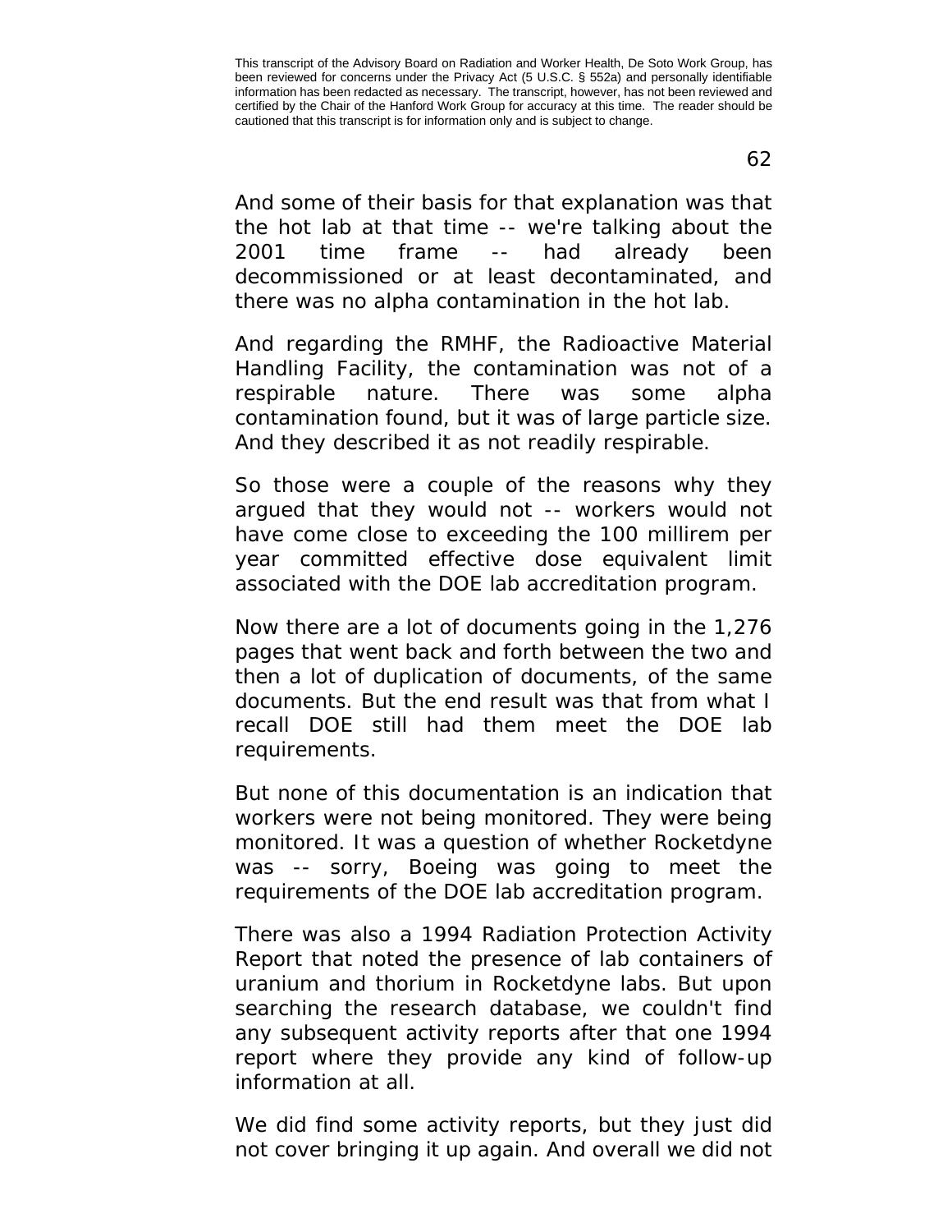And some of their basis for that explanation was that the hot lab at that time -- we're talking about the 2001 time frame -- had already been decommissioned or at least decontaminated, and there was no alpha contamination in the hot lab.

And regarding the RMHF, the Radioactive Material Handling Facility, the contamination was not of a respirable nature. There was some alpha contamination found, but it was of large particle size. And they described it as not readily respirable.

So those were a couple of the reasons why they argued that they would not -- workers would not have come close to exceeding the 100 millirem per year committed effective dose equivalent limit associated with the DOE lab accreditation program.

Now there are a lot of documents going in the 1,276 pages that went back and forth between the two and then a lot of duplication of documents, of the same documents. But the end result was that from what I recall DOE still had them meet the DOE lab requirements.

But none of this documentation is an indication that workers were not being monitored. They were being monitored. It was a question of whether Rocketdyne was -- sorry, Boeing was going to meet the requirements of the DOE lab accreditation program.

There was also a 1994 Radiation Protection Activity Report that noted the presence of lab containers of uranium and thorium in Rocketdyne labs. But upon searching the research database, we couldn't find any subsequent activity reports after that one 1994 report where they provide any kind of follow-up information at all.

We did find some activity reports, but they just did not cover bringing it up again. And overall we did not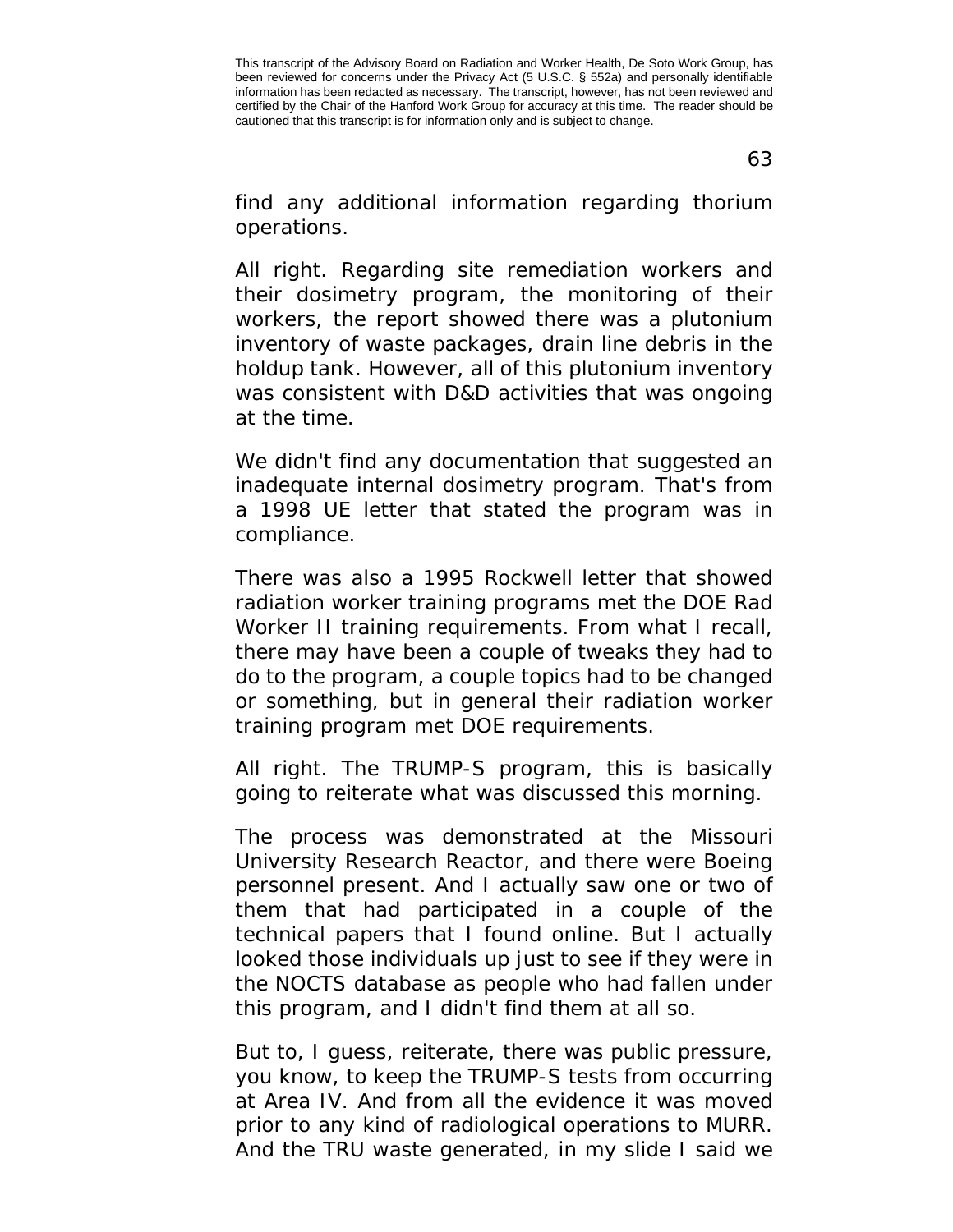find any additional information regarding thorium operations.

All right. Regarding site remediation workers and their dosimetry program, the monitoring of their workers, the report showed there was a plutonium inventory of waste packages, drain line debris in the holdup tank. However, all of this plutonium inventory was consistent with D&D activities that was ongoing at the time.

We didn't find any documentation that suggested an inadequate internal dosimetry program. That's from a 1998 UE letter that stated the program was in compliance.

There was also a 1995 Rockwell letter that showed radiation worker training programs met the DOE Rad Worker II training requirements. From what I recall, there may have been a couple of tweaks they had to do to the program, a couple topics had to be changed or something, but in general their radiation worker training program met DOE requirements.

All right. The TRUMP-S program, this is basically going to reiterate what was discussed this morning.

The process was demonstrated at the Missouri University Research Reactor, and there were Boeing personnel present. And I actually saw one or two of them that had participated in a couple of the technical papers that I found online. But I actually looked those individuals up just to see if they were in the NOCTS database as people who had fallen under this program, and I didn't find them at all so.

But to, I guess, reiterate, there was public pressure, you know, to keep the TRUMP-S tests from occurring at Area IV. And from all the evidence it was moved prior to any kind of radiological operations to MURR. And the TRU waste generated, in my slide I said we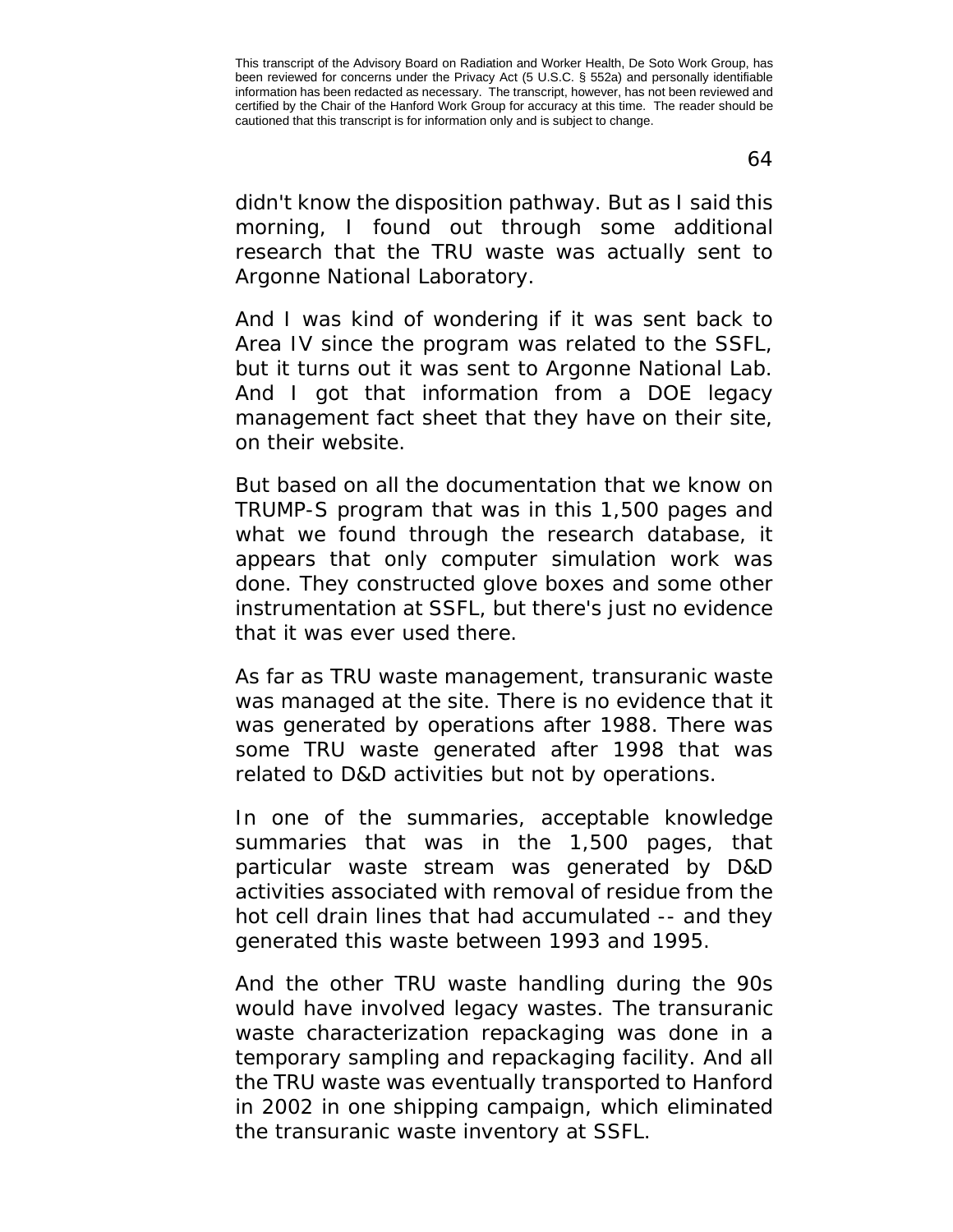didn't know the disposition pathway. But as I said this morning, I found out through some additional research that the TRU waste was actually sent to Argonne National Laboratory.

And I was kind of wondering if it was sent back to Area IV since the program was related to the SSFL, but it turns out it was sent to Argonne National Lab. And I got that information from a DOE legacy management fact sheet that they have on their site, on their website.

But based on all the documentation that we know on TRUMP-S program that was in this 1,500 pages and what we found through the research database, it appears that only computer simulation work was done. They constructed glove boxes and some other instrumentation at SSFL, but there's just no evidence that it was ever used there.

As far as TRU waste management, transuranic waste was managed at the site. There is no evidence that it was generated by operations after 1988. There was some TRU waste generated after 1998 that was related to D&D activities but not by operations.

In one of the summaries, acceptable knowledge summaries that was in the 1,500 pages, that particular waste stream was generated by D&D activities associated with removal of residue from the hot cell drain lines that had accumulated -- and they generated this waste between 1993 and 1995.

And the other TRU waste handling during the 90s would have involved legacy wastes. The transuranic waste characterization repackaging was done in a temporary sampling and repackaging facility. And all the TRU waste was eventually transported to Hanford in 2002 in one shipping campaign, which eliminated the transuranic waste inventory at SSFL.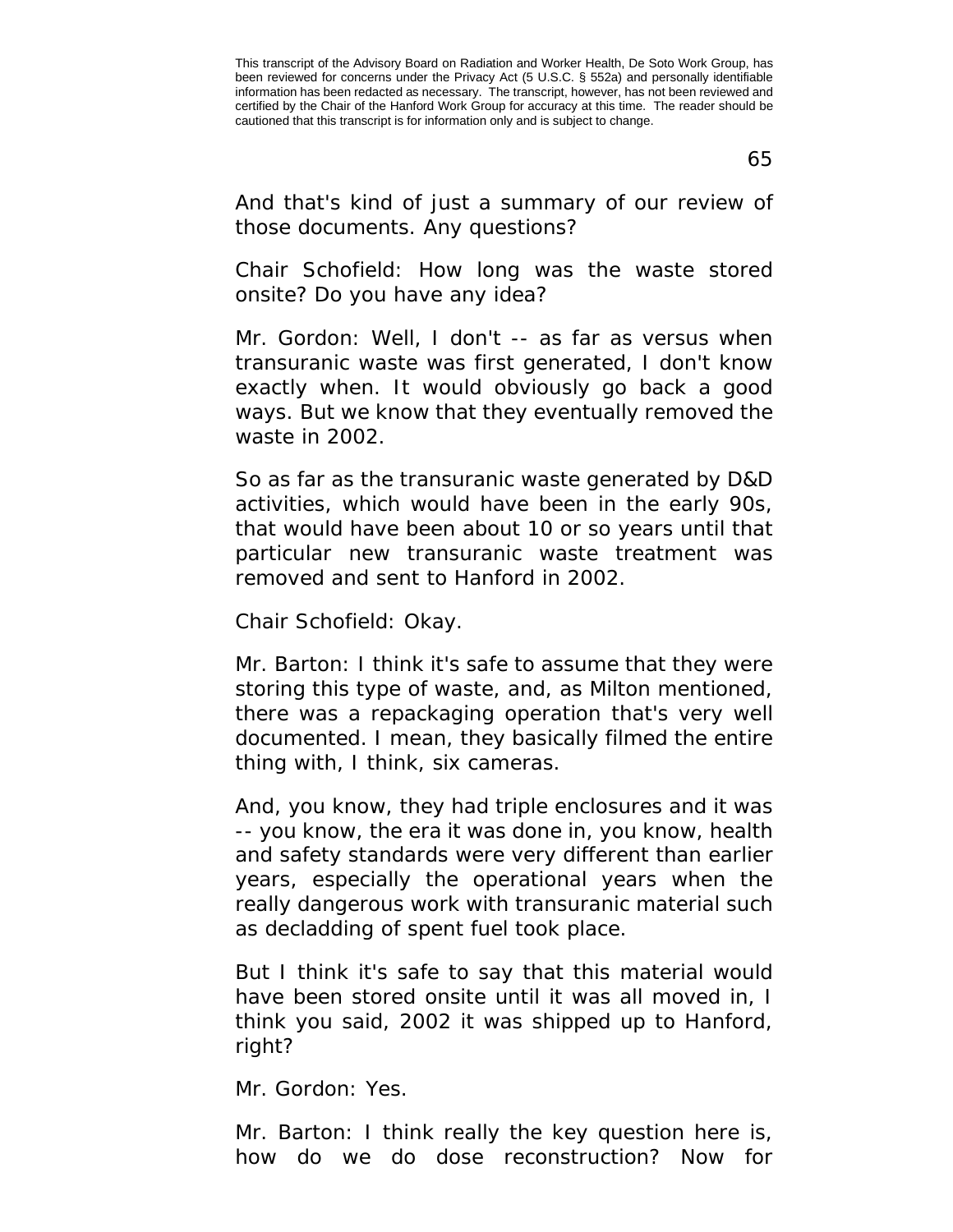And that's kind of just a summary of our review of those documents. Any questions?

Chair Schofield: How long was the waste stored onsite? Do you have any idea?

Mr. Gordon: Well, I don't -- as far as versus when transuranic waste was first generated, I don't know exactly when. It would obviously go back a good ways. But we know that they eventually removed the waste in 2002.

So as far as the transuranic waste generated by D&D activities, which would have been in the early 90s, that would have been about 10 or so years until that particular new transuranic waste treatment was removed and sent to Hanford in 2002.

Chair Schofield: Okay.

Mr. Barton: I think it's safe to assume that they were storing this type of waste, and, as Milton mentioned, there was a repackaging operation that's very well documented. I mean, they basically filmed the entire thing with, I think, six cameras.

And, you know, they had triple enclosures and it was -- you know, the era it was done in, you know, health and safety standards were very different than earlier years, especially the operational years when the really dangerous work with transuranic material such as decladding of spent fuel took place.

But I think it's safe to say that this material would have been stored onsite until it was all moved in, I think you said, 2002 it was shipped up to Hanford, right?

Mr. Gordon: Yes.

Mr. Barton: I think really the key question here is, how do we do dose reconstruction? Now for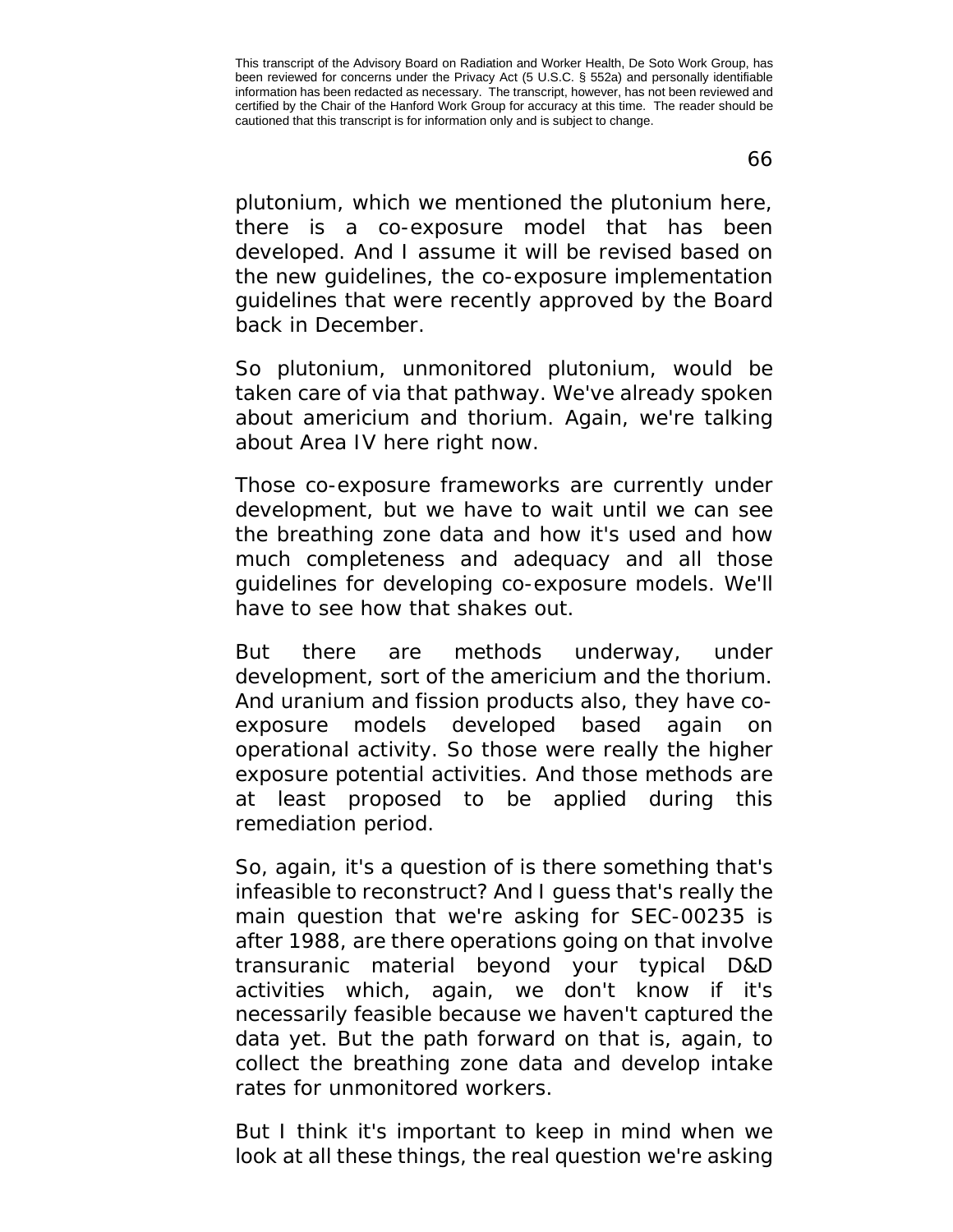plutonium, which we mentioned the plutonium here, there is a co-exposure model that has been developed. And I assume it will be revised based on the new guidelines, the co-exposure implementation guidelines that were recently approved by the Board back in December.

So plutonium, unmonitored plutonium, would be taken care of via that pathway. We've already spoken about americium and thorium. Again, we're talking about Area IV here right now.

Those co-exposure frameworks are currently under development, but we have to wait until we can see the breathing zone data and how it's used and how much completeness and adequacy and all those guidelines for developing co-exposure models. We'll have to see how that shakes out.

But there are methods underway, under development, sort of the americium and the thorium. And uranium and fission products also, they have co-exposure models developed based again on operational activity. So those were really the higher exposure potential activities. And those methods are at least proposed to be applied during this remediation period.

So, again, it's a question of is there something that's infeasible to reconstruct? And I guess that's really the main question that we're asking for SEC-00235 is after 1988, are there operations going on that involve transuranic material beyond your typical D&D activities which, again, we don't know if it's necessarily feasible because we haven't captured the data yet. But the path forward on that is, again, to collect the breathing zone data and develop intake rates for unmonitored workers.

But I think it's important to keep in mind when we look at all these things, the real question we're asking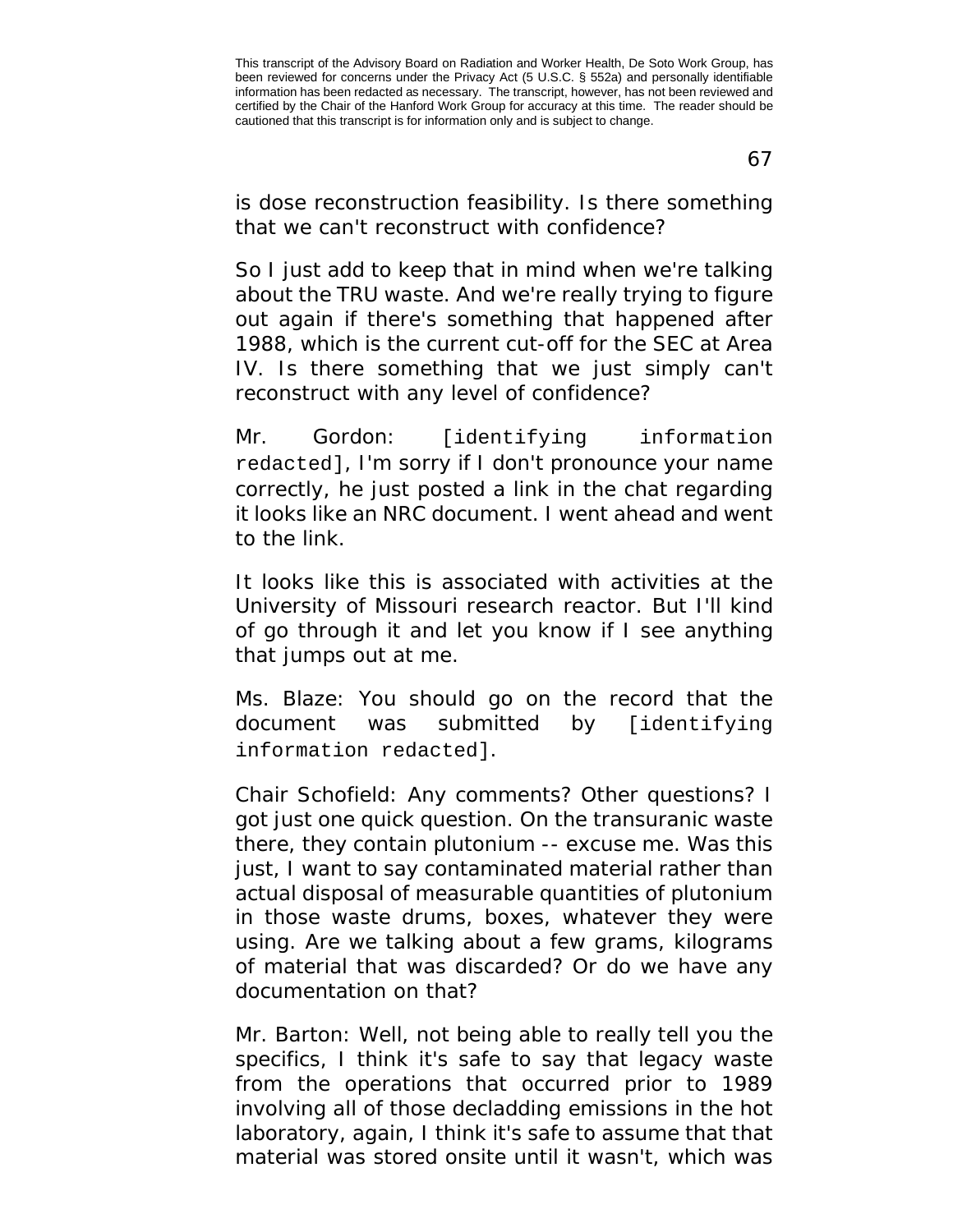is dose reconstruction feasibility. Is there something that we can't reconstruct with confidence?

So I just add to keep that in mind when we're talking about the TRU waste. And we're really trying to figure out again if there's something that happened after 1988, which is the current cut-off for the SEC at Area IV. Is there something that we just simply can't reconstruct with any level of confidence?

Mr. Gordon: [identifying information redacted], I'm sorry if I don't pronounce your name correctly, he just posted a link in the chat regarding it looks like an NRC document. I went ahead and went to the link.

It looks like this is associated with activities at the University of Missouri research reactor. But I'll kind of go through it and let you know if I see anything that jumps out at me.

Ms. Blaze: You should go on the record that the document was submitted by [identifying information redacted].

Chair Schofield: Any comments? Other questions? I got just one quick question. On the transuranic waste there, they contain plutonium -- excuse me. Was this just, I want to say contaminated material rather than actual disposal of measurable quantities of plutonium in those waste drums, boxes, whatever they were using. Are we talking about a few grams, kilograms of material that was discarded? Or do we have any documentation on that?

Mr. Barton: Well, not being able to really tell you the specifics, I think it's safe to say that legacy waste from the operations that occurred prior to 1989 involving all of those decladding emissions in the hot laboratory, again, I think it's safe to assume that that material was stored onsite until it wasn't, which was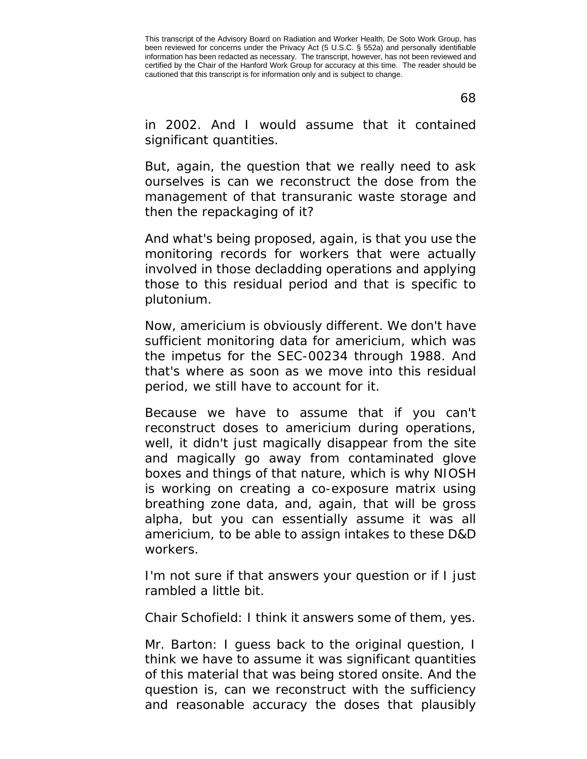in 2002. And I would assume that it contained significant quantities.

But, again, the question that we really need to ask ourselves is can we reconstruct the dose from the management of that transuranic waste storage and then the repackaging of it?

And what's being proposed, again, is that you use the monitoring records for workers that were actually involved in those decladding operations and applying those to this residual period and that is specific to plutonium.

Now, americium is obviously different. We don't have sufficient monitoring data for americium, which was the impetus for the SEC-00234 through 1988. And that's where as soon as we move into this residual period, we still have to account for it.

Because we have to assume that if you can't reconstruct doses to americium during operations, well, it didn't just magically disappear from the site and magically go away from contaminated glove boxes and things of that nature, which is why NIOSH is working on creating a co-exposure matrix using breathing zone data, and, again, that will be gross alpha, but you can essentially assume it was all americium, to be able to assign intakes to these D&D workers.

I'm not sure if that answers your question or if I just rambled a little bit.

Chair Schofield: I think it answers some of them, yes.

Mr. Barton: I guess back to the original question, I think we have to assume it was significant quantities of this material that was being stored onsite. And the question is, can we reconstruct with the sufficiency and reasonable accuracy the doses that plausibly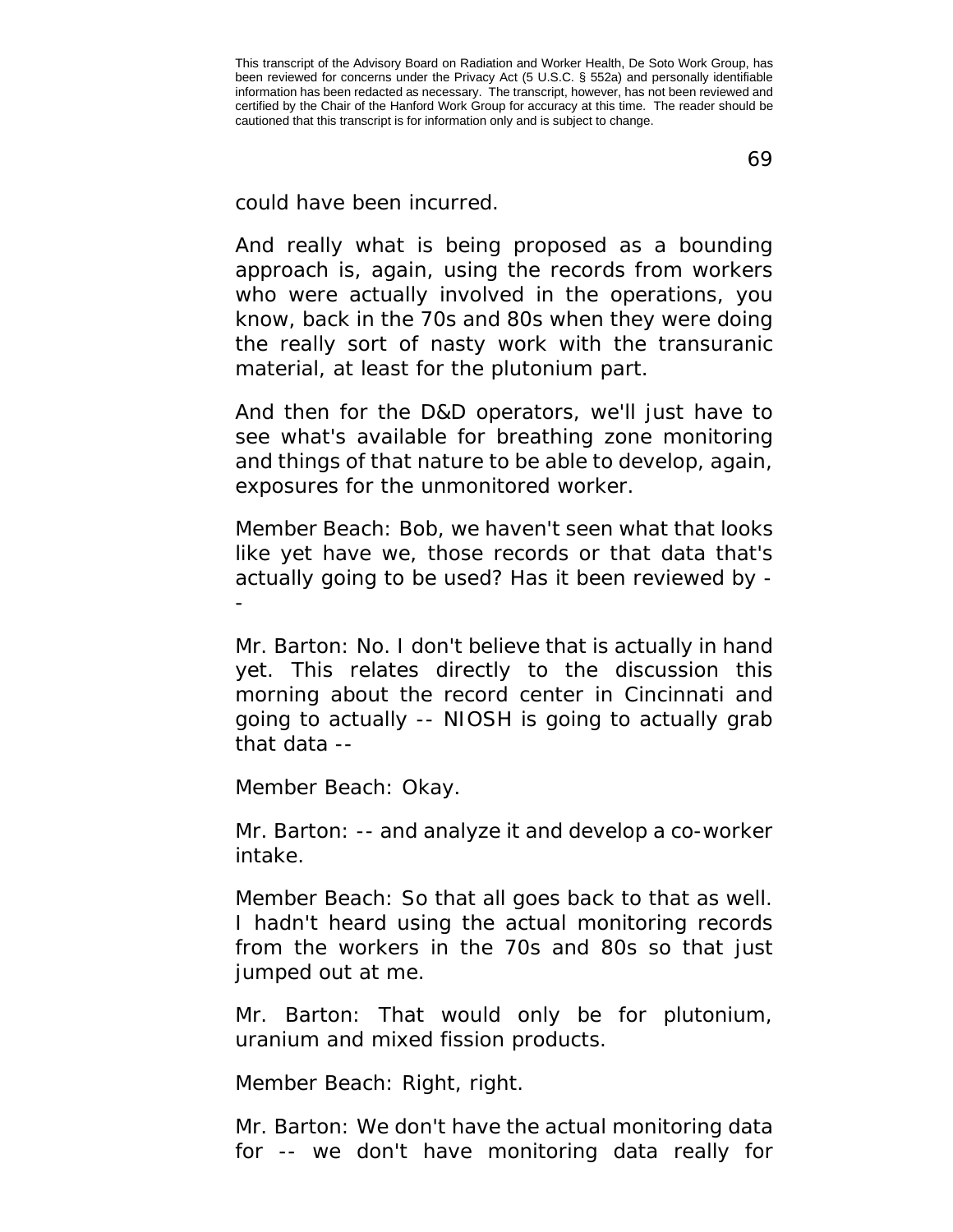could have been incurred.

And really what is being proposed as a bounding approach is, again, using the records from workers who were actually involved in the operations, you know, back in the 70s and 80s when they were doing the really sort of nasty work with the transuranic material, at least for the plutonium part.

And then for the D&D operators, we'll just have to see what's available for breathing zone monitoring and things of that nature to be able to develop, again, exposures for the unmonitored worker.

Member Beach: Bob, we haven't seen what that looks like yet have we, those records or that data that's actually going to be used? Has it been reviewed by --

Mr. Barton: No. I don't believe that is actually in hand yet. This relates directly to the discussion this morning about the record center in Cincinnati and going to actually -- NIOSH is going to actually grab that data --

Member Beach: Okay.

Mr. Barton: -- and analyze it and develop a co-worker intake.

Member Beach: So that all goes back to that as well. I hadn't heard using the actual monitoring records from the workers in the 70s and 80s so that just jumped out at me.

Mr. Barton: That would only be for plutonium, uranium and mixed fission products.

Member Beach: Right, right.

Mr. Barton: We don't have the actual monitoring data for -- we don't have monitoring data really for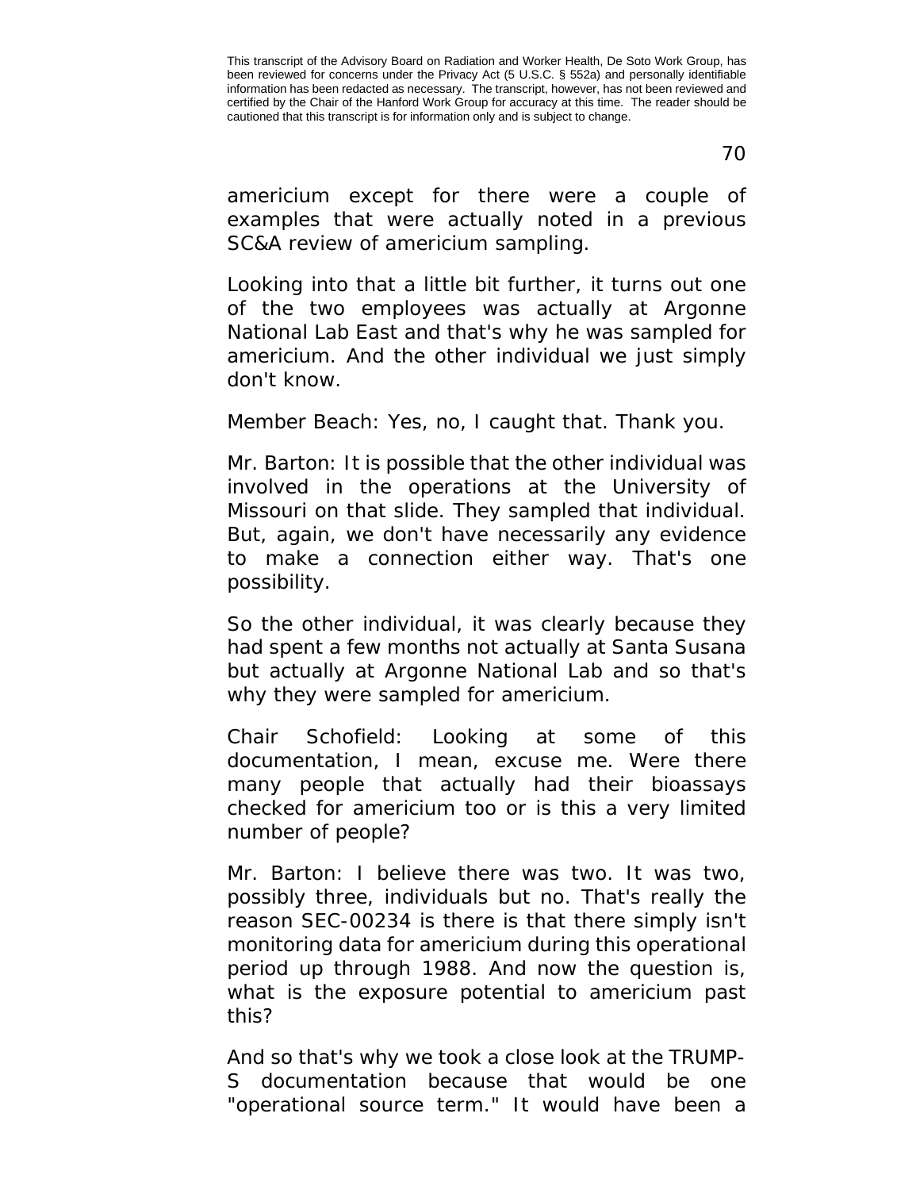americium except for there were a couple of examples that were actually noted in a previous SC&A review of americium sampling.

Looking into that a little bit further, it turns out one of the two employees was actually at Argonne National Lab East and that's why he was sampled for americium. And the other individual we just simply don't know.

Member Beach: Yes, no, I caught that. Thank you.

Mr. Barton: It is possible that the other individual was involved in the operations at the University of Missouri on that slide. They sampled that individual. But, again, we don't have necessarily any evidence to make a connection either way. That's one possibility.

So the other individual, it was clearly because they had spent a few months not actually at Santa Susana but actually at Argonne National Lab and so that's why they were sampled for americium.

Chair Schofield: Looking at some of this documentation, I mean, excuse me. Were there many people that actually had their bioassays checked for americium too or is this a very limited number of people?

Mr. Barton: I believe there was two. It was two, possibly three, individuals but no. That's really the reason SEC-00234 is there is that there simply isn't monitoring data for americium during this operational period up through 1988. And now the question is, what is the exposure potential to americium past this?

And so that's why we took a close look at the TRUMP-S documentation because that would be one "operational source term." It would have been a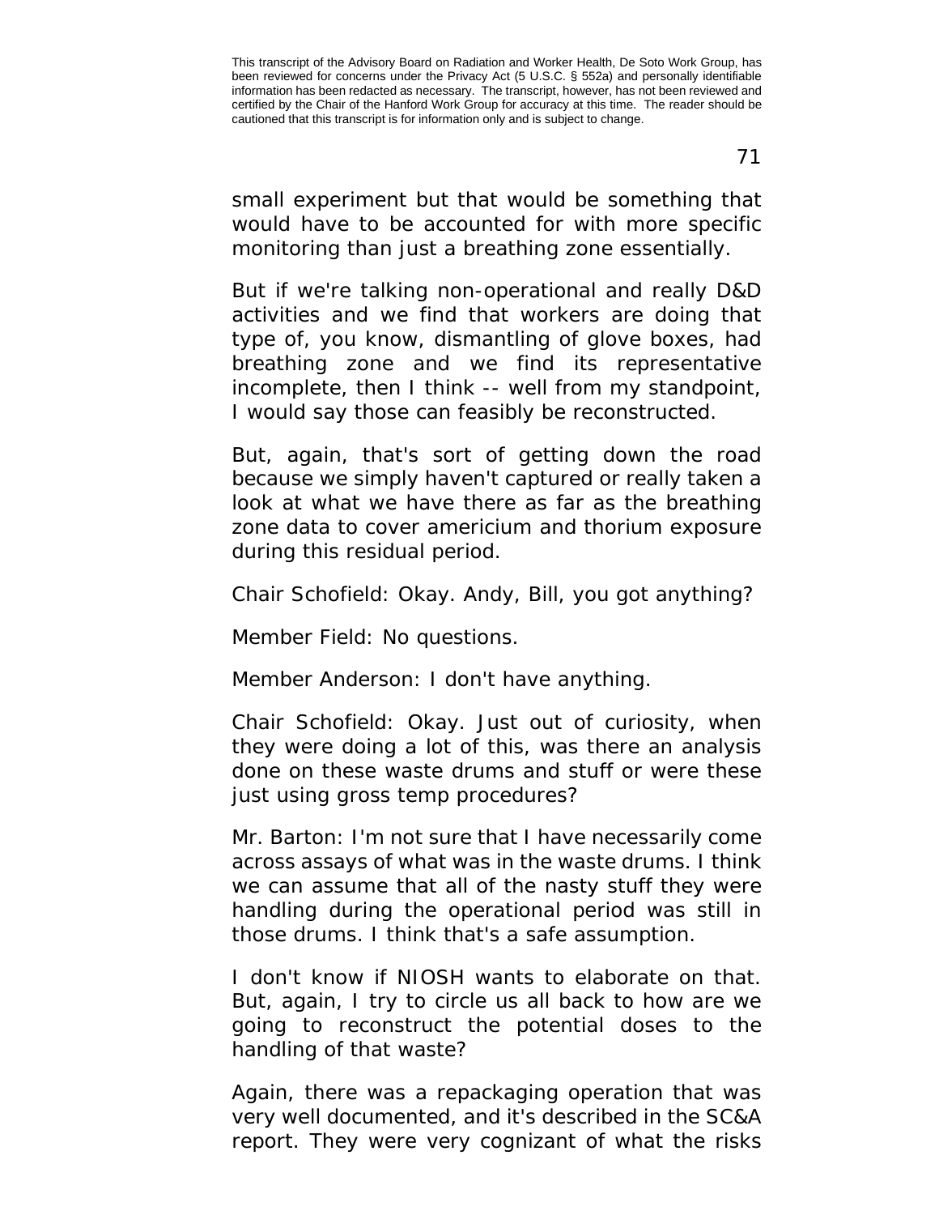small experiment but that would be something that would have to be accounted for with more specific monitoring than just a breathing zone essentially.

But if we're talking non-operational and really D&D activities and we find that workers are doing that type of, you know, dismantling of glove boxes, had breathing zone and we find its representative incomplete, then I think -- well from my standpoint, I would say those can feasibly be reconstructed.

But, again, that's sort of getting down the road because we simply haven't captured or really taken a look at what we have there as far as the breathing zone data to cover americium and thorium exposure during this residual period.

Chair Schofield: Okay. Andy, Bill, you got anything?

Member Field: No questions.

Member Anderson: I don't have anything.

Chair Schofield: Okay. Just out of curiosity, when they were doing a lot of this, was there an analysis done on these waste drums and stuff or were these just using gross temp procedures?

Mr. Barton: I'm not sure that I have necessarily come across assays of what was in the waste drums. I think we can assume that all of the nasty stuff they were handling during the operational period was still in those drums. I think that's a safe assumption.

I don't know if NIOSH wants to elaborate on that. But, again, I try to circle us all back to how are we going to reconstruct the potential doses to the handling of that waste?

Again, there was a repackaging operation that was very well documented, and it's described in the SC&A report. They were very cognizant of what the risks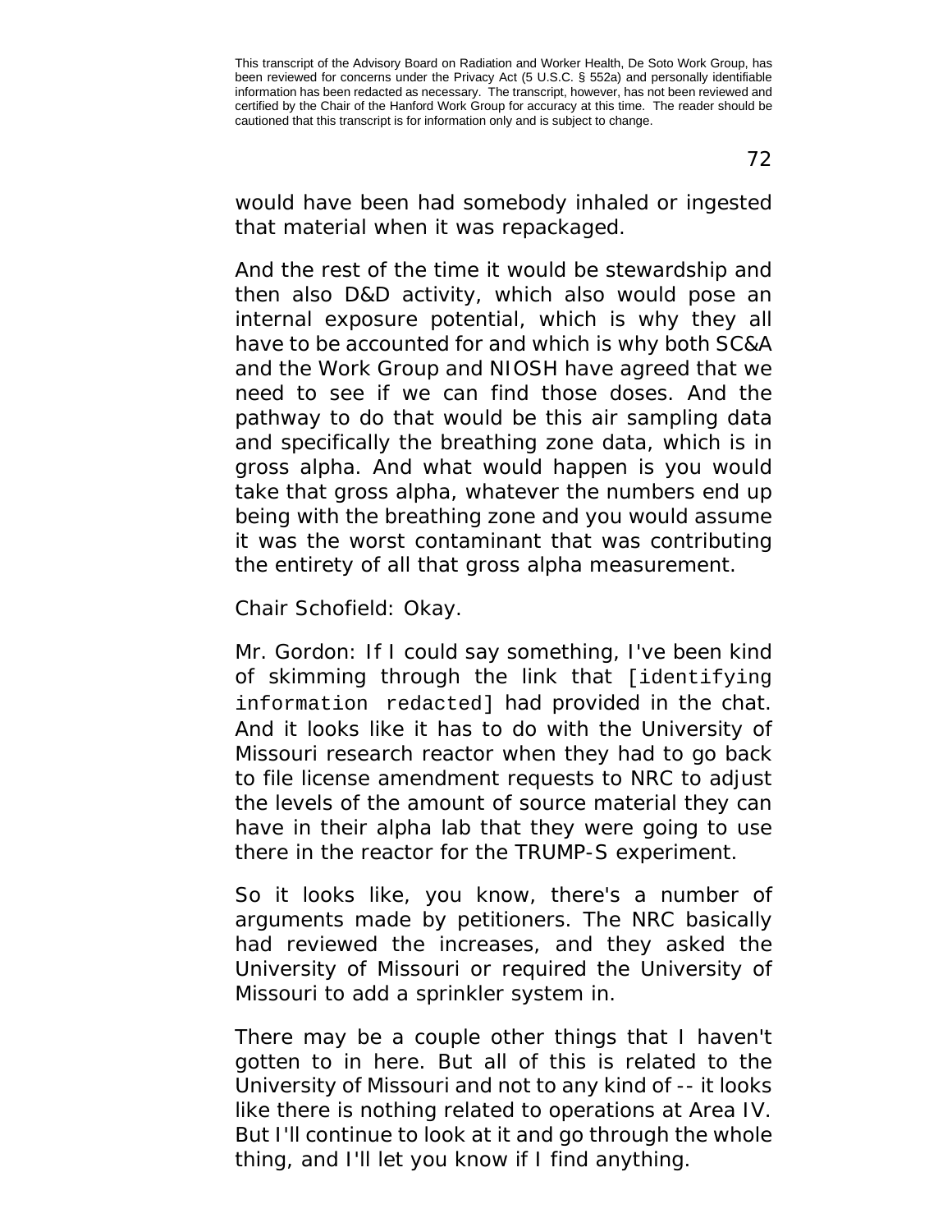would have been had somebody inhaled or ingested that material when it was repackaged.

And the rest of the time it would be stewardship and then also D&D activity, which also would pose an internal exposure potential, which is why they all have to be accounted for and which is why both SC&A and the Work Group and NIOSH have agreed that we need to see if we can find those doses. And the pathway to do that would be this air sampling data and specifically the breathing zone data, which is in gross alpha. And what would happen is you would take that gross alpha, whatever the numbers end up being with the breathing zone and you would assume it was the worst contaminant that was contributing the entirety of all that gross alpha measurement.

Chair Schofield: Okay.

Mr. Gordon: If I could say something, I've been kind of skimming through the link that [identifying information redacted] had provided in the chat. And it looks like it has to do with the University of Missouri research reactor when they had to go back to file license amendment requests to NRC to adjust the levels of the amount of source material they can have in their alpha lab that they were going to use there in the reactor for the TRUMP-S experiment.

So it looks like, you know, there's a number of arguments made by petitioners. The NRC basically had reviewed the increases, and they asked the University of Missouri or required the University of Missouri to add a sprinkler system in.

There may be a couple other things that I haven't gotten to in here. But all of this is related to the University of Missouri and not to any kind of -- it looks like there is nothing related to operations at Area IV. But I'll continue to look at it and go through the whole thing, and I'll let you know if I find anything.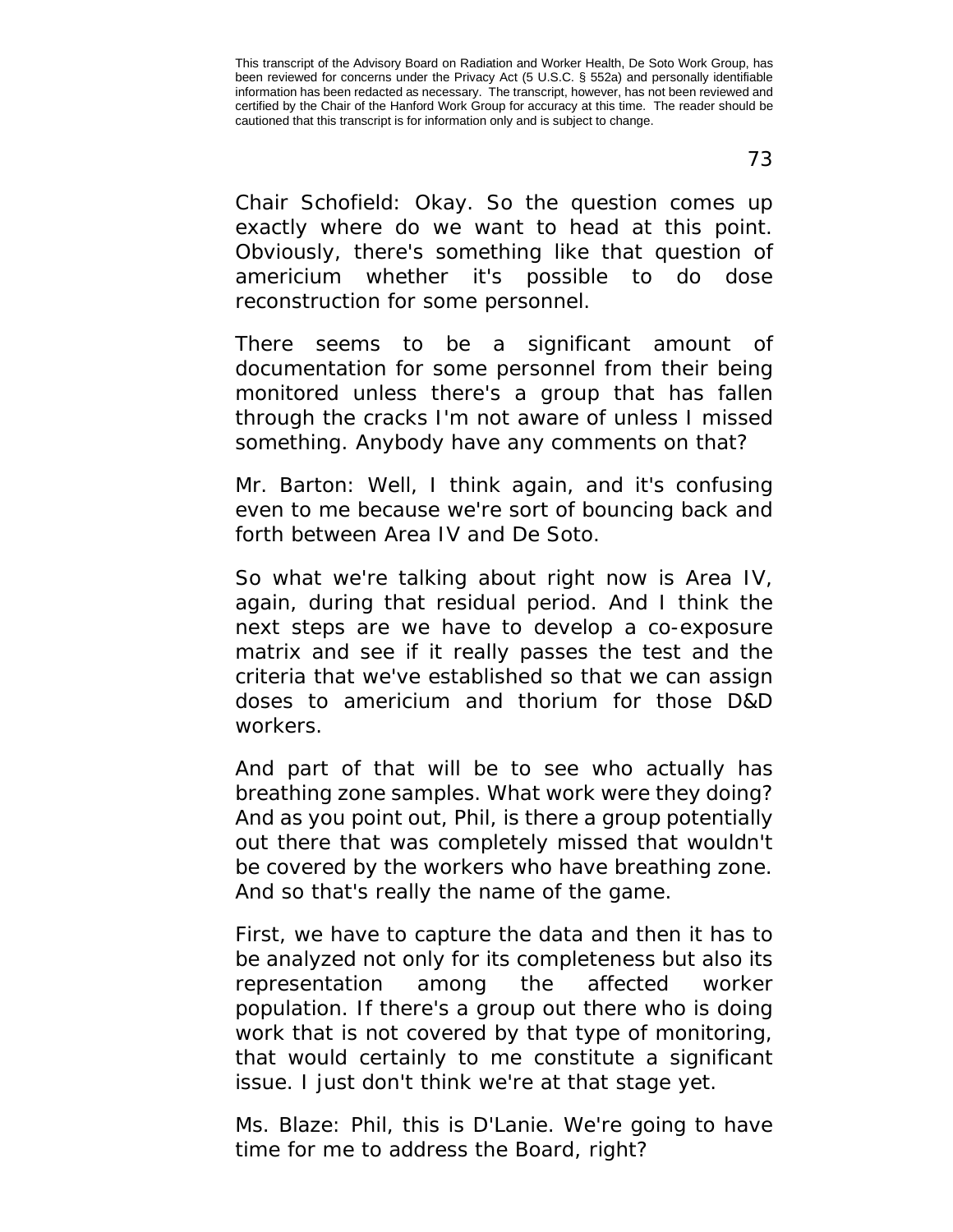Chair Schofield: Okay. So the question comes up exactly where do we want to head at this point. Obviously, there's something like that question of americium whether it's possible to do dose reconstruction for some personnel.

There seems to be a significant amount of documentation for some personnel from their being monitored unless there's a group that has fallen through the cracks I'm not aware of unless I missed something. Anybody have any comments on that?

Mr. Barton: Well, I think again, and it's confusing even to me because we're sort of bouncing back and forth between Area IV and De Soto.

So what we're talking about right now is Area IV, again, during that residual period. And I think the next steps are we have to develop a co-exposure matrix and see if it really passes the test and the criteria that we've established so that we can assign doses to americium and thorium for those D&D workers.

And part of that will be to see who actually has breathing zone samples. What work were they doing? And as you point out, Phil, is there a group potentially out there that was completely missed that wouldn't be covered by the workers who have breathing zone. And so that's really the name of the game.

First, we have to capture the data and then it has to be analyzed not only for its completeness but also its representation among the affected worker population. If there's a group out there who is doing work that is not covered by that type of monitoring, that would certainly to me constitute a significant issue. I just don't think we're at that stage yet.

Ms. Blaze: Phil, this is D'Lanie. We're going to have time for me to address the Board, right?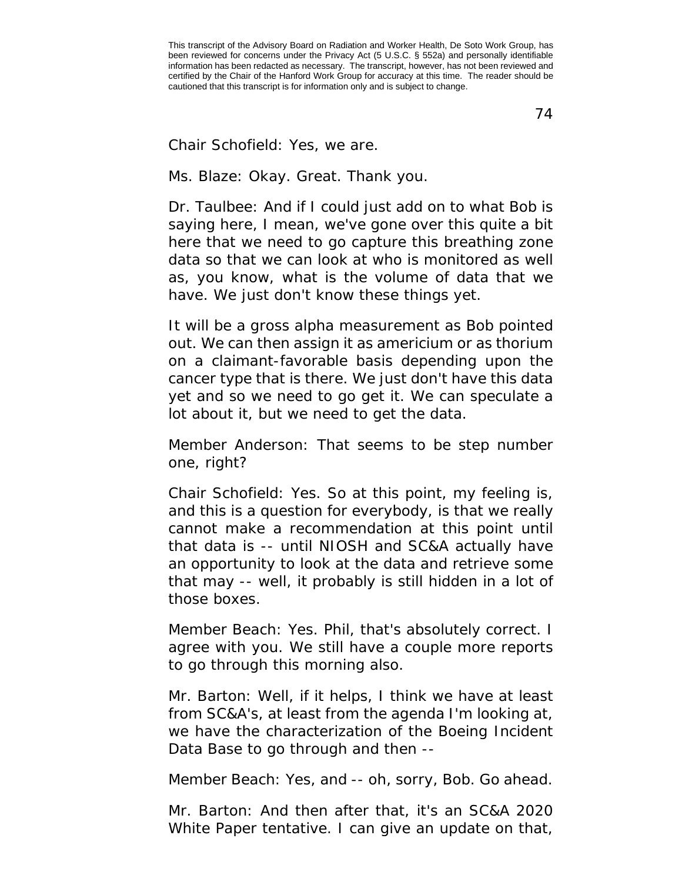Chair Schofield: Yes, we are.

Ms. Blaze: Okay. Great. Thank you.

Dr. Taulbee: And if I could just add on to what Bob is saying here, I mean, we've gone over this quite a bit here that we need to go capture this breathing zone data so that we can look at who is monitored as well as, you know, what is the volume of data that we have. We just don't know these things yet.

It will be a gross alpha measurement as Bob pointed out. We can then assign it as americium or as thorium on a claimant-favorable basis depending upon the cancer type that is there. We just don't have this data yet and so we need to go get it. We can speculate a lot about it, but we need to get the data.

Member Anderson: That seems to be step number one, right?

Chair Schofield: Yes. So at this point, my feeling is, and this is a question for everybody, is that we really cannot make a recommendation at this point until that data is -- until NIOSH and SC&A actually have an opportunity to look at the data and retrieve some that may -- well, it probably is still hidden in a lot of those boxes.

Member Beach: Yes. Phil, that's absolutely correct. I agree with you. We still have a couple more reports to go through this morning also.

Mr. Barton: Well, if it helps, I think we have at least from SC&A's, at least from the agenda I'm looking at, we have the characterization of the Boeing Incident Data Base to go through and then --

Member Beach: Yes, and -- oh, sorry, Bob. Go ahead.

Mr. Barton: And then after that, it's an SC&A 2020 White Paper tentative. I can give an update on that,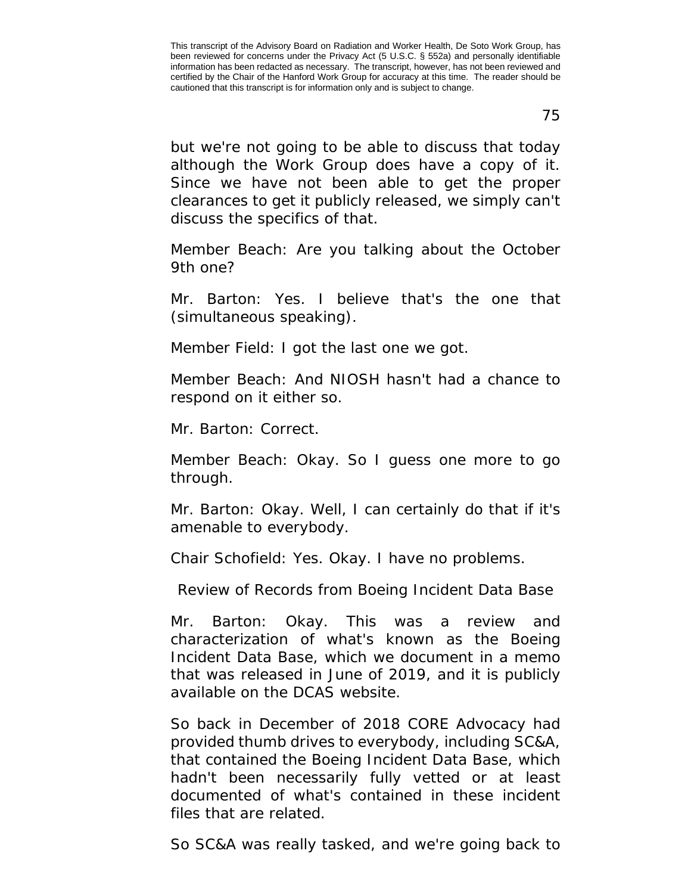but we're not going to be able to discuss that today although the Work Group does have a copy of it. Since we have not been able to get the proper clearances to get it publicly released, we simply can't discuss the specifics of that.

Member Beach: Are you talking about the October 9th one?

Mr. Barton: Yes. I believe that's the one that (simultaneous speaking).

Member Field: I got the last one we got.

Member Beach: And NIOSH hasn't had a chance to respond on it either so.

Mr. Barton: Correct.

Member Beach: Okay. So I guess one more to go through.

Mr. Barton: Okay. Well, I can certainly do that if it's amenable to everybody.

Chair Schofield: Yes. Okay. I have no problems.

## Review of Records from Boeing Incident Data Base

Mr. Barton: Okay. This was a review and characterization of what's known as the Boeing Incident Data Base, which we document in a memo that was released in June of 2019, and it is publicly available on the DCAS website.

So back in December of 2018 CORE Advocacy had provided thumb drives to everybody, including SC&A, that contained the Boeing Incident Data Base, which hadn't been necessarily fully vetted or at least documented of what's contained in these incident files that are related.

So SC&A was really tasked, and we're going back to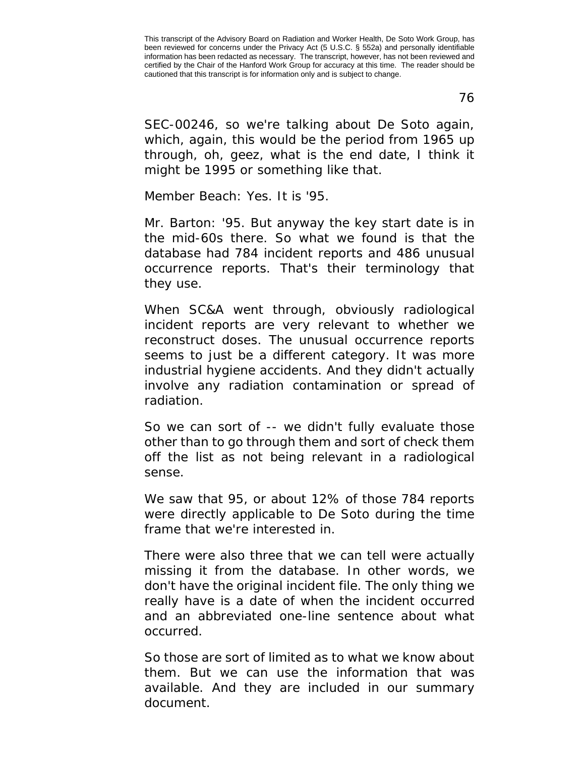SEC-00246, so we're talking about De Soto again, which, again, this would be the period from 1965 up through, oh, geez, what is the end date, I think it might be 1995 or something like that.

Member Beach: Yes. It is '95.

Mr. Barton: '95. But anyway the key start date is in the mid-60s there. So what we found is that the database had 784 incident reports and 486 unusual occurrence reports. That's their terminology that they use.

When SC&A went through, obviously radiological incident reports are very relevant to whether we reconstruct doses. The unusual occurrence reports seems to just be a different category. It was more industrial hygiene accidents. And they didn't actually involve any radiation contamination or spread of radiation.

So we can sort of -- we didn't fully evaluate those other than to go through them and sort of check them off the list as not being relevant in a radiological sense.

We saw that 95, or about 12% of those 784 reports were directly applicable to De Soto during the time frame that we're interested in.

There were also three that we can tell were actually missing it from the database. In other words, we don't have the original incident file. The only thing we really have is a date of when the incident occurred and an abbreviated one-line sentence about what occurred.

So those are sort of limited as to what we know about them. But we can use the information that was available. And they are included in our summary document.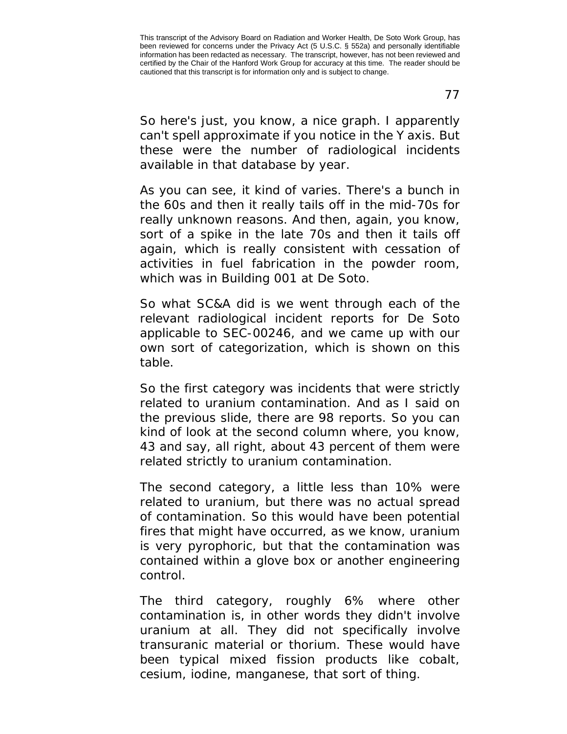So here's just, you know, a nice graph. I apparently can't spell approximate if you notice in the Y axis. But these were the number of radiological incidents available in that database by year.

As you can see, it kind of varies. There's a bunch in the 60s and then it really tails off in the mid-70s for really unknown reasons. And then, again, you know, sort of a spike in the late 70s and then it tails off again, which is really consistent with cessation of activities in fuel fabrication in the powder room, which was in Building 001 at De Soto.

So what SC&A did is we went through each of the relevant radiological incident reports for De Soto applicable to SEC-00246, and we came up with our own sort of categorization, which is shown on this table.

So the first category was incidents that were strictly related to uranium contamination. And as I said on the previous slide, there are 98 reports. So you can kind of look at the second column where, you know, 43 and say, all right, about 43 percent of them were related strictly to uranium contamination.

The second category, a little less than 10% were related to uranium, but there was no actual spread of contamination. So this would have been potential fires that might have occurred, as we know, uranium is very pyrophoric, but that the contamination was contained within a glove box or another engineering control.

The third category, roughly 6% where other contamination is, in other words they didn't involve uranium at all. They did not specifically involve transuranic material or thorium. These would have been typical mixed fission products like cobalt, cesium, iodine, manganese, that sort of thing.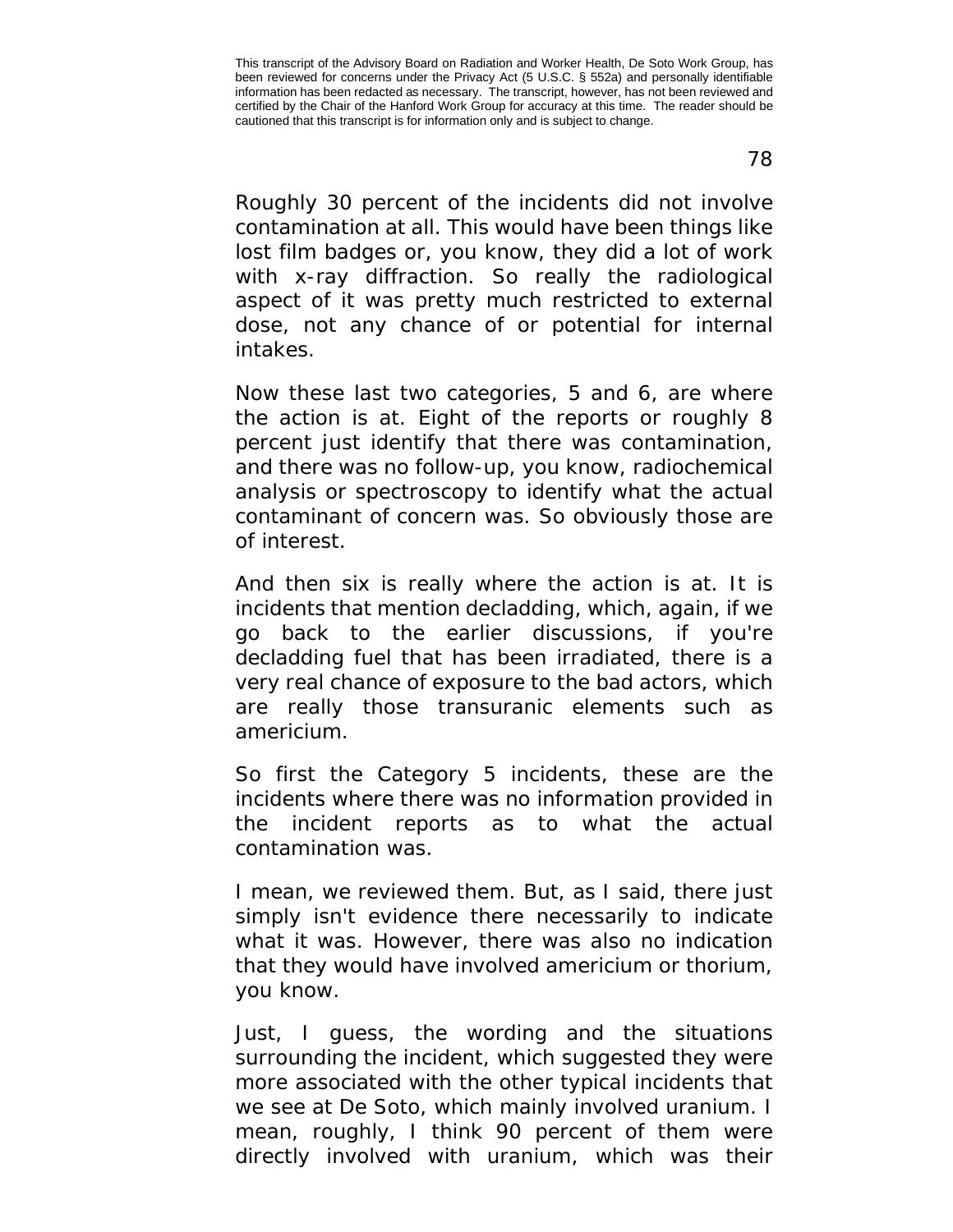Roughly 30 percent of the incidents did not involve contamination at all. This would have been things like lost film badges or, you know, they did a lot of work with x-ray diffraction. So really the radiological aspect of it was pretty much restricted to external dose, not any chance of or potential for internal intakes.

Now these last two categories, 5 and 6, are where the action is at. Eight of the reports or roughly 8 percent just identify that there was contamination, and there was no follow-up, you know, radiochemical analysis or spectroscopy to identify what the actual contaminant of concern was. So obviously those are of interest.

And then six is really where the action is at. It is incidents that mention decladding, which, again, if we go back to the earlier discussions, if you're decladding fuel that has been irradiated, there is a very real chance of exposure to the bad actors, which are really those transuranic elements such as americium.

So first the Category 5 incidents, these are the incidents where there was no information provided in the incident reports as to what the actual contamination was.

I mean, we reviewed them. But, as I said, there just simply isn't evidence there necessarily to indicate what it was. However, there was also no indication that they would have involved americium or thorium, you know.

Just, I guess, the wording and the situations surrounding the incident, which suggested they were more associated with the other typical incidents that we see at De Soto, which mainly involved uranium. I mean, roughly, I think 90 percent of them were directly involved with uranium, which was their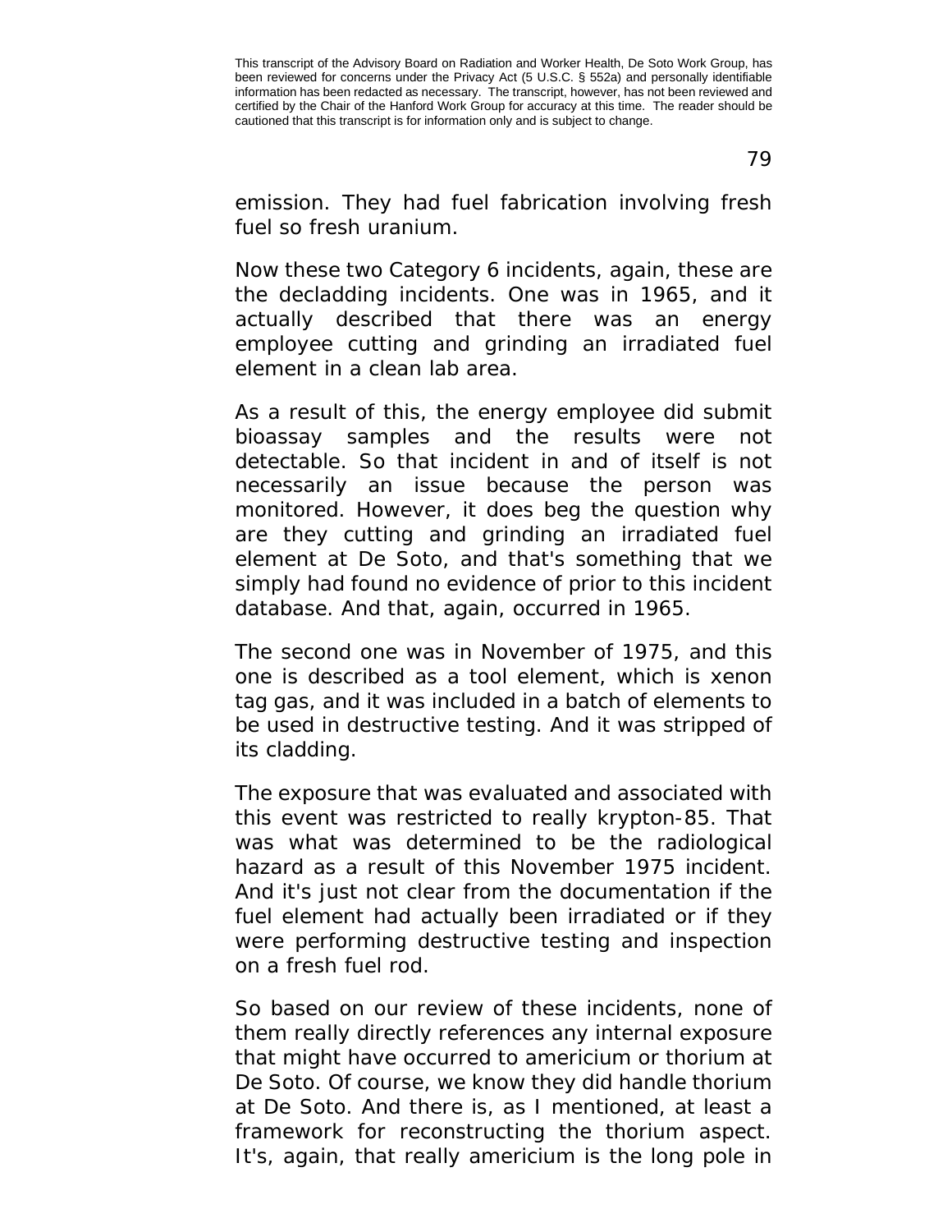emission. They had fuel fabrication involving fresh fuel so fresh uranium.

Now these two Category 6 incidents, again, these are the decladding incidents. One was in 1965, and it actually described that there was an energy employee cutting and grinding an irradiated fuel element in a clean lab area.

As a result of this, the energy employee did submit bioassay samples and the results were not detectable. So that incident in and of itself is not necessarily an issue because the person was monitored. However, it does beg the question why are they cutting and grinding an irradiated fuel element at De Soto, and that's something that we simply had found no evidence of prior to this incident database. And that, again, occurred in 1965.

The second one was in November of 1975, and this one is described as a tool element, which is xenon tag gas, and it was included in a batch of elements to be used in destructive testing. And it was stripped of its cladding.

The exposure that was evaluated and associated with this event was restricted to really krypton-85. That was what was determined to be the radiological hazard as a result of this November 1975 incident. And it's just not clear from the documentation if the fuel element had actually been irradiated or if they were performing destructive testing and inspection on a fresh fuel rod.

So based on our review of these incidents, none of them really directly references any internal exposure that might have occurred to americium or thorium at De Soto. Of course, we know they did handle thorium at De Soto. And there is, as I mentioned, at least a framework for reconstructing the thorium aspect. It's, again, that really americium is the long pole in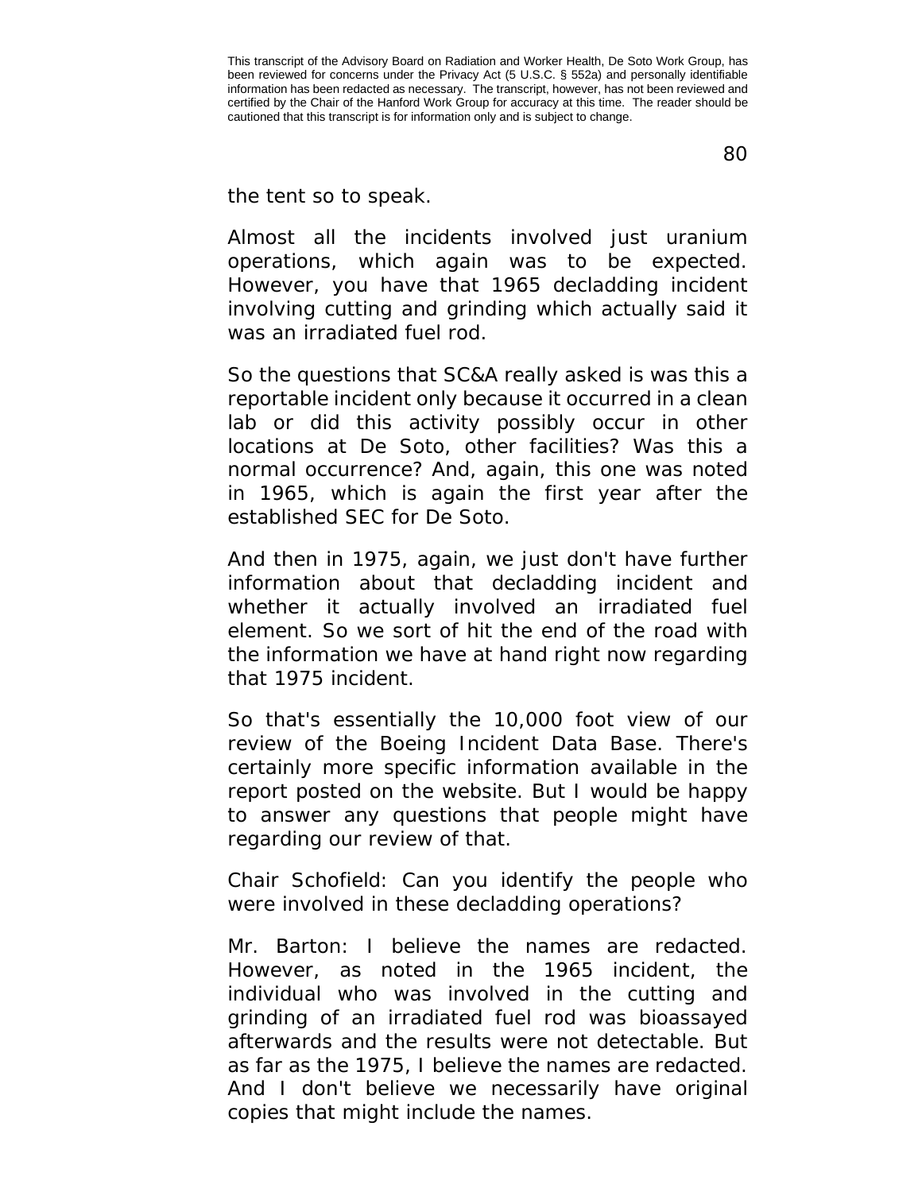the tent so to speak.

Almost all the incidents involved just uranium operations, which again was to be expected. However, you have that 1965 decladding incident involving cutting and grinding which actually said it was an irradiated fuel rod.

So the questions that SC&A really asked is was this a reportable incident only because it occurred in a clean lab or did this activity possibly occur in other locations at De Soto, other facilities? Was this a normal occurrence? And, again, this one was noted in 1965, which is again the first year after the established SEC for De Soto.

And then in 1975, again, we just don't have further information about that decladding incident and whether it actually involved an irradiated fuel element. So we sort of hit the end of the road with the information we have at hand right now regarding that 1975 incident.

So that's essentially the 10,000 foot view of our review of the Boeing Incident Data Base. There's certainly more specific information available in the report posted on the website. But I would be happy to answer any questions that people might have regarding our review of that.

Chair Schofield: Can you identify the people who were involved in these decladding operations?

Mr. Barton: I believe the names are redacted. However, as noted in the 1965 incident, the individual who was involved in the cutting and grinding of an irradiated fuel rod was bioassayed afterwards and the results were not detectable. But as far as the 1975, I believe the names are redacted. And I don't believe we necessarily have original copies that might include the names.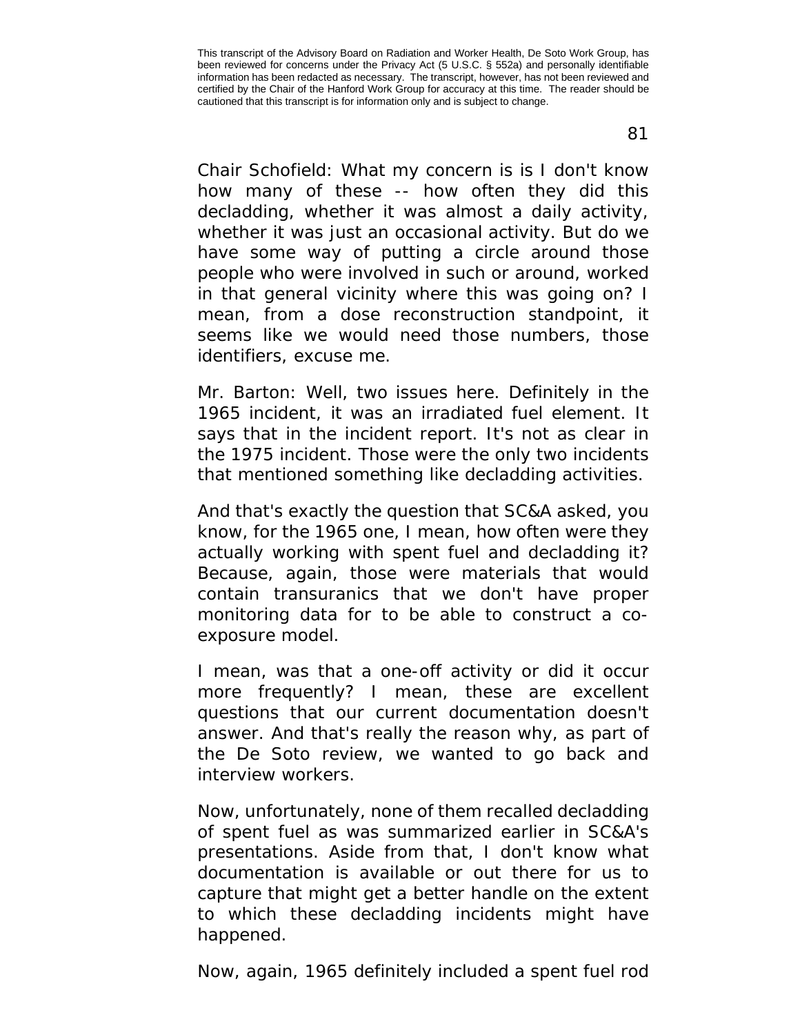Chair Schofield: What my concern is is I don't know how many of these -- how often they did this decladding, whether it was almost a daily activity, whether it was just an occasional activity. But do we have some way of putting a circle around those people who were involved in such or around, worked in that general vicinity where this was going on? I mean, from a dose reconstruction standpoint, it seems like we would need those numbers, those identifiers, excuse me.

Mr. Barton: Well, two issues here. Definitely in the 1965 incident, it was an irradiated fuel element. It says that in the incident report. It's not as clear in the 1975 incident. Those were the only two incidents that mentioned something like decladding activities.

And that's exactly the question that SC&A asked, you know, for the 1965 one, I mean, how often were they actually working with spent fuel and decladding it? Because, again, those were materials that would contain transuranics that we don't have proper monitoring data for to be able to construct a co-exposure model.

I mean, was that a one-off activity or did it occur more frequently? I mean, these are excellent questions that our current documentation doesn't answer. And that's really the reason why, as part of the De Soto review, we wanted to go back and interview workers.

Now, unfortunately, none of them recalled decladding of spent fuel as was summarized earlier in SC&A's presentations. Aside from that, I don't know what documentation is available or out there for us to capture that might get a better handle on the extent to which these decladding incidents might have happened.

Now, again, 1965 definitely included a spent fuel rod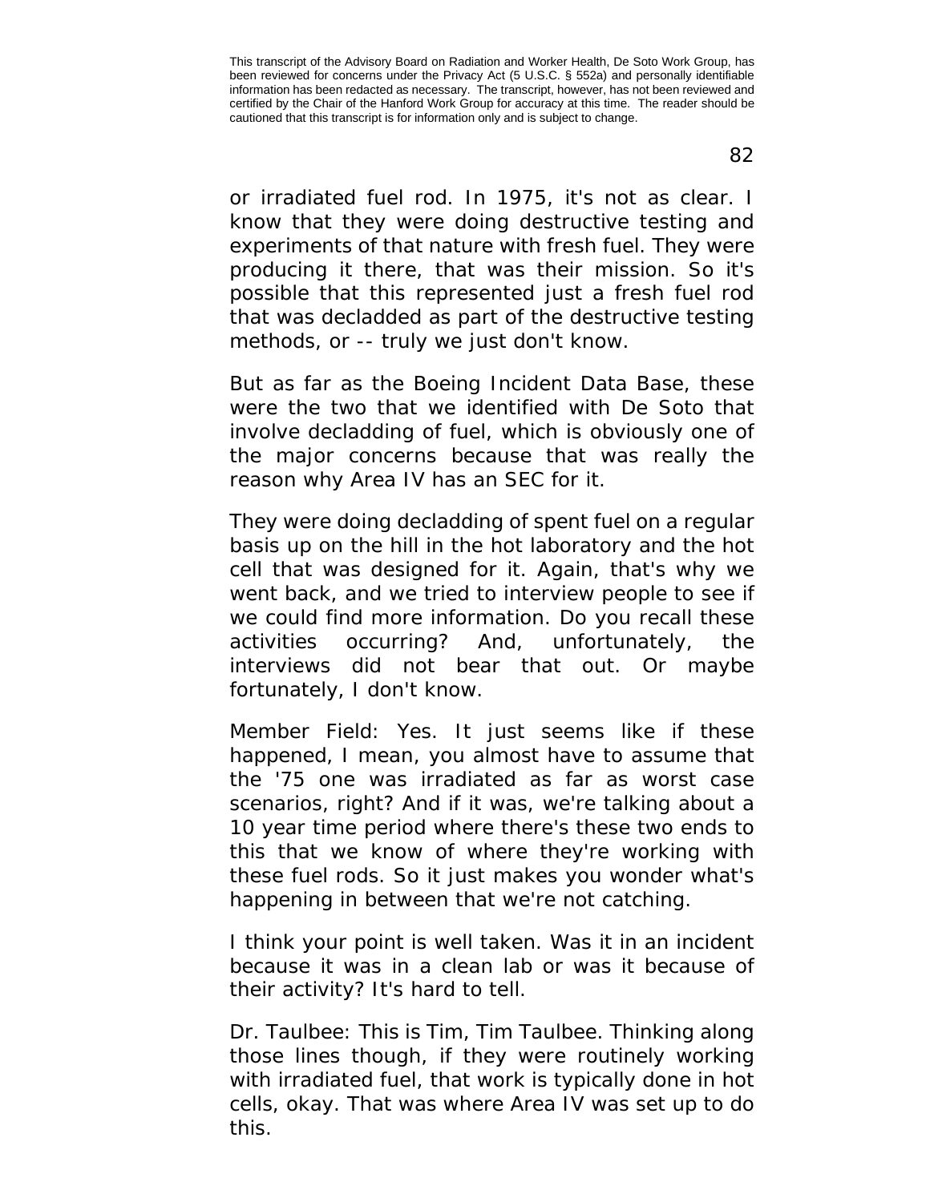or irradiated fuel rod. In 1975, it's not as clear. I know that they were doing destructive testing and experiments of that nature with fresh fuel. They were producing it there, that was their mission. So it's possible that this represented just a fresh fuel rod that was decladded as part of the destructive testing methods, or -- truly we just don't know.

But as far as the Boeing Incident Data Base, these were the two that we identified with De Soto that involve decladding of fuel, which is obviously one of the major concerns because that was really the reason why Area IV has an SEC for it.

They were doing decladding of spent fuel on a regular basis up on the hill in the hot laboratory and the hot cell that was designed for it. Again, that's why we went back, and we tried to interview people to see if we could find more information. Do you recall these activities occurring? And, unfortunately, the interviews did not bear that out. Or maybe fortunately, I don't know.

Member Field: Yes. It just seems like if these happened, I mean, you almost have to assume that the '75 one was irradiated as far as worst case scenarios, right? And if it was, we're talking about a 10 year time period where there's these two ends to this that we know of where they're working with these fuel rods. So it just makes you wonder what's happening in between that we're not catching.

I think your point is well taken. Was it in an incident because it was in a clean lab or was it because of their activity? It's hard to tell.

Dr. Taulbee: This is Tim, Tim Taulbee. Thinking along those lines though, if they were routinely working with irradiated fuel, that work is typically done in hot cells, okay. That was where Area IV was set up to do this.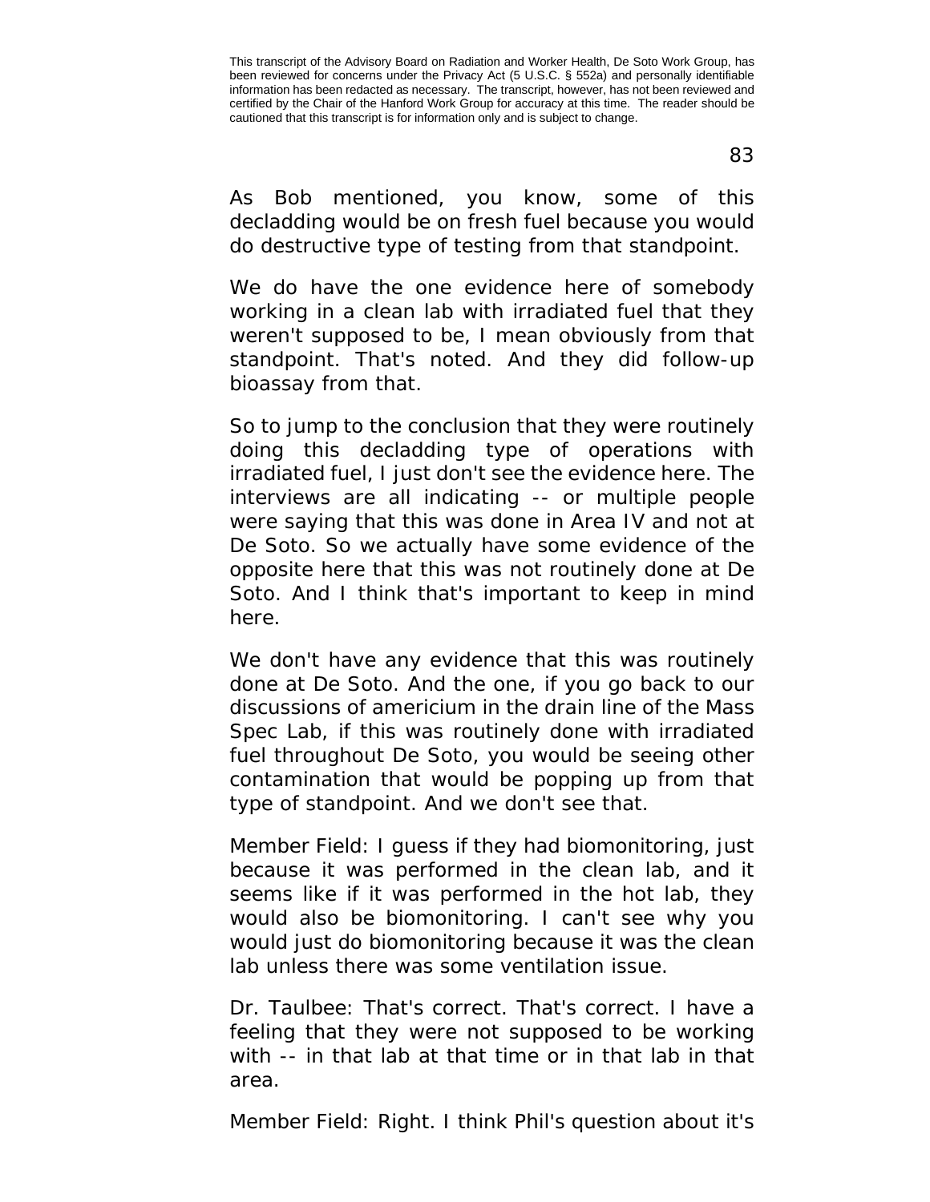As Bob mentioned, you know, some of this decladding would be on fresh fuel because you would do destructive type of testing from that standpoint.

We do have the one evidence here of somebody working in a clean lab with irradiated fuel that they weren't supposed to be, I mean obviously from that standpoint. That's noted. And they did follow-up bioassay from that.

So to jump to the conclusion that they were routinely doing this decladding type of operations with irradiated fuel, I just don't see the evidence here. The interviews are all indicating -- or multiple people were saying that this was done in Area IV and not at De Soto. So we actually have some evidence of the opposite here that this was not routinely done at De Soto. And I think that's important to keep in mind here.

We don't have any evidence that this was routinely done at De Soto. And the one, if you go back to our discussions of americium in the drain line of the Mass Spec Lab, if this was routinely done with irradiated fuel throughout De Soto, you would be seeing other contamination that would be popping up from that type of standpoint. And we don't see that.

Member Field: I guess if they had biomonitoring, just because it was performed in the clean lab, and it seems like if it was performed in the hot lab, they would also be biomonitoring. I can't see why you would just do biomonitoring because it was the clean lab unless there was some ventilation issue.

Dr. Taulbee: That's correct. That's correct. I have a feeling that they were not supposed to be working with -- in that lab at that time or in that lab in that area.

Member Field: Right. I think Phil's question about it's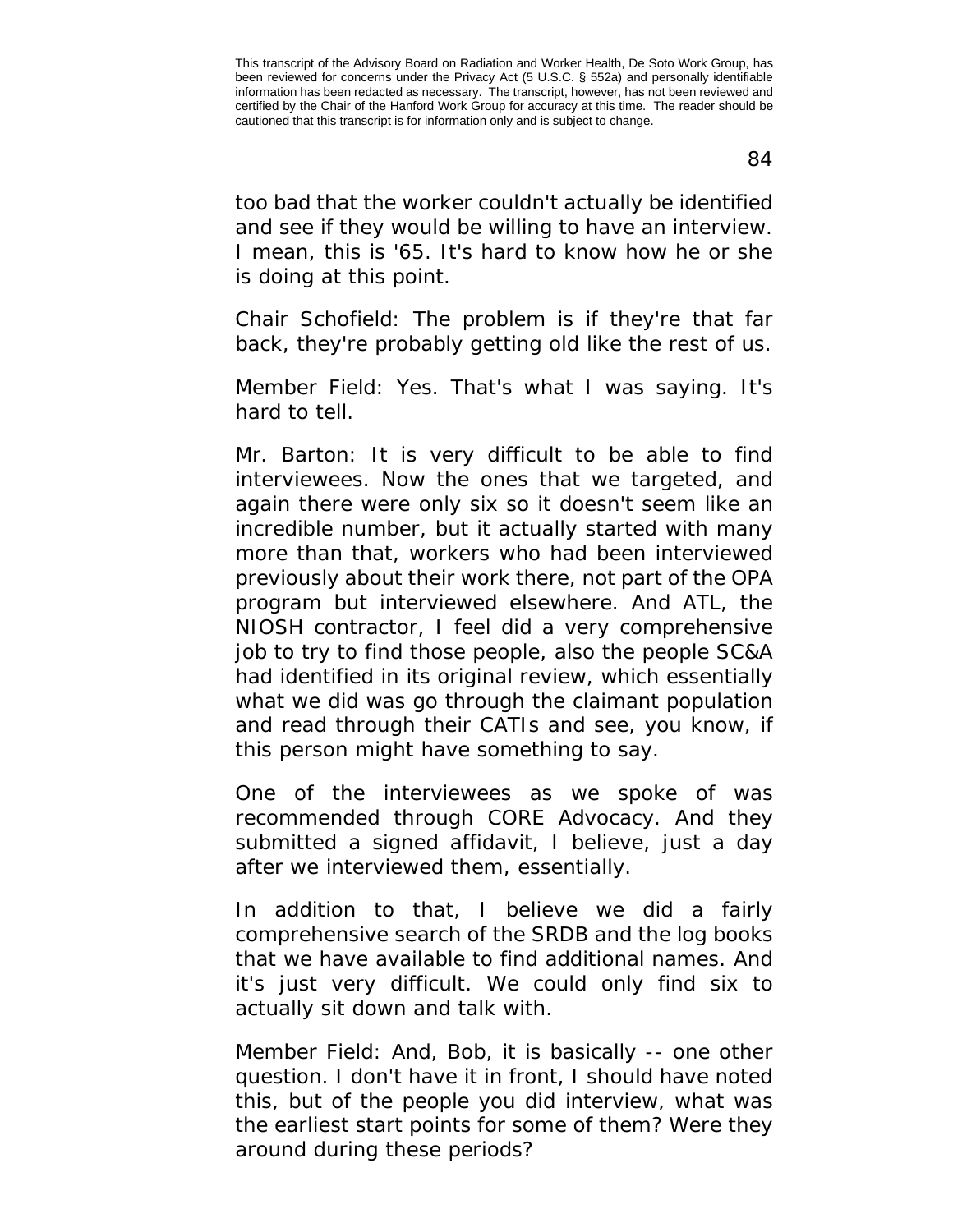too bad that the worker couldn't actually be identified and see if they would be willing to have an interview. I mean, this is '65. It's hard to know how he or she is doing at this point.

Chair Schofield: The problem is if they're that far back, they're probably getting old like the rest of us.

Member Field: Yes. That's what I was saying. It's hard to tell.

Mr. Barton: It is very difficult to be able to find interviewees. Now the ones that we targeted, and again there were only six so it doesn't seem like an incredible number, but it actually started with many more than that, workers who had been interviewed previously about their work there, not part of the OPA program but interviewed elsewhere. And ATL, the NIOSH contractor, I feel did a very comprehensive job to try to find those people, also the people SC&A had identified in its original review, which essentially what we did was go through the claimant population and read through their CATIs and see, you know, if this person might have something to say.

One of the interviewees as we spoke of was recommended through CORE Advocacy. And they submitted a signed affidavit, I believe, just a day after we interviewed them, essentially.

In addition to that, I believe we did a fairly comprehensive search of the SRDB and the log books that we have available to find additional names. And it's just very difficult. We could only find six to actually sit down and talk with.

Member Field: And, Bob, it is basically -- one other question. I don't have it in front, I should have noted this, but of the people you did interview, what was the earliest start points for some of them? Were they around during these periods?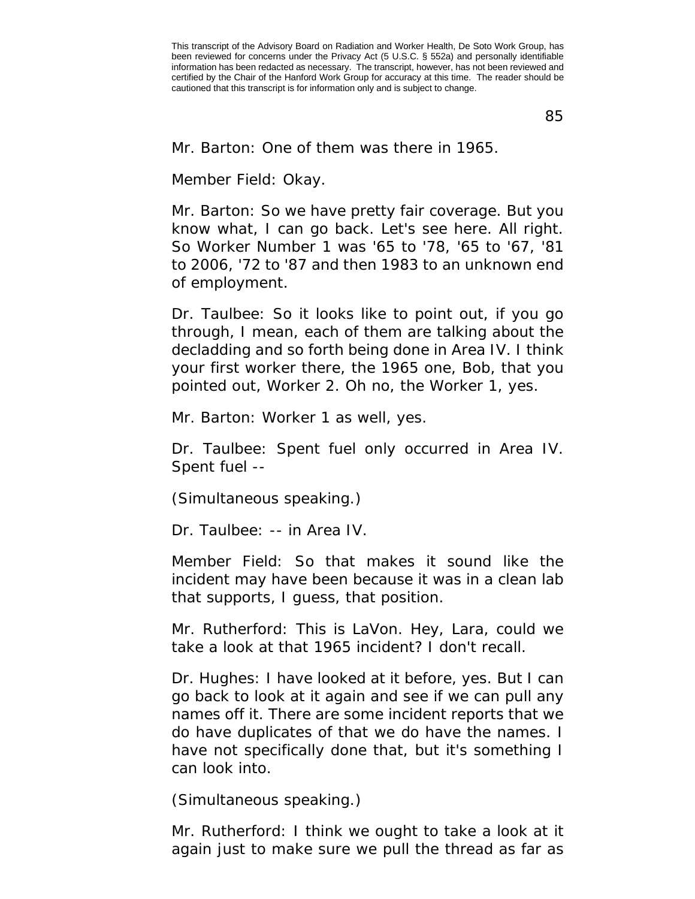Mr. Barton: One of them was there in 1965.

Member Field: Okay.

Mr. Barton: So we have pretty fair coverage. But you know what, I can go back. Let's see here. All right. So Worker Number 1 was '65 to '78, '65 to '67, '81 to 2006, '72 to '87 and then 1983 to an unknown end of employment.

Dr. Taulbee: So it looks like to point out, if you go through, I mean, each of them are talking about the decladding and so forth being done in Area IV. I think your first worker there, the 1965 one, Bob, that you pointed out, Worker 2. Oh no, the Worker 1, yes.

Mr. Barton: Worker 1 as well, yes.

Dr. Taulbee: Spent fuel only occurred in Area IV. Spent fuel --

(Simultaneous speaking.)

Dr. Taulbee: -- in Area IV.

Member Field: So that makes it sound like the incident may have been because it was in a clean lab that supports, I guess, that position.

Mr. Rutherford: This is LaVon. Hey, Lara, could we take a look at that 1965 incident? I don't recall.

Dr. Hughes: I have looked at it before, yes. But I can go back to look at it again and see if we can pull any names off it. There are some incident reports that we do have duplicates of that we do have the names. I have not specifically done that, but it's something I can look into.

(Simultaneous speaking.)

Mr. Rutherford: I think we ought to take a look at it again just to make sure we pull the thread as far as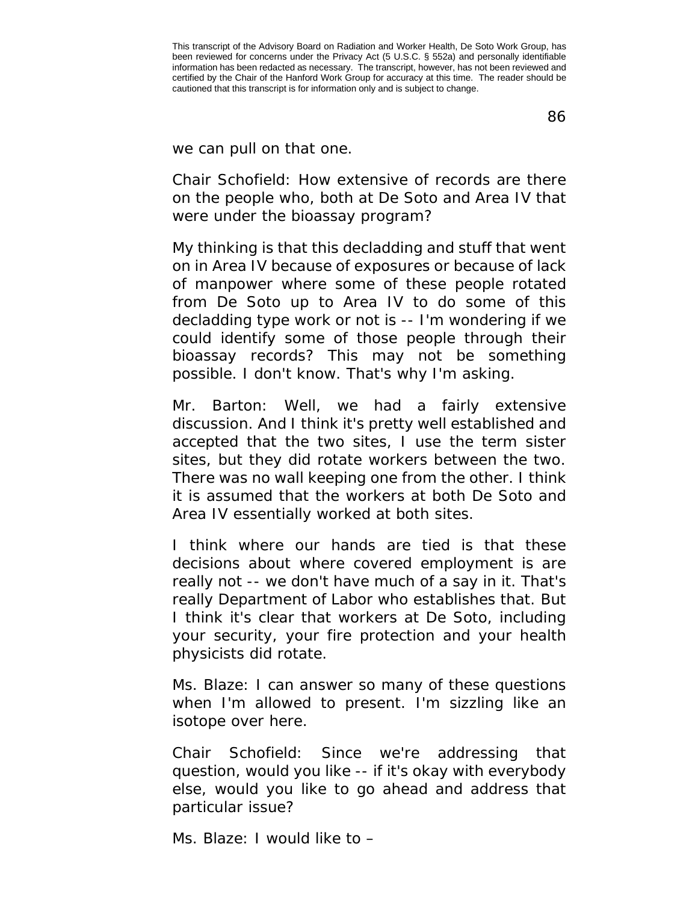we can pull on that one.

Chair Schofield: How extensive of records are there on the people who, both at De Soto and Area IV that were under the bioassay program?

My thinking is that this decladding and stuff that went on in Area IV because of exposures or because of lack of manpower where some of these people rotated from De Soto up to Area IV to do some of this decladding type work or not is -- I'm wondering if we could identify some of those people through their bioassay records? This may not be something possible. I don't know. That's why I'm asking.

Mr. Barton: Well, we had a fairly extensive discussion. And I think it's pretty well established and accepted that the two sites, I use the term sister sites, but they did rotate workers between the two. There was no wall keeping one from the other. I think it is assumed that the workers at both De Soto and Area IV essentially worked at both sites.

I think where our hands are tied is that these decisions about where covered employment is are really not -- we don't have much of a say in it. That's really Department of Labor who establishes that. But I think it's clear that workers at De Soto, including your security, your fire protection and your health physicists did rotate.

Ms. Blaze: I can answer so many of these questions when I'm allowed to present. I'm sizzling like an isotope over here.

Chair Schofield: Since we're addressing that question, would you like -- if it's okay with everybody else, would you like to go ahead and address that particular issue?

Ms. Blaze: I would like to –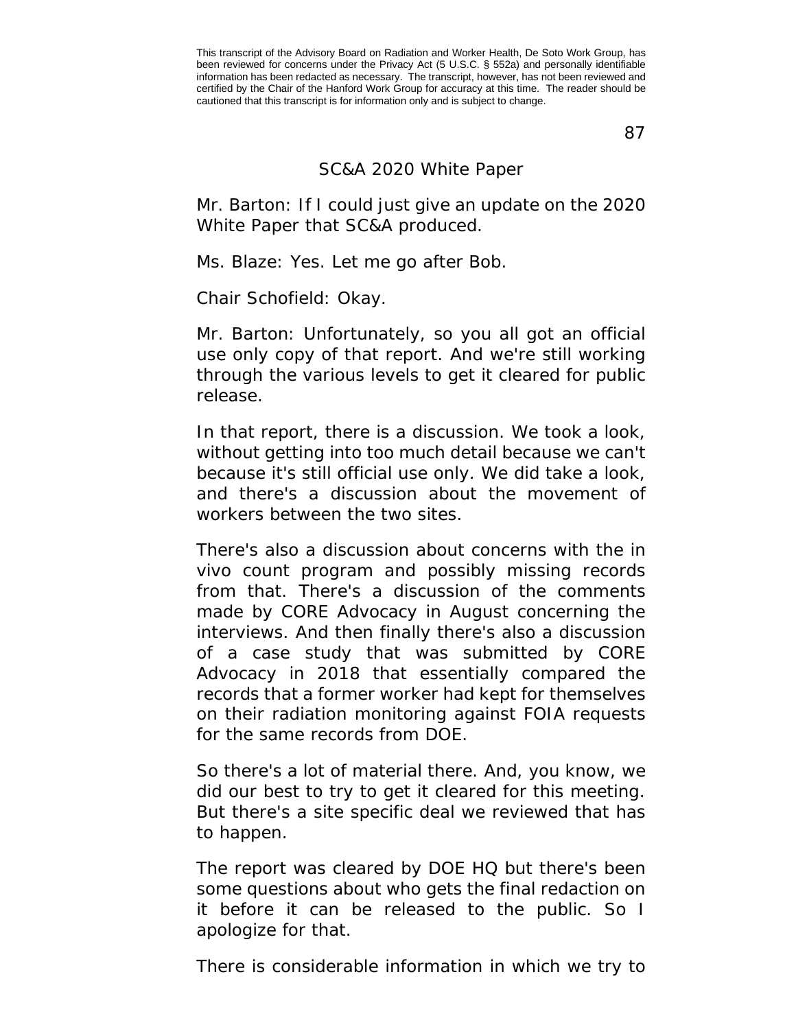## SC&A 2020 White Paper

Mr. Barton: If I could just give an update on the 2020 White Paper that SC&A produced.

Ms. Blaze: Yes. Let me go after Bob.

Chair Schofield: Okay.

Mr. Barton: Unfortunately, so you all got an official use only copy of that report. And we're still working through the various levels to get it cleared for public release.

In that report, there is a discussion. We took a look, without getting into too much detail because we can't because it's still official use only. We did take a look, and there's a discussion about the movement of workers between the two sites.

There's also a discussion about concerns with the in vivo count program and possibly missing records from that. There's a discussion of the comments made by CORE Advocacy in August concerning the interviews. And then finally there's also a discussion of a case study that was submitted by CORE Advocacy in 2018 that essentially compared the records that a former worker had kept for themselves on their radiation monitoring against FOIA requests for the same records from DOE.

So there's a lot of material there. And, you know, we did our best to try to get it cleared for this meeting. But there's a site specific deal we reviewed that has to happen.

The report was cleared by DOE HQ but there's been some questions about who gets the final redaction on it before it can be released to the public. So I apologize for that.

There is considerable information in which we try to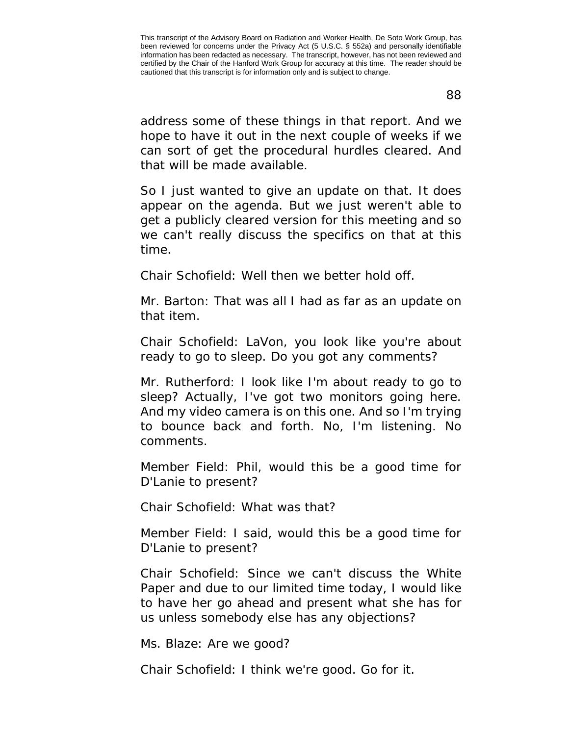address some of these things in that report. And we hope to have it out in the next couple of weeks if we can sort of get the procedural hurdles cleared. And that will be made available.

So I just wanted to give an update on that. It does appear on the agenda. But we just weren't able to get a publicly cleared version for this meeting and so we can't really discuss the specifics on that at this time.

Chair Schofield: Well then we better hold off.

Mr. Barton: That was all I had as far as an update on that item.

Chair Schofield: LaVon, you look like you're about ready to go to sleep. Do you got any comments?

Mr. Rutherford: I look like I'm about ready to go to sleep? Actually, I've got two monitors going here. And my video camera is on this one. And so I'm trying to bounce back and forth. No, I'm listening. No comments.

Member Field: Phil, would this be a good time for D'Lanie to present?

Chair Schofield: What was that?

Member Field: I said, would this be a good time for D'Lanie to present?

Chair Schofield: Since we can't discuss the White Paper and due to our limited time today, I would like to have her go ahead and present what she has for us unless somebody else has any objections?

Ms. Blaze: Are we good?

Chair Schofield: I think we're good. Go for it.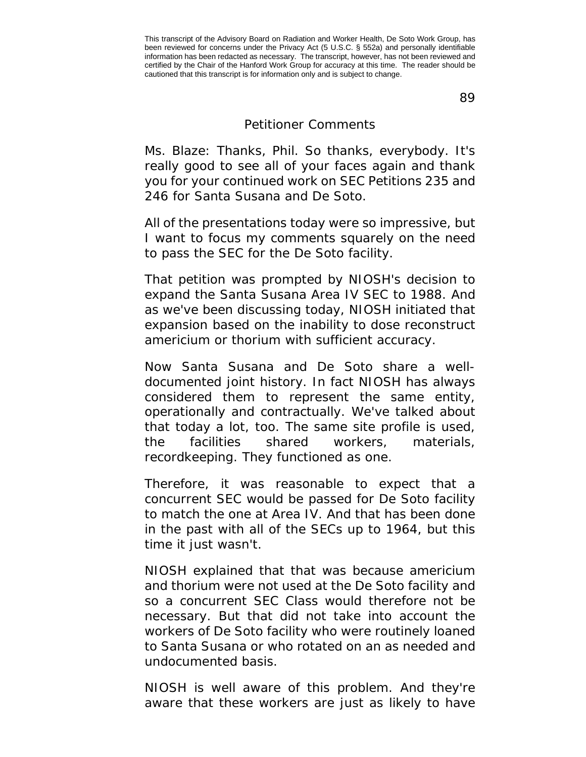This transcript of the Advisory Board on Radiation and Worker Health, De Soto Work Group, has been reviewed for concerns under the Privacy Act (5 U.S.C. § 552a) and personally identifiable information has been redacted as necessary. The transcript, however, has not been reviewed and certified by the Chair of the Hanford Work Group for accuracy at this time. The reader should be cautioned that this transcript is for information only and is subject to change.

## Petitioner Comments

Ms. Blaze: Thanks, Phil. So thanks, everybody. It's really good to see all of your faces again and thank you for your continued work on SEC Petitions 235 and 246 for Santa Susana and De Soto.

All of the presentations today were so impressive, but I want to focus my comments squarely on the need to pass the SEC for the De Soto facility.

That petition was prompted by NIOSH's decision to expand the Santa Susana Area IV SEC to 1988. And as we've been discussing today, NIOSH initiated that expansion based on the inability to dose reconstruct americium or thorium with sufficient accuracy.

Now Santa Susana and De Soto share a well-documented joint history. In fact NIOSH has always considered them to represent the same entity, operationally and contractually. We've talked about that today a lot, too. The same site profile is used, the facilities shared workers, materials, recordkeeping. They functioned as one.

Therefore, it was reasonable to expect that a concurrent SEC would be passed for De Soto facility to match the one at Area IV. And that has been done in the past with all of the SECs up to 1964, but this time it just wasn't.

NIOSH explained that that was because americium and thorium were not used at the De Soto facility and so a concurrent SEC Class would therefore not be necessary. But that did not take into account the workers of De Soto facility who were routinely loaned to Santa Susana or who rotated on an as needed and undocumented basis.

NIOSH is well aware of this problem. And they're aware that these workers are just as likely to have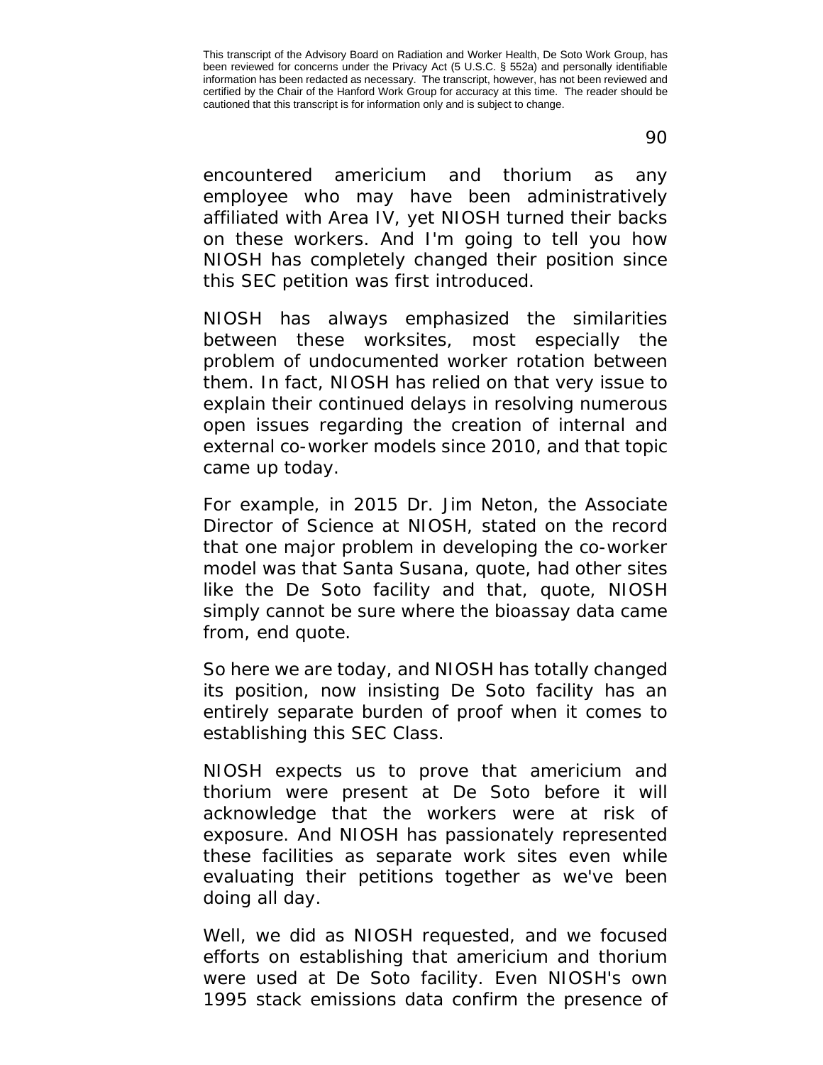encountered americium and thorium as any employee who may have been administratively affiliated with Area IV, yet NIOSH turned their backs on these workers. And I'm going to tell you how NIOSH has completely changed their position since this SEC petition was first introduced.

NIOSH has always emphasized the similarities between these worksites, most especially the problem of undocumented worker rotation between them. In fact, NIOSH has relied on that very issue to explain their continued delays in resolving numerous open issues regarding the creation of internal and external co-worker models since 2010, and that topic came up today.

For example, in 2015 Dr. Jim Neton, the Associate Director of Science at NIOSH, stated on the record that one major problem in developing the co-worker model was that Santa Susana, quote, had other sites like the De Soto facility and that, quote, NIOSH simply cannot be sure where the bioassay data came from, end quote.

So here we are today, and NIOSH has totally changed its position, now insisting De Soto facility has an entirely separate burden of proof when it comes to establishing this SEC Class.

NIOSH expects us to prove that americium and thorium were present at De Soto before it will acknowledge that the workers were at risk of exposure. And NIOSH has passionately represented these facilities as separate work sites even while evaluating their petitions together as we've been doing all day.

Well, we did as NIOSH requested, and we focused efforts on establishing that americium and thorium were used at De Soto facility. Even NIOSH's own 1995 stack emissions data confirm the presence of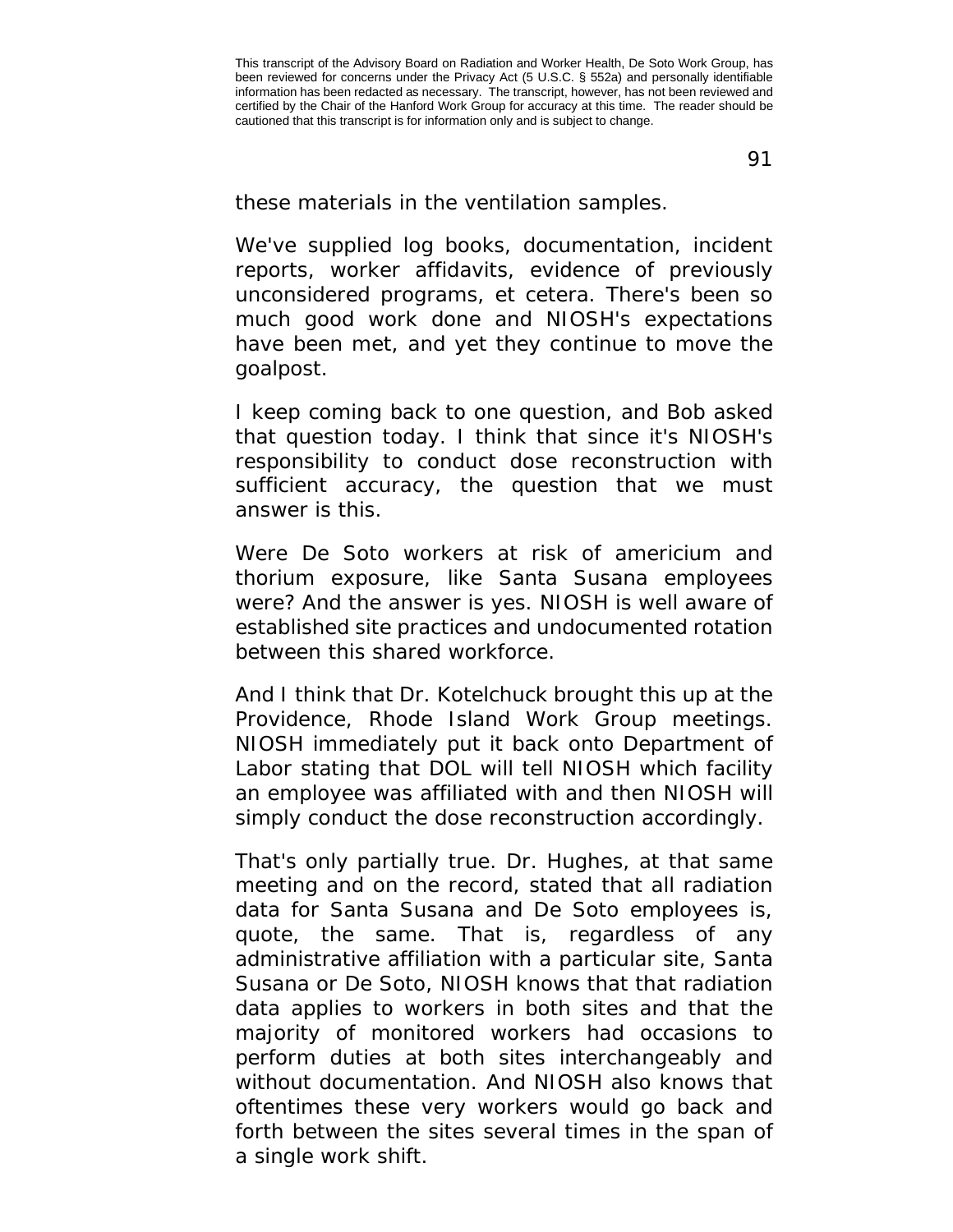This transcript of the Advisory Board on Radiation and Worker Health, De Soto Work Group, has been reviewed for concerns under the Privacy Act (5 U.S.C. § 552a) and personally identifiable information has been redacted as necessary. The transcript, however, has not been reviewed and certified by the Chair of the Hanford Work Group for accuracy at this time. The reader should be cautioned that this transcript is for information only and is subject to change.

these materials in the ventilation samples.

We've supplied log books, documentation, incident reports, worker affidavits, evidence of previously unconsidered programs, et cetera. There's been so much good work done and NIOSH's expectations have been met, and yet they continue to move the goalpost.

I keep coming back to one question, and Bob asked that question today. I think that since it's NIOSH's responsibility to conduct dose reconstruction with sufficient accuracy, the question that we must answer is this.

Were De Soto workers at risk of americium and thorium exposure, like Santa Susana employees were? And the answer is yes. NIOSH is well aware of established site practices and undocumented rotation between this shared workforce.

And I think that Dr. Kotelchuck brought this up at the Providence, Rhode Island Work Group meetings. NIOSH immediately put it back onto Department of Labor stating that DOL will tell NIOSH which facility an employee was affiliated with and then NIOSH will simply conduct the dose reconstruction accordingly.

That's only partially true. Dr. Hughes, at that same meeting and on the record, stated that all radiation data for Santa Susana and De Soto employees is, quote, the same. That is, regardless of any administrative affiliation with a particular site, Santa Susana or De Soto, NIOSH knows that that radiation data applies to workers in both sites and that the majority of monitored workers had occasions to perform duties at both sites interchangeably and without documentation. And NIOSH also knows that oftentimes these very workers would go back and forth between the sites several times in the span of a single work shift.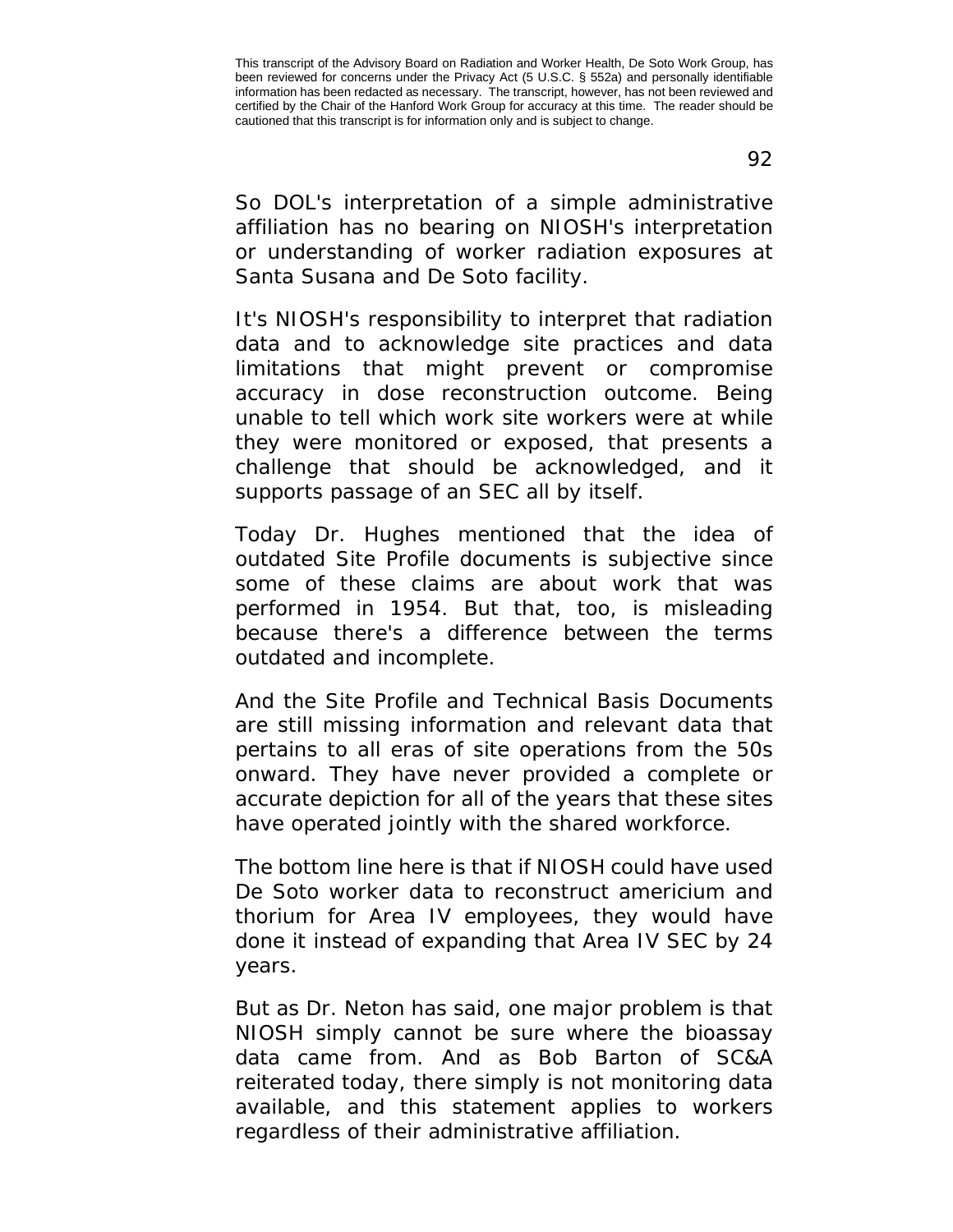So DOL's interpretation of a simple administrative affiliation has no bearing on NIOSH's interpretation or understanding of worker radiation exposures at Santa Susana and De Soto facility.

It's NIOSH's responsibility to interpret that radiation data and to acknowledge site practices and data limitations that might prevent or compromise accuracy in dose reconstruction outcome. Being unable to tell which work site workers were at while they were monitored or exposed, that presents a challenge that should be acknowledged, and it supports passage of an SEC all by itself.

Today Dr. Hughes mentioned that the idea of outdated Site Profile documents is subjective since some of these claims are about work that was performed in 1954. But that, too, is misleading because there's a difference between the terms outdated and incomplete.

And the Site Profile and Technical Basis Documents are still missing information and relevant data that pertains to all eras of site operations from the 50s onward. They have never provided a complete or accurate depiction for all of the years that these sites have operated jointly with the shared workforce.

The bottom line here is that if NIOSH could have used De Soto worker data to reconstruct americium and thorium for Area IV employees, they would have done it instead of expanding that Area IV SEC by 24 years.

But as Dr. Neton has said, one major problem is that NIOSH simply cannot be sure where the bioassay data came from. And as Bob Barton of SC&A reiterated today, there simply is not monitoring data available, and this statement applies to workers regardless of their administrative affiliation.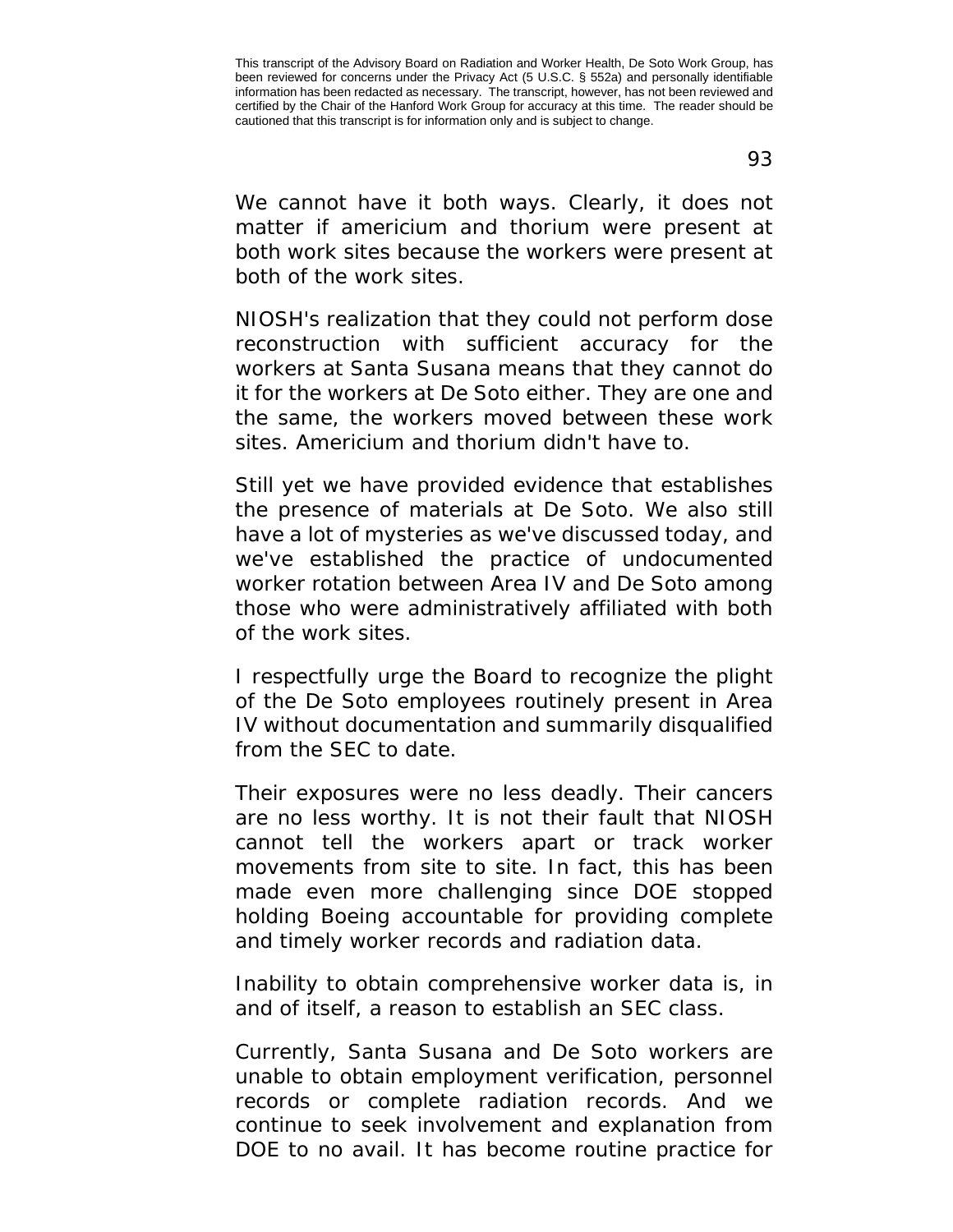We cannot have it both ways. Clearly, it does not matter if americium and thorium were present at both work sites because the workers were present at both of the work sites.

NIOSH's realization that they could not perform dose reconstruction with sufficient accuracy for the workers at Santa Susana means that they cannot do it for the workers at De Soto either. They are one and the same, the workers moved between these work sites. Americium and thorium didn't have to.

Still yet we have provided evidence that establishes the presence of materials at De Soto. We also still have a lot of mysteries as we've discussed today, and we've established the practice of undocumented worker rotation between Area IV and De Soto among those who were administratively affiliated with both of the work sites.

I respectfully urge the Board to recognize the plight of the De Soto employees routinely present in Area IV without documentation and summarily disqualified from the SEC to date.

Their exposures were no less deadly. Their cancers are no less worthy. It is not their fault that NIOSH cannot tell the workers apart or track worker movements from site to site. In fact, this has been made even more challenging since DOE stopped holding Boeing accountable for providing complete and timely worker records and radiation data.

Inability to obtain comprehensive worker data is, in and of itself, a reason to establish an SEC class.

Currently, Santa Susana and De Soto workers are unable to obtain employment verification, personnel records or complete radiation records. And we continue to seek involvement and explanation from DOE to no avail. It has become routine practice for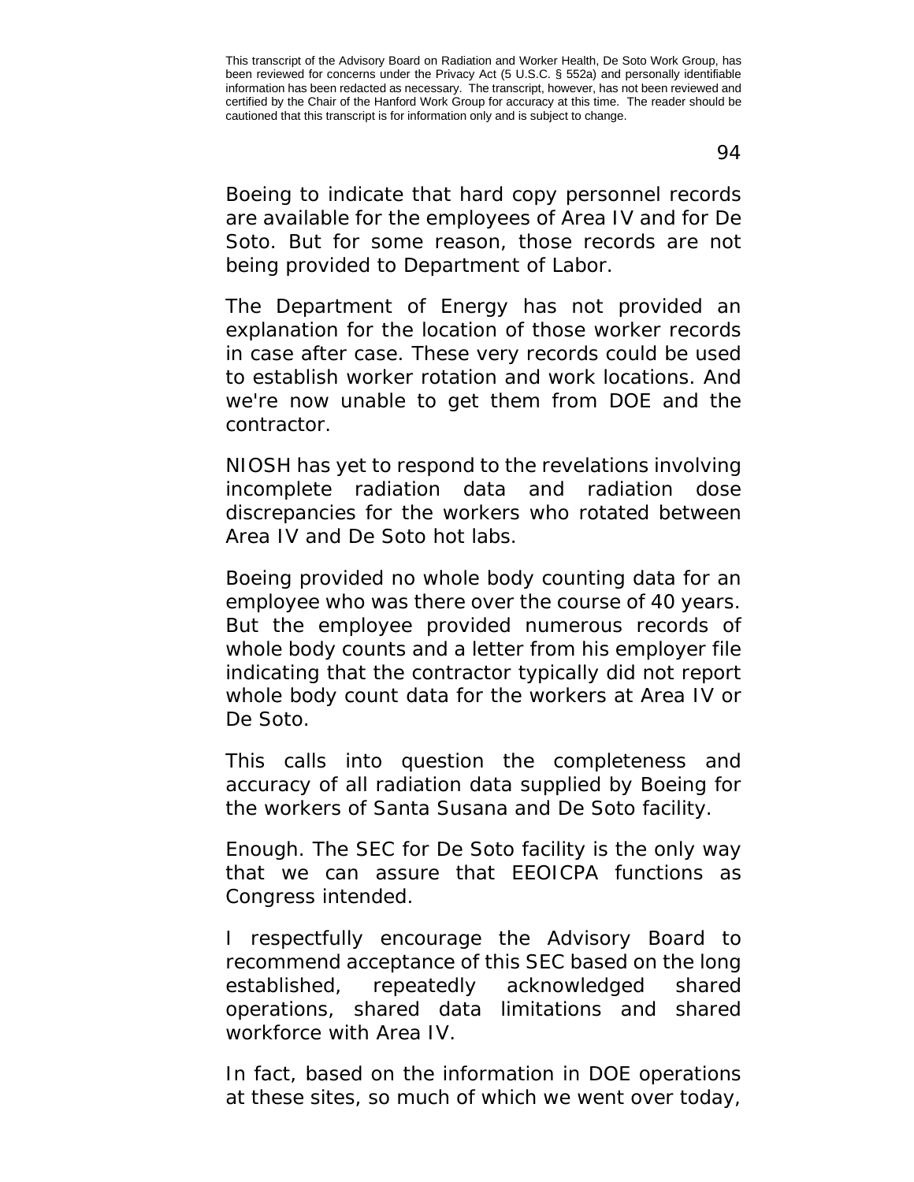Boeing to indicate that hard copy personnel records are available for the employees of Area IV and for De Soto. But for some reason, those records are not being provided to Department of Labor.

The Department of Energy has not provided an explanation for the location of those worker records in case after case. These very records could be used to establish worker rotation and work locations. And we're now unable to get them from DOE and the contractor.

NIOSH has yet to respond to the revelations involving incomplete radiation data and radiation dose discrepancies for the workers who rotated between Area IV and De Soto hot labs.

Boeing provided no whole body counting data for an employee who was there over the course of 40 years. But the employee provided numerous records of whole body counts and a letter from his employer file indicating that the contractor typically did not report whole body count data for the workers at Area IV or De Soto.

This calls into question the completeness and accuracy of all radiation data supplied by Boeing for the workers of Santa Susana and De Soto facility.

Enough. The SEC for De Soto facility is the only way that we can assure that EEOICPA functions as Congress intended.

I respectfully encourage the Advisory Board to recommend acceptance of this SEC based on the long established, repeatedly acknowledged shared operations, shared data limitations and shared workforce with Area IV.

In fact, based on the information in DOE operations at these sites, so much of which we went over today,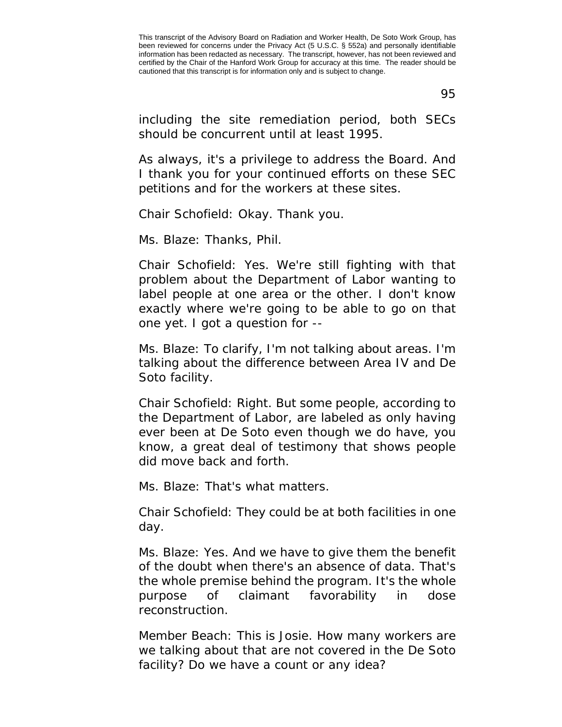including the site remediation period, both SECs should be concurrent until at least 1995.

As always, it's a privilege to address the Board. And I thank you for your continued efforts on these SEC petitions and for the workers at these sites.

Chair Schofield: Okay. Thank you.

Ms. Blaze: Thanks, Phil.

Chair Schofield: Yes. We're still fighting with that problem about the Department of Labor wanting to label people at one area or the other. I don't know exactly where we're going to be able to go on that one yet. I got a question for --

Ms. Blaze: To clarify, I'm not talking about areas. I'm talking about the difference between Area IV and De Soto facility.

Chair Schofield: Right. But some people, according to the Department of Labor, are labeled as only having ever been at De Soto even though we do have, you know, a great deal of testimony that shows people did move back and forth.

Ms. Blaze: That's what matters.

Chair Schofield: They could be at both facilities in one day.

Ms. Blaze: Yes. And we have to give them the benefit of the doubt when there's an absence of data. That's the whole premise behind the program. It's the whole purpose of claimant favorability in dose reconstruction.

Member Beach: This is Josie. How many workers are we talking about that are not covered in the De Soto facility? Do we have a count or any idea?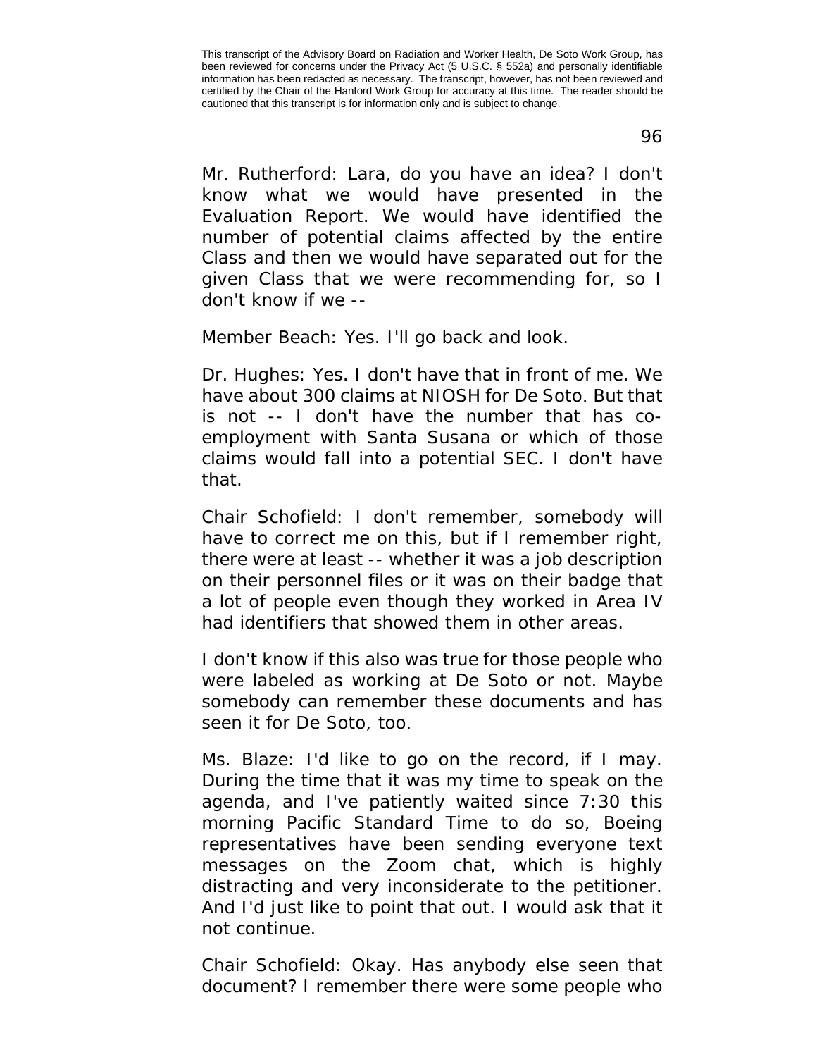Mr. Rutherford: Lara, do you have an idea? I don't know what we would have presented in the Evaluation Report. We would have identified the number of potential claims affected by the entire Class and then we would have separated out for the given Class that we were recommending for, so I don't know if we --

Member Beach: Yes. I'll go back and look.

Dr. Hughes: Yes. I don't have that in front of me. We have about 300 claims at NIOSH for De Soto. But that is not -- I don't have the number that has co-employment with Santa Susana or which of those claims would fall into a potential SEC. I don't have that.

Chair Schofield: I don't remember, somebody will have to correct me on this, but if I remember right, there were at least -- whether it was a job description on their personnel files or it was on their badge that a lot of people even though they worked in Area IV had identifiers that showed them in other areas.

I don't know if this also was true for those people who were labeled as working at De Soto or not. Maybe somebody can remember these documents and has seen it for De Soto, too.

Ms. Blaze: I'd like to go on the record, if I may. During the time that it was my time to speak on the agenda, and I've patiently waited since 7:30 this morning Pacific Standard Time to do so, Boeing representatives have been sending everyone text messages on the Zoom chat, which is highly distracting and very inconsiderate to the petitioner. And I'd just like to point that out. I would ask that it not continue.

Chair Schofield: Okay. Has anybody else seen that document? I remember there were some people who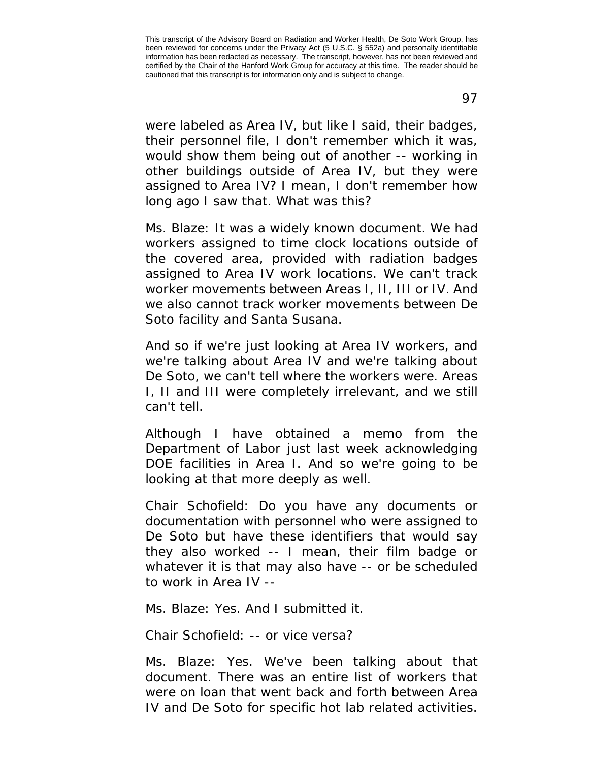were labeled as Area IV, but like I said, their badges, their personnel file, I don't remember which it was, would show them being out of another -- working in other buildings outside of Area IV, but they were assigned to Area IV? I mean, I don't remember how long ago I saw that. What was this?

Ms. Blaze: It was a widely known document. We had workers assigned to time clock locations outside of the covered area, provided with radiation badges assigned to Area IV work locations. We can't track worker movements between Areas I, II, III or IV. And we also cannot track worker movements between De Soto facility and Santa Susana.

And so if we're just looking at Area IV workers, and we're talking about Area IV and we're talking about De Soto, we can't tell where the workers were. Areas I, II and III were completely irrelevant, and we still can't tell.

Although I have obtained a memo from the Department of Labor just last week acknowledging DOE facilities in Area I. And so we're going to be looking at that more deeply as well.

Chair Schofield: Do you have any documents or documentation with personnel who were assigned to De Soto but have these identifiers that would say they also worked -- I mean, their film badge or whatever it is that may also have -- or be scheduled to work in Area IV --

Ms. Blaze: Yes. And I submitted it.

Chair Schofield: -- or vice versa?

Ms. Blaze: Yes. We've been talking about that document. There was an entire list of workers that were on loan that went back and forth between Area IV and De Soto for specific hot lab related activities.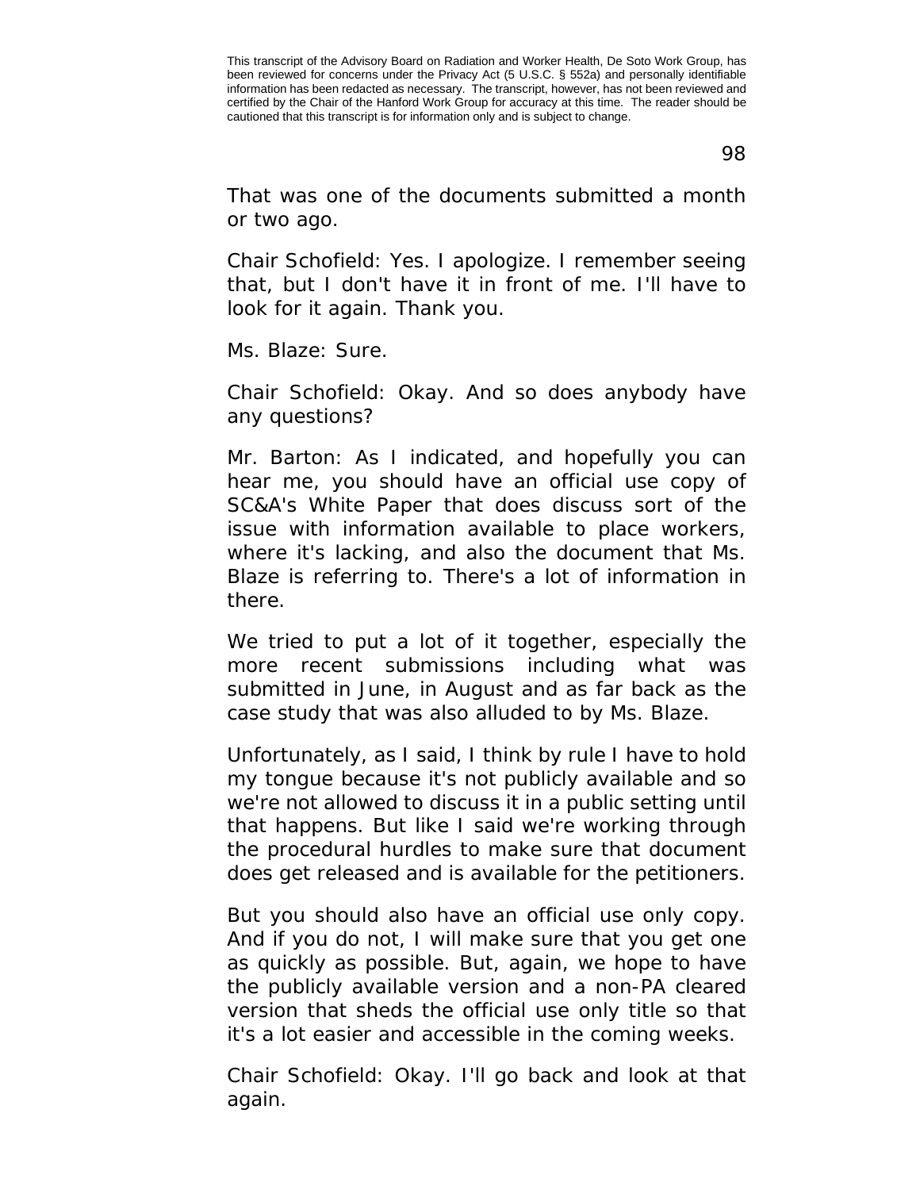That was one of the documents submitted a month or two ago.

Chair Schofield: Yes. I apologize. I remember seeing that, but I don't have it in front of me. I'll have to look for it again. Thank you.

Ms. Blaze: Sure.

Chair Schofield: Okay. And so does anybody have any questions?

Mr. Barton: As I indicated, and hopefully you can hear me, you should have an official use copy of SC&A's White Paper that does discuss sort of the issue with information available to place workers, where it's lacking, and also the document that Ms. Blaze is referring to. There's a lot of information in there.

We tried to put a lot of it together, especially the more recent submissions including what was submitted in June, in August and as far back as the case study that was also alluded to by Ms. Blaze.

Unfortunately, as I said, I think by rule I have to hold my tongue because it's not publicly available and so we're not allowed to discuss it in a public setting until that happens. But like I said we're working through the procedural hurdles to make sure that document does get released and is available for the petitioners.

But you should also have an official use only copy. And if you do not, I will make sure that you get one as quickly as possible. But, again, we hope to have the publicly available version and a non-PA cleared version that sheds the official use only title so that it's a lot easier and accessible in the coming weeks.

Chair Schofield: Okay. I'll go back and look at that again.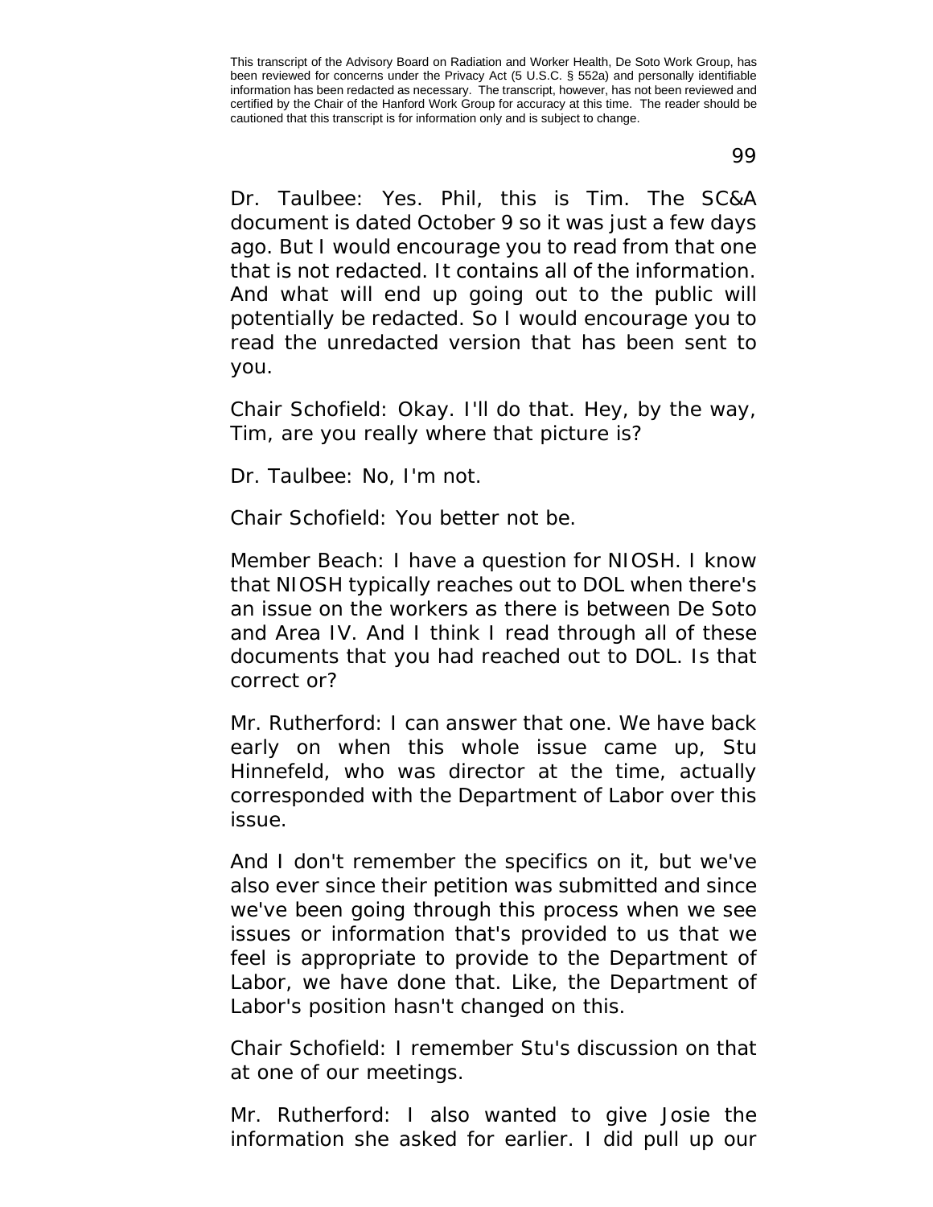Dr. Taulbee: Yes. Phil, this is Tim. The SC&A document is dated October 9 so it was just a few days ago. But I would encourage you to read from that one that is not redacted. It contains all of the information. And what will end up going out to the public will potentially be redacted. So I would encourage you to read the unredacted version that has been sent to you.

Chair Schofield: Okay. I'll do that. Hey, by the way, Tim, are you really where that picture is?

Dr. Taulbee: No, I'm not.

Chair Schofield: You better not be.

Member Beach: I have a question for NIOSH. I know that NIOSH typically reaches out to DOL when there's an issue on the workers as there is between De Soto and Area IV. And I think I read through all of these documents that you had reached out to DOL. Is that correct or?

Mr. Rutherford: I can answer that one. We have back early on when this whole issue came up, Stu Hinnefeld, who was director at the time, actually corresponded with the Department of Labor over this issue.

And I don't remember the specifics on it, but we've also ever since their petition was submitted and since we've been going through this process when we see issues or information that's provided to us that we feel is appropriate to provide to the Department of Labor, we have done that. Like, the Department of Labor's position hasn't changed on this.

Chair Schofield: I remember Stu's discussion on that at one of our meetings.

Mr. Rutherford: I also wanted to give Josie the information she asked for earlier. I did pull up our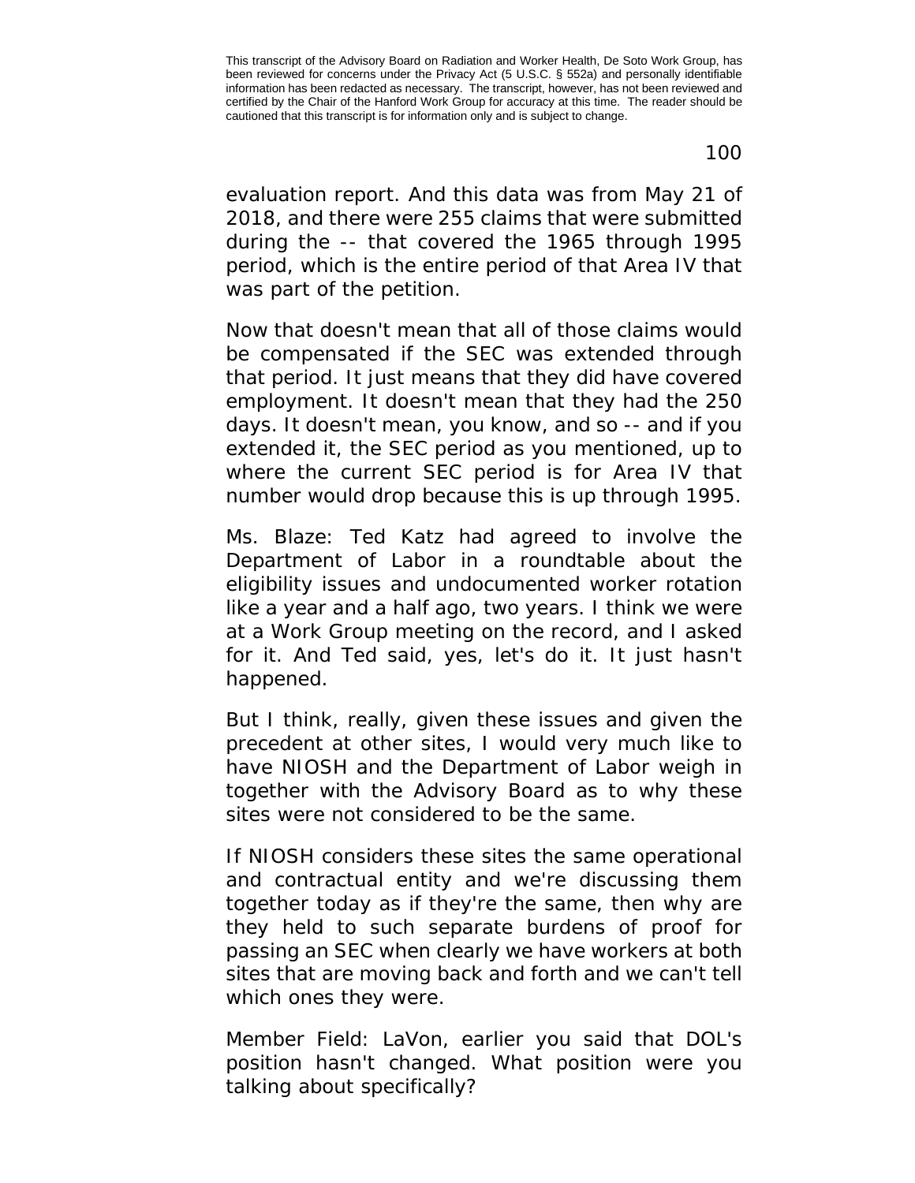evaluation report. And this data was from May 21 of 2018, and there were 255 claims that were submitted during the -- that covered the 1965 through 1995 period, which is the entire period of that Area IV that was part of the petition.

Now that doesn't mean that all of those claims would be compensated if the SEC was extended through that period. It just means that they did have covered employment. It doesn't mean that they had the 250 days. It doesn't mean, you know, and so -- and if you extended it, the SEC period as you mentioned, up to where the current SEC period is for Area IV that number would drop because this is up through 1995.

Ms. Blaze: Ted Katz had agreed to involve the Department of Labor in a roundtable about the eligibility issues and undocumented worker rotation like a year and a half ago, two years. I think we were at a Work Group meeting on the record, and I asked for it. And Ted said, yes, let's do it. It just hasn't happened.

But I think, really, given these issues and given the precedent at other sites, I would very much like to have NIOSH and the Department of Labor weigh in together with the Advisory Board as to why these sites were not considered to be the same.

If NIOSH considers these sites the same operational and contractual entity and we're discussing them together today as if they're the same, then why are they held to such separate burdens of proof for passing an SEC when clearly we have workers at both sites that are moving back and forth and we can't tell which ones they were.

Member Field: LaVon, earlier you said that DOL's position hasn't changed. What position were you talking about specifically?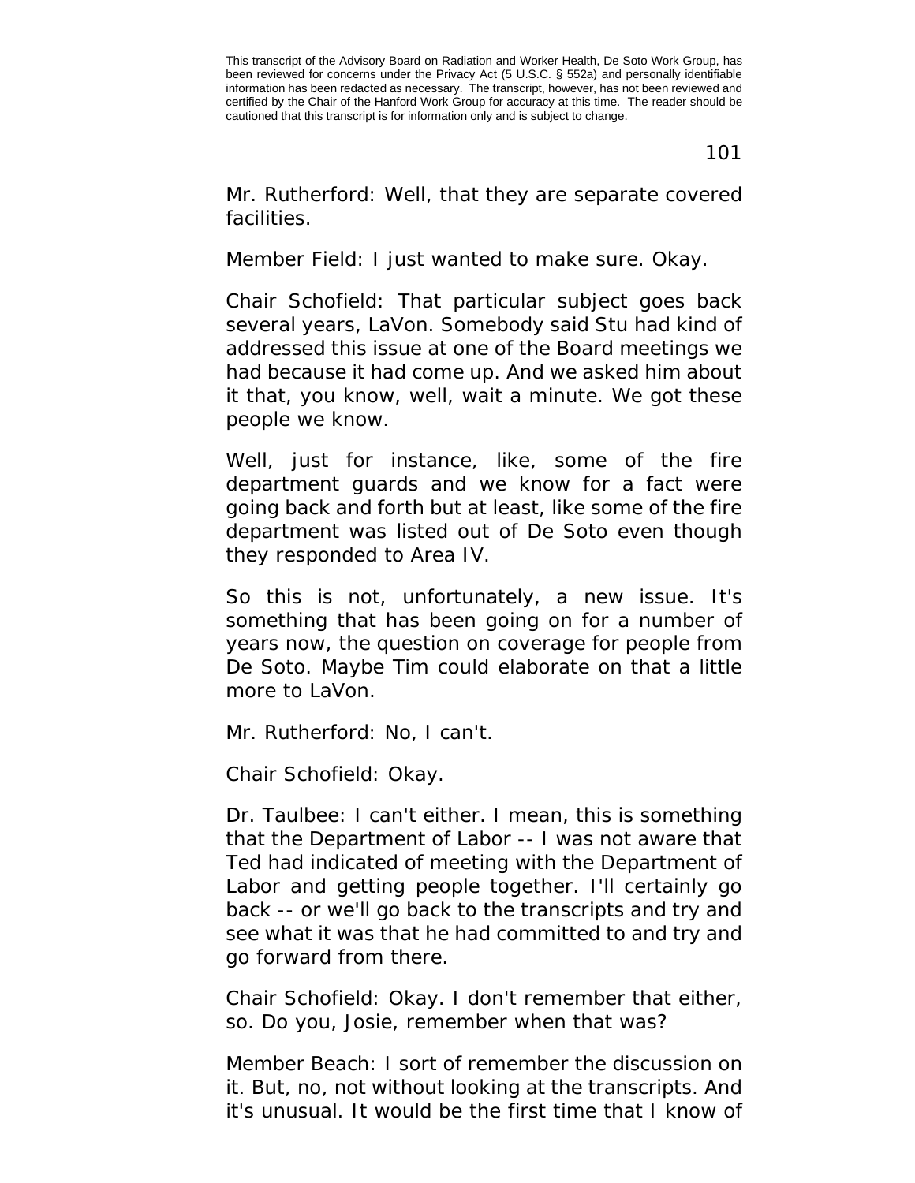Mr. Rutherford: Well, that they are separate covered facilities.

Member Field: I just wanted to make sure. Okay.

Chair Schofield: That particular subject goes back several years, LaVon. Somebody said Stu had kind of addressed this issue at one of the Board meetings we had because it had come up. And we asked him about it that, you know, well, wait a minute. We got these people we know.

Well, just for instance, like, some of the fire department guards and we know for a fact were going back and forth but at least, like some of the fire department was listed out of De Soto even though they responded to Area IV.

So this is not, unfortunately, a new issue. It's something that has been going on for a number of years now, the question on coverage for people from De Soto. Maybe Tim could elaborate on that a little more to LaVon.

Mr. Rutherford: No, I can't.

Chair Schofield: Okay.

Dr. Taulbee: I can't either. I mean, this is something that the Department of Labor -- I was not aware that Ted had indicated of meeting with the Department of Labor and getting people together. I'll certainly go back -- or we'll go back to the transcripts and try and see what it was that he had committed to and try and go forward from there.

Chair Schofield: Okay. I don't remember that either, so. Do you, Josie, remember when that was?

Member Beach: I sort of remember the discussion on it. But, no, not without looking at the transcripts. And it's unusual. It would be the first time that I know of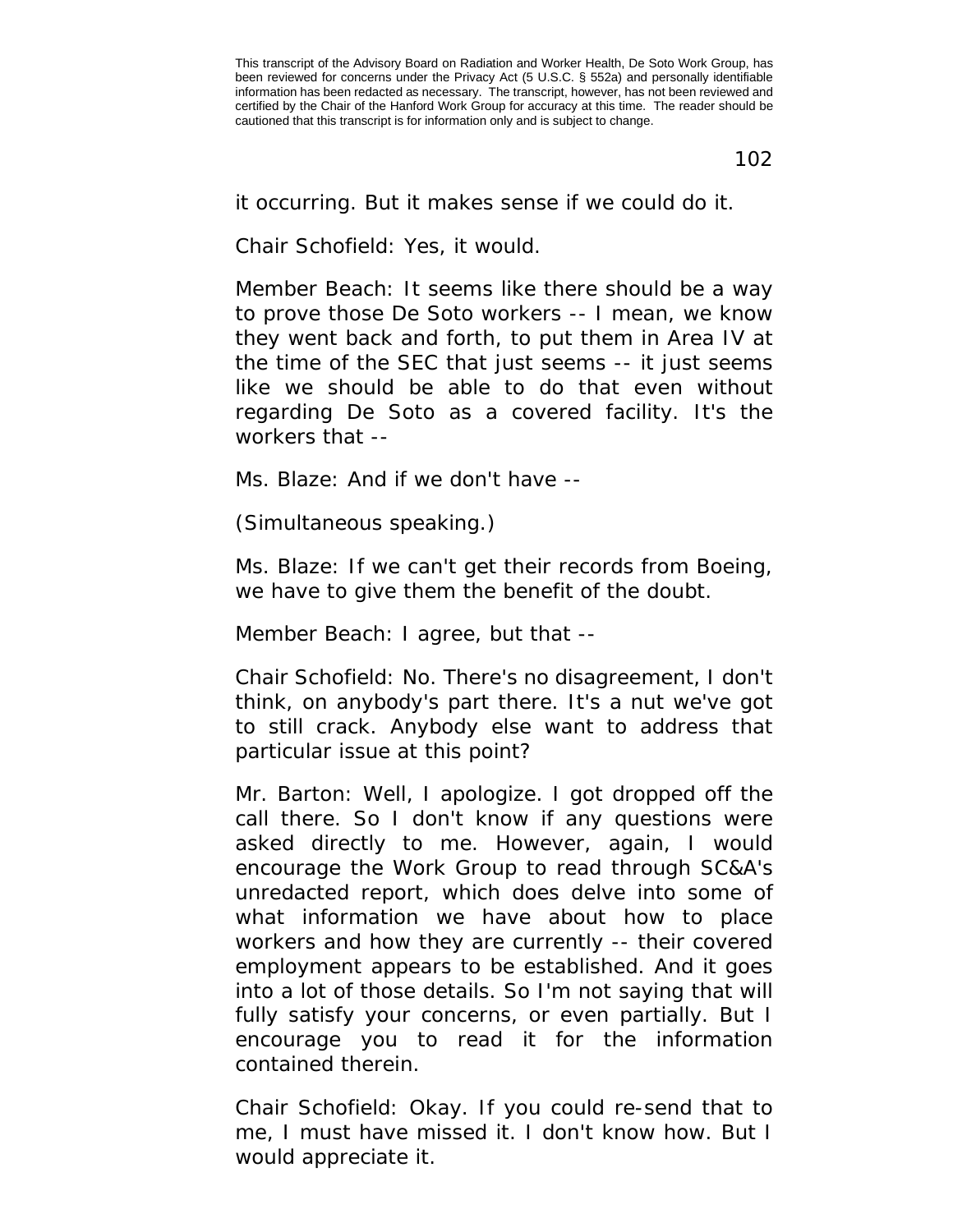it occurring. But it makes sense if we could do it.

Chair Schofield: Yes, it would.

Member Beach: It seems like there should be a way to prove those De Soto workers -- I mean, we know they went back and forth, to put them in Area IV at the time of the SEC that just seems -- it just seems like we should be able to do that even without regarding De Soto as a covered facility. It's the workers that --

Ms. Blaze: And if we don't have --

(Simultaneous speaking.)

Ms. Blaze: If we can't get their records from Boeing, we have to give them the benefit of the doubt.

Member Beach: I agree, but that --

Chair Schofield: No. There's no disagreement, I don't think, on anybody's part there. It's a nut we've got to still crack. Anybody else want to address that particular issue at this point?

Mr. Barton: Well, I apologize. I got dropped off the call there. So I don't know if any questions were asked directly to me. However, again, I would encourage the Work Group to read through SC&A's unredacted report, which does delve into some of what information we have about how to place workers and how they are currently -- their covered employment appears to be established. And it goes into a lot of those details. So I'm not saying that will fully satisfy your concerns, or even partially. But I encourage you to read it for the information contained therein.

Chair Schofield: Okay. If you could re-send that to me, I must have missed it. I don't know how. But I would appreciate it.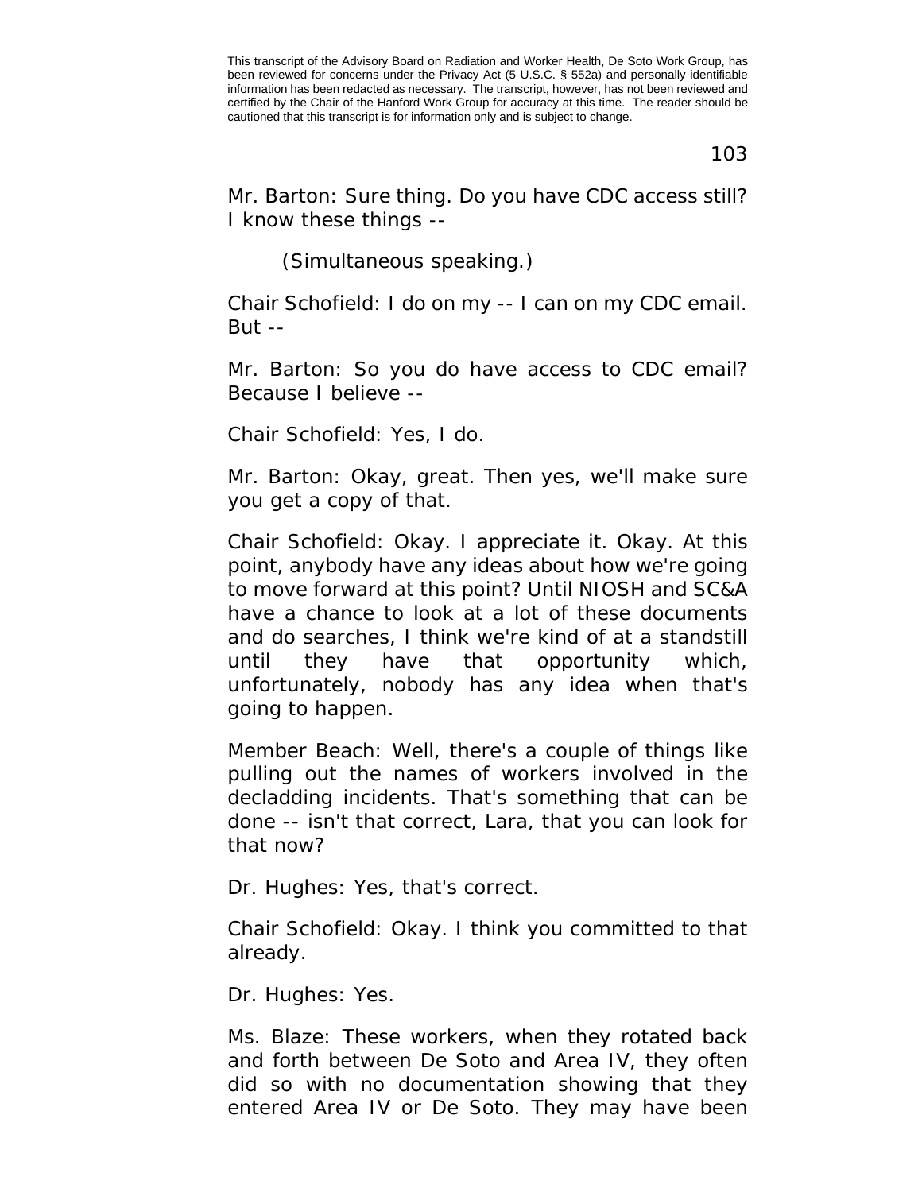Mr. Barton: Sure thing. Do you have CDC access still? I know these things --

(Simultaneous speaking.)

Chair Schofield: I do on my -- I can on my CDC email. But --

Mr. Barton: So you do have access to CDC email? Because I believe --

Chair Schofield: Yes, I do.

Mr. Barton: Okay, great. Then yes, we'll make sure you get a copy of that.

Chair Schofield: Okay. I appreciate it. Okay. At this point, anybody have any ideas about how we're going to move forward at this point? Until NIOSH and SC&A have a chance to look at a lot of these documents and do searches, I think we're kind of at a standstill until they have that opportunity which, unfortunately, nobody has any idea when that's going to happen.

Member Beach: Well, there's a couple of things like pulling out the names of workers involved in the decladding incidents. That's something that can be done -- isn't that correct, Lara, that you can look for that now?

Dr. Hughes: Yes, that's correct.

Chair Schofield: Okay. I think you committed to that already.

Dr. Hughes: Yes.

Ms. Blaze: These workers, when they rotated back and forth between De Soto and Area IV, they often did so with no documentation showing that they entered Area IV or De Soto. They may have been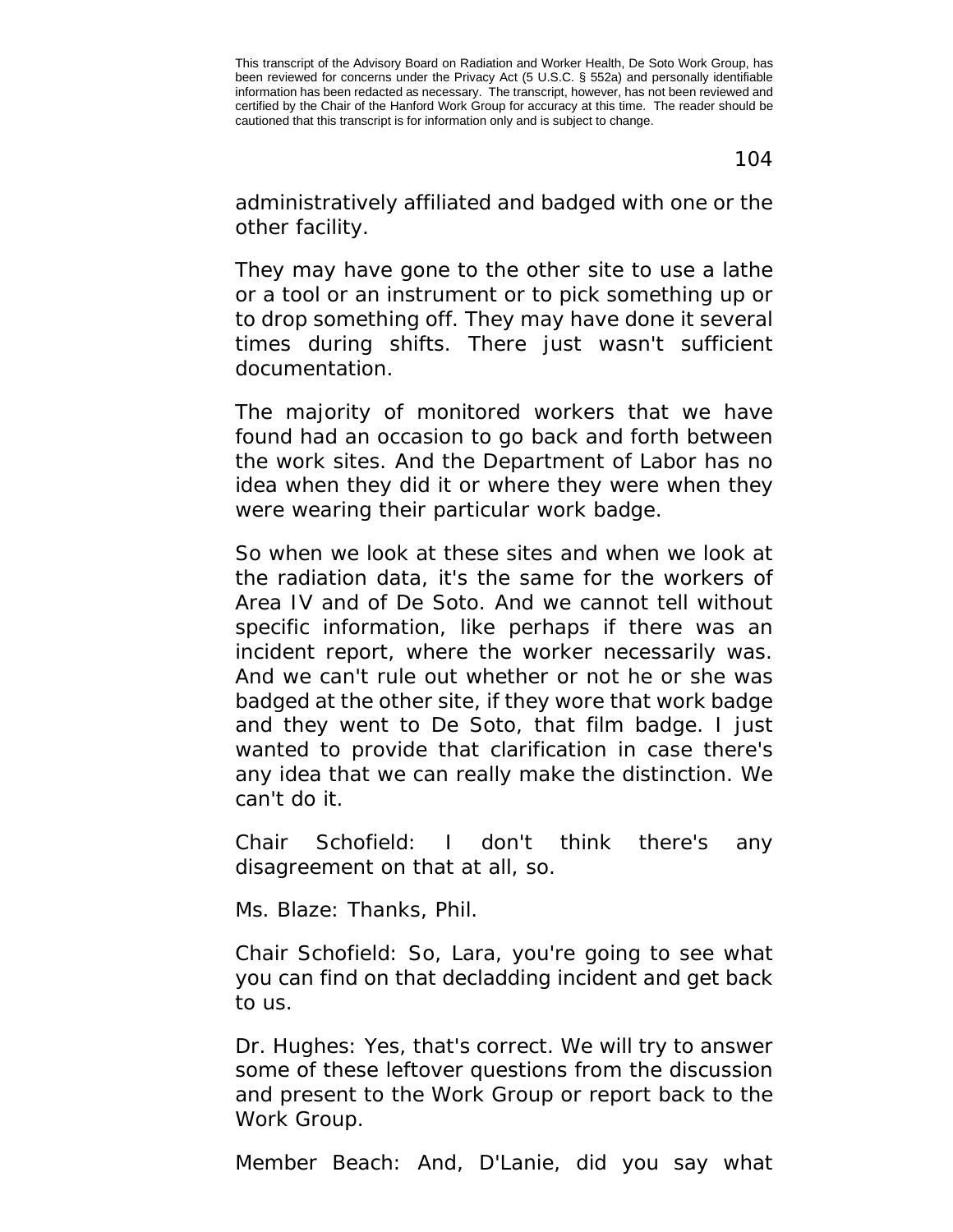administratively affiliated and badged with one or the other facility.

They may have gone to the other site to use a lathe or a tool or an instrument or to pick something up or to drop something off. They may have done it several times during shifts. There just wasn't sufficient documentation.

The majority of monitored workers that we have found had an occasion to go back and forth between the work sites. And the Department of Labor has no idea when they did it or where they were when they were wearing their particular work badge.

So when we look at these sites and when we look at the radiation data, it's the same for the workers of Area IV and of De Soto. And we cannot tell without specific information, like perhaps if there was an incident report, where the worker necessarily was. And we can't rule out whether or not he or she was badged at the other site, if they wore that work badge and they went to De Soto, that film badge. I just wanted to provide that clarification in case there's any idea that we can really make the distinction. We can't do it.

Chair Schofield: I don't think there's any disagreement on that at all, so.

Ms. Blaze: Thanks, Phil.

Chair Schofield: So, Lara, you're going to see what you can find on that decladding incident and get back to us.

Dr. Hughes: Yes, that's correct. We will try to answer some of these leftover questions from the discussion and present to the Work Group or report back to the Work Group.

Member Beach: And, D'Lanie, did you say what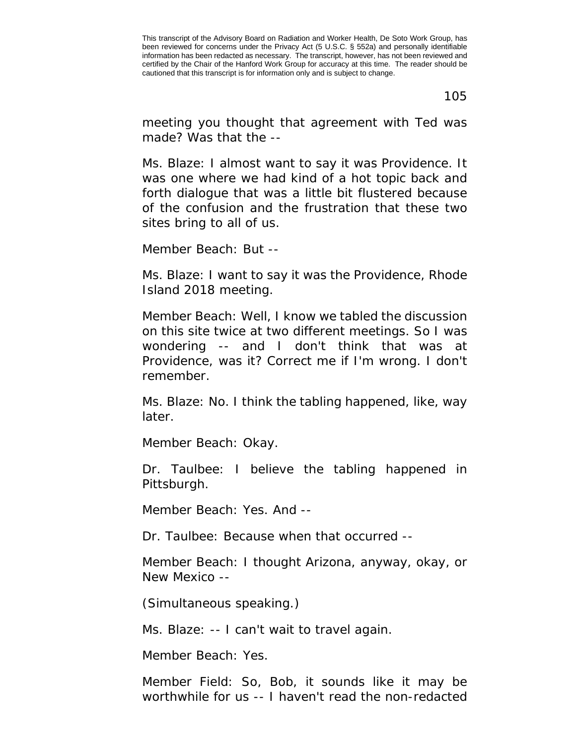meeting you thought that agreement with Ted was made? Was that the --

Ms. Blaze: I almost want to say it was Providence. It was one where we had kind of a hot topic back and forth dialogue that was a little bit flustered because of the confusion and the frustration that these two sites bring to all of us.

Member Beach: But --

Ms. Blaze: I want to say it was the Providence, Rhode Island 2018 meeting.

Member Beach: Well, I know we tabled the discussion on this site twice at two different meetings. So I was wondering -- and I don't think that was at Providence, was it? Correct me if I'm wrong. I don't remember.

Ms. Blaze: No. I think the tabling happened, like, way later.

Member Beach: Okay.

Dr. Taulbee: I believe the tabling happened in Pittsburgh.

Member Beach: Yes. And --

Dr. Taulbee: Because when that occurred --

Member Beach: I thought Arizona, anyway, okay, or New Mexico --

(Simultaneous speaking.)

Ms. Blaze: -- I can't wait to travel again.

Member Beach: Yes.

Member Field: So, Bob, it sounds like it may be worthwhile for us -- I haven't read the non-redacted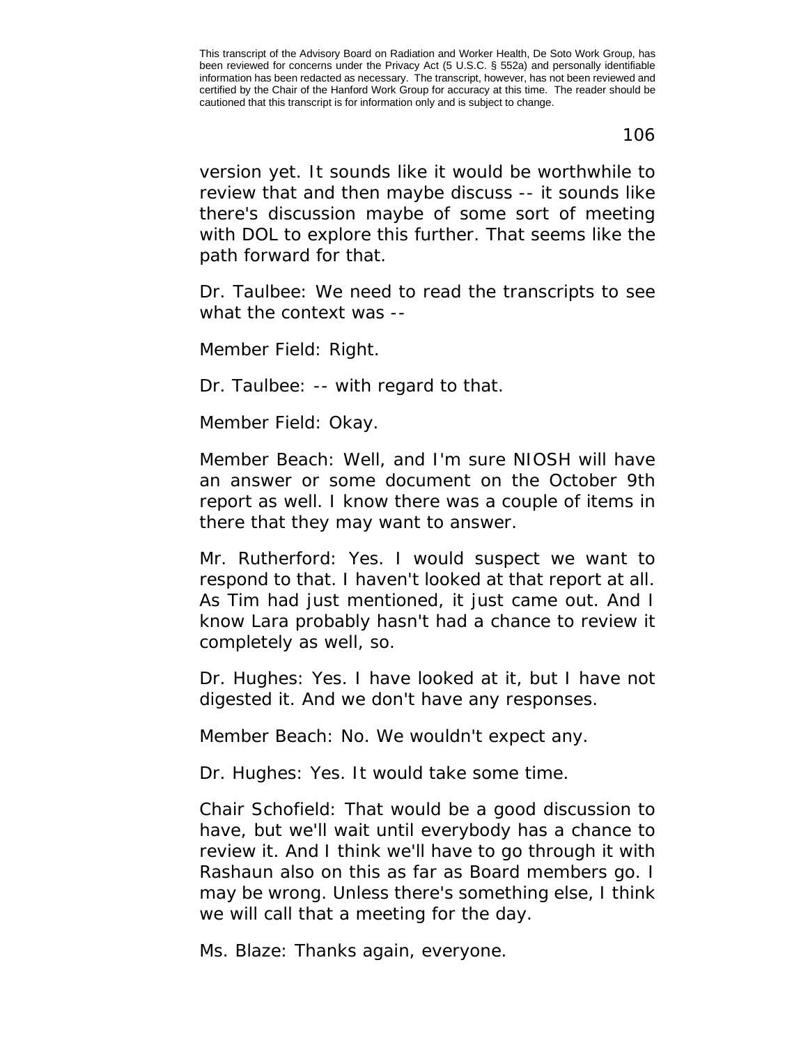version yet. It sounds like it would be worthwhile to review that and then maybe discuss -- it sounds like there's discussion maybe of some sort of meeting with DOL to explore this further. That seems like the path forward for that.

Dr. Taulbee: We need to read the transcripts to see what the context was --

Member Field: Right.

Dr. Taulbee: -- with regard to that.

Member Field: Okay.

Member Beach: Well, and I'm sure NIOSH will have an answer or some document on the October 9th report as well. I know there was a couple of items in there that they may want to answer.

Mr. Rutherford: Yes. I would suspect we want to respond to that. I haven't looked at that report at all. As Tim had just mentioned, it just came out. And I know Lara probably hasn't had a chance to review it completely as well, so.

Dr. Hughes: Yes. I have looked at it, but I have not digested it. And we don't have any responses.

Member Beach: No. We wouldn't expect any.

Dr. Hughes: Yes. It would take some time.

Chair Schofield: That would be a good discussion to have, but we'll wait until everybody has a chance to review it. And I think we'll have to go through it with Rashaun also on this as far as Board members go. I may be wrong. Unless there's something else, I think we will call that a meeting for the day.

Ms. Blaze: Thanks again, everyone.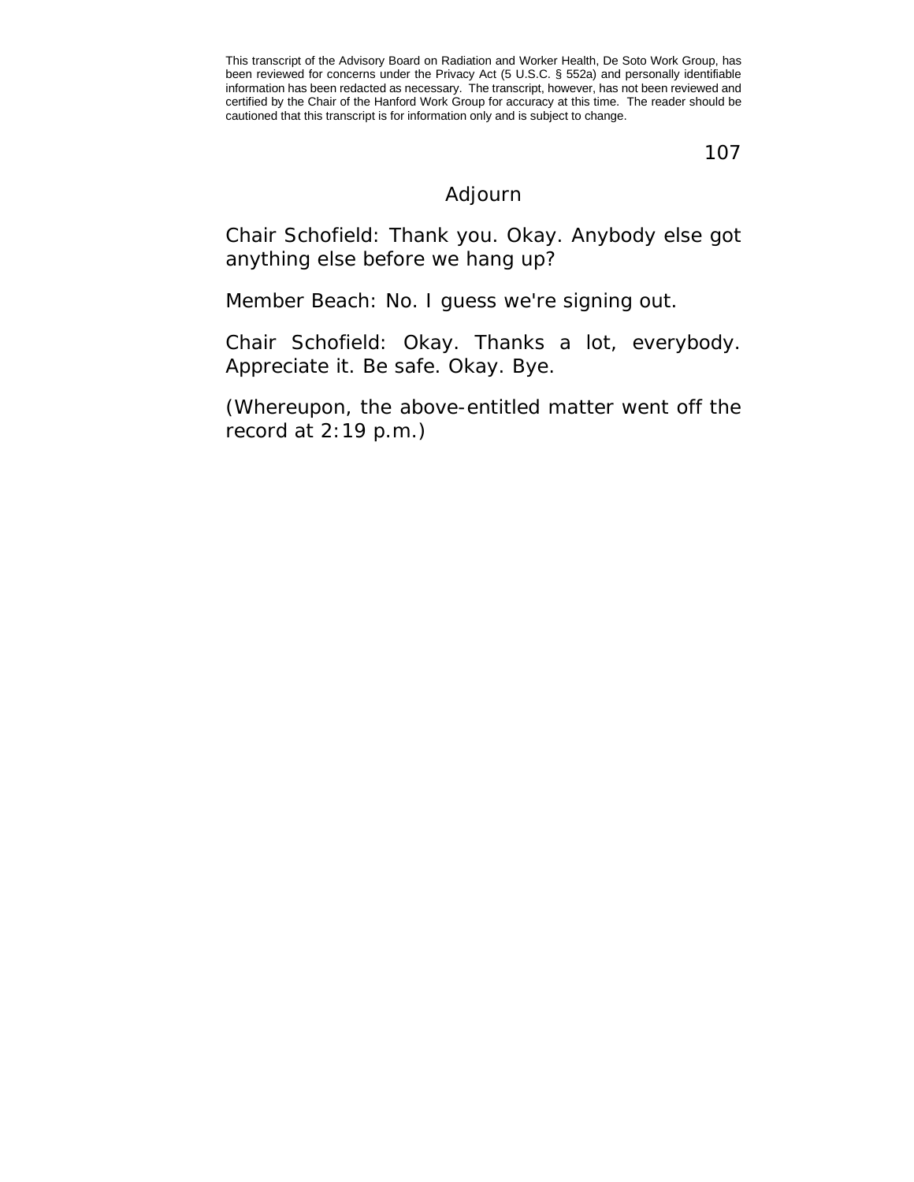## Adjourn

Chair Schofield: Thank you. Okay. Anybody else got anything else before we hang up?

Member Beach: No. I guess we're signing out.

Chair Schofield: Okay. Thanks a lot, everybody. Appreciate it. Be safe. Okay. Bye.

(Whereupon, the above-entitled matter went off the record at 2:19 p.m.)